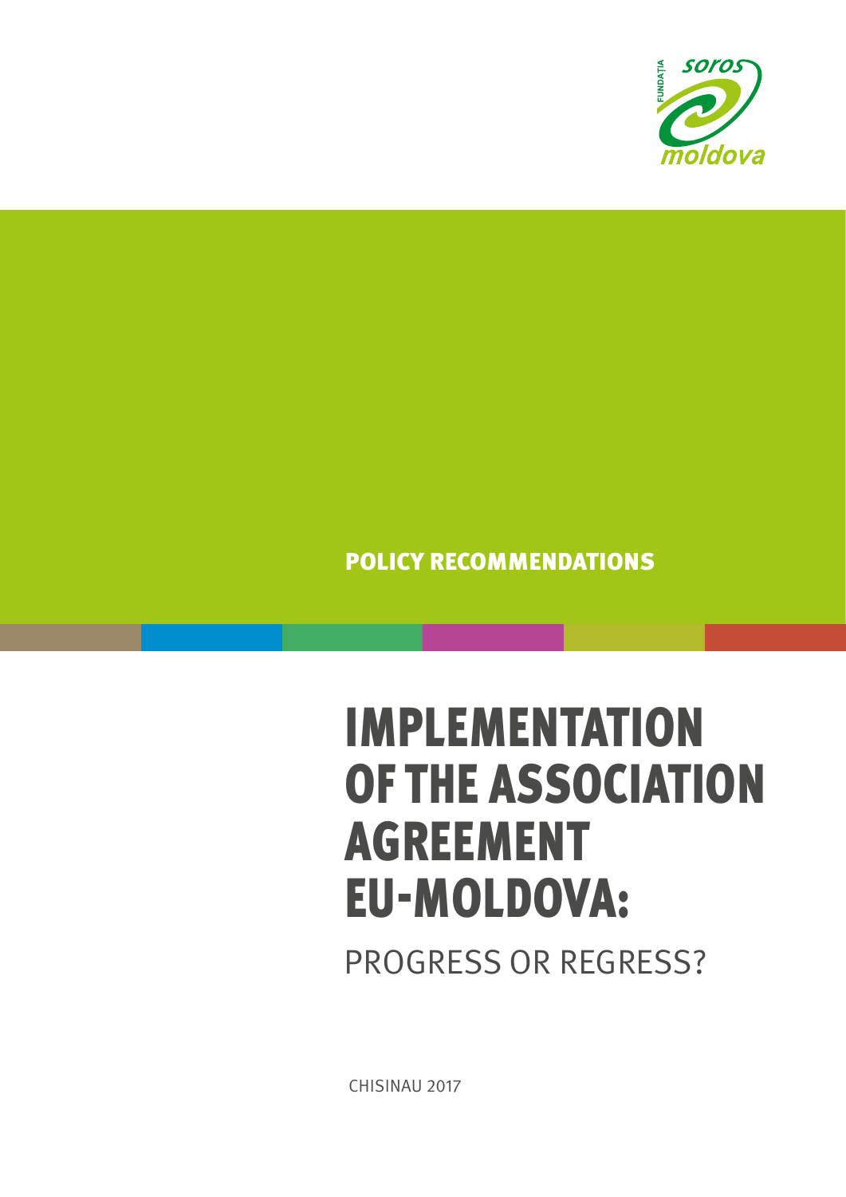FUNDAȚIA soros moldova

**POLICY RECOMMENDATIONS**

# IMPLEMENTATION OF THE ASSOCIATION AGREEMENT EU-MOLDOVA:

## PROGRESS OR REGRESS?

CHISINAU 2017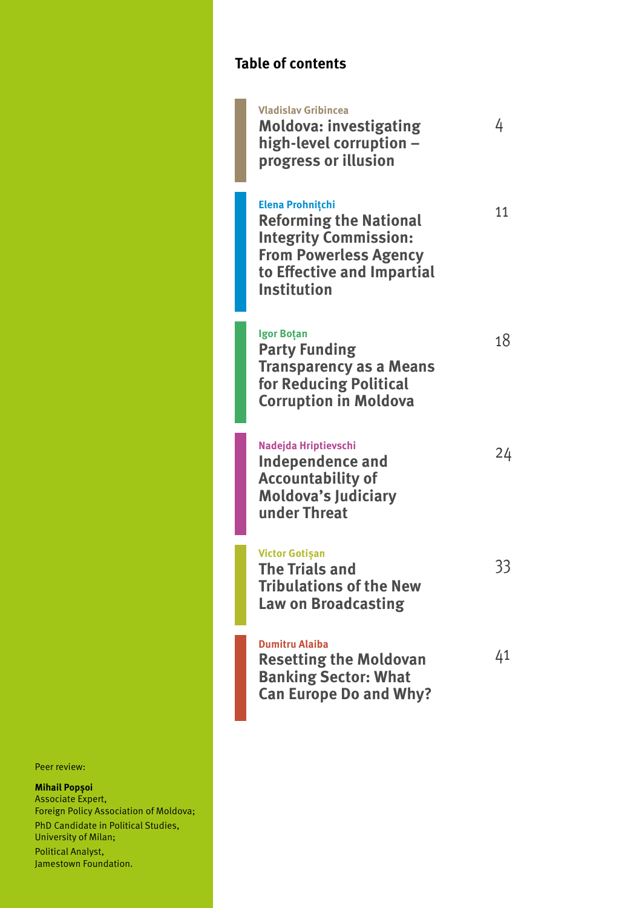## Table of contents

| | |
|---|---|
| **Vladislav Gribincea**<br>**Moldova: investigating high-level corruption – progress or illusion** | 4 |
| **Elena Prohnițchi**<br>**Reforming the National Integrity Commission: From Powerless Agency to Effective and Impartial Institution** | 11 |
| **Igor Boțan**<br>**Party Funding Transparency as a Means for Reducing Political Corruption in Moldova** | 18 |
| **Nadejda Hriptievschi**<br>**Independence and Accountability of Moldova's Judiciary under Threat** | 24 |
| **Victor Gotișan**<br>**The Trials and Tribulations of the New Law on Broadcasting** | 33 |
| **Dumitru Alaiba**<br>**Resetting the Moldovan Banking Sector: What Can Europe Do and Why?** | 41 |

Peer review:

**Mihail Popșoi**
Associate Expert,
Foreign Policy Association of Moldova;
PhD Candidate in Political Studies,
University of Milan;
Political Analyst,
Jamestown Foundation.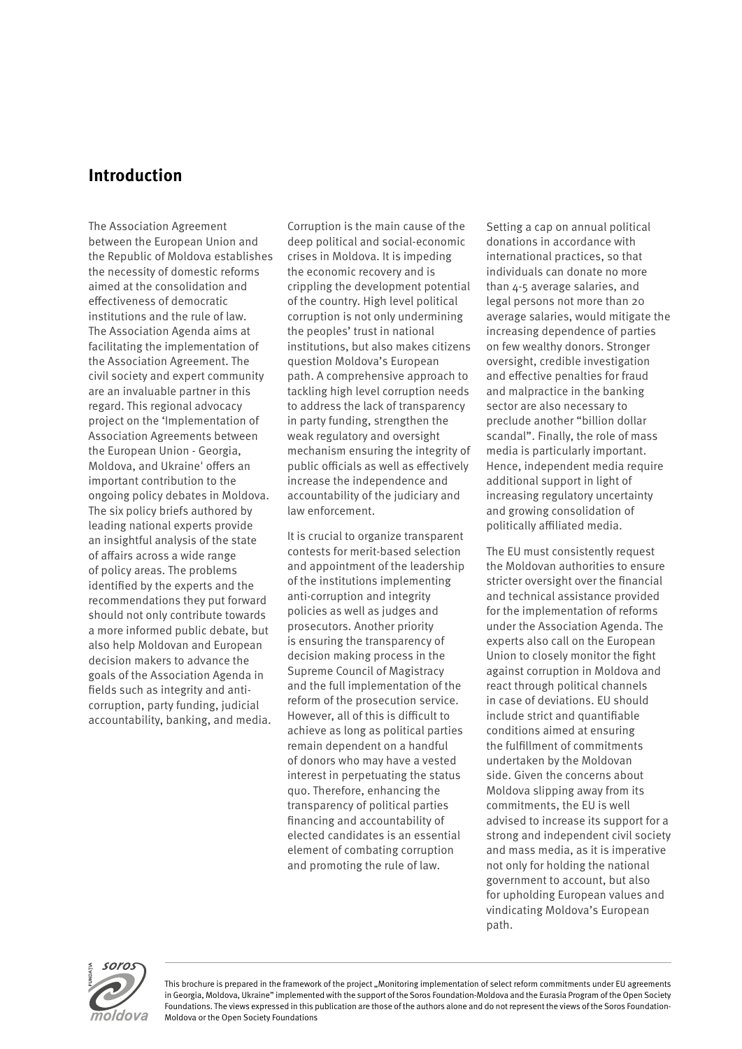## Introduction

The Association Agreement between the European Union and the Republic of Moldova establishes the necessity of domestic reforms aimed at the consolidation and effectiveness of democratic institutions and the rule of law. The Association Agenda aims at facilitating the implementation of the Association Agreement. The civil society and expert community are an invaluable partner in this regard. This regional advocacy project on the 'Implementation of Association Agreements between the European Union - Georgia, Moldova, and Ukraine' offers an important contribution to the ongoing policy debates in Moldova. The six policy briefs authored by leading national experts provide an insightful analysis of the state of affairs across a wide range of policy areas. The problems identified by the experts and the recommendations they put forward should not only contribute towards a more informed public debate, but also help Moldovan and European decision makers to advance the goals of the Association Agenda in fields such as integrity and anti-corruption, party funding, judicial accountability, banking, and media.

Corruption is the main cause of the deep political and social-economic crises in Moldova. It is impeding the economic recovery and is crippling the development potential of the country. High level political corruption is not only undermining the peoples' trust in national institutions, but also makes citizens question Moldova's European path. A comprehensive approach to tackling high level corruption needs to address the lack of transparency in party funding, strengthen the weak regulatory and oversight mechanism ensuring the integrity of public officials as well as effectively increase the independence and accountability of the judiciary and law enforcement.

It is crucial to organize transparent contests for merit-based selection and appointment of the leadership of the institutions implementing anti-corruption and integrity policies as well as judges and prosecutors. Another priority is ensuring the transparency of decision making process in the Supreme Council of Magistracy and the full implementation of the reform of the prosecution service. However, all of this is difficult to achieve as long as political parties remain dependent on a handful of donors who may have a vested interest in perpetuating the status quo. Therefore, enhancing the transparency of political parties financing and accountability of elected candidates is an essential element of combating corruption and promoting the rule of law.

Setting a cap on annual political donations in accordance with international practices, so that individuals can donate no more than 4-5 average salaries, and legal persons not more than 20 average salaries, would mitigate the increasing dependence of parties on few wealthy donors. Stronger oversight, credible investigation and effective penalties for fraud and malpractice in the banking sector are also necessary to preclude another "billion dollar scandal". Finally, the role of mass media is particularly important. Hence, independent media require additional support in light of increasing regulatory uncertainty and growing consolidation of politically affiliated media.

The EU must consistently request the Moldovan authorities to ensure stricter oversight over the financial and technical assistance provided for the implementation of reforms under the Association Agenda. The experts also call on the European Union to closely monitor the fight against corruption in Moldova and react through political channels in case of deviations. EU should include strict and quantifiable conditions aimed at ensuring the fulfillment of commitments undertaken by the Moldovan side. Given the concerns about Moldova slipping away from its commitments, the EU is well advised to increase its support for a strong and independent civil society and mass media, as it is imperative not only for holding the national government to account, but also for upholding European values and vindicating Moldova's European path.

This brochure is prepared in the framework of the project „Monitoring implementation of select reform commitments under EU agreements in Georgia, Moldova, Ukraine" implemented with the support of the Soros Foundation-Moldova and the Eurasia Program of the Open Society Foundations. The views expressed in this publication are those of the authors alone and do not represent the views of the Soros Foundation-Moldova or the Open Society Foundations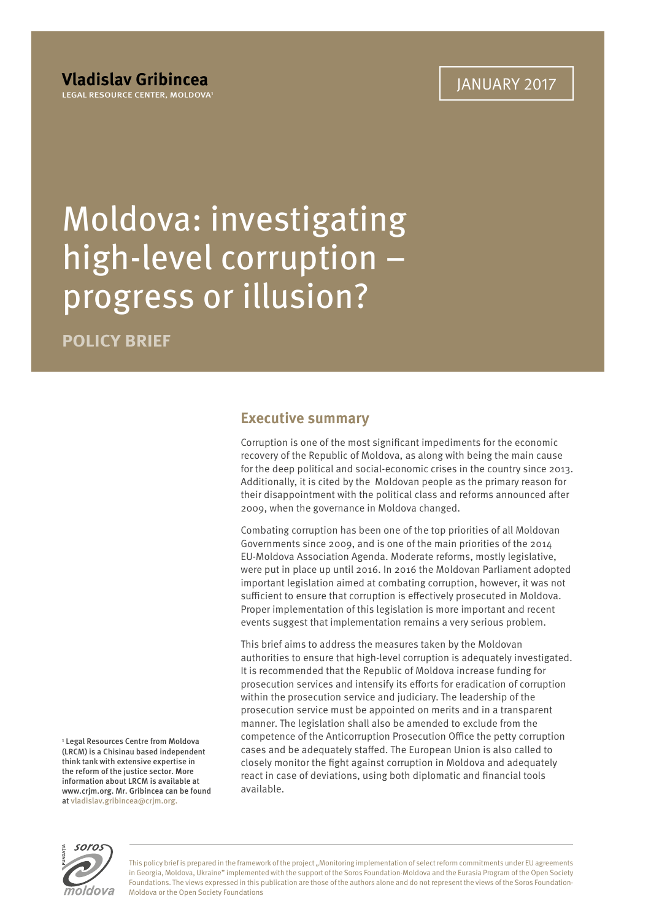**Vladislav Gribincea**

LEGAL RESOURCE CENTER, MOLDOVA[1]

JANUARY 2017

# Moldova: investigating high-level corruption – progress or illusion?

**POLICY BRIEF**

## Executive summary

Corruption is one of the most significant impediments for the economic recovery of the Republic of Moldova, as along with being the main cause for the deep political and social-economic crises in the country since 2013. Additionally, it is cited by the Moldovan people as the primary reason for their disappointment with the political class and reforms announced after 2009, when the governance in Moldova changed.

Combating corruption has been one of the top priorities of all Moldovan Governments since 2009, and is one of the main priorities of the 2014 EU-Moldova Association Agenda. Moderate reforms, mostly legislative, were put in place up until 2016. In 2016 the Moldovan Parliament adopted important legislation aimed at combating corruption, however, it was not sufficient to ensure that corruption is effectively prosecuted in Moldova. Proper implementation of this legislation is more important and recent events suggest that implementation remains a very serious problem.

This brief aims to address the measures taken by the Moldovan authorities to ensure that high-level corruption is adequately investigated. It is recommended that the Republic of Moldova increase funding for prosecution services and intensify its efforts for eradication of corruption within the prosecution service and judiciary. The leadership of the prosecution service must be appointed on merits and in a transparent manner. The legislation shall also be amended to exclude from the competence of the Anticorruption Prosecution Office the petty corruption cases and be adequately staffed. The European Union is also called to closely monitor the fight against corruption in Moldova and adequately react in case of deviations, using both diplomatic and financial tools available.

[1] Legal Resources Centre from Moldova (LRCM) is a Chisinau based independent think tank with extensive expertise in the reform of the justice sector. More information about LRCM is available at www.crjm.org. Mr. Gribincea can be found at vladislav.gribincea@crjm.org.

This policy brief is prepared in the framework of the project „Monitoring implementation of select reform commitments under EU agreements in Georgia, Moldova, Ukraine" implemented with the support of the Soros Foundation-Moldova and the Eurasia Program of the Open Society Foundations. The views expressed in this publication are those of the authors alone and do not represent the views of the Soros Foundation-Moldova or the Open Society Foundations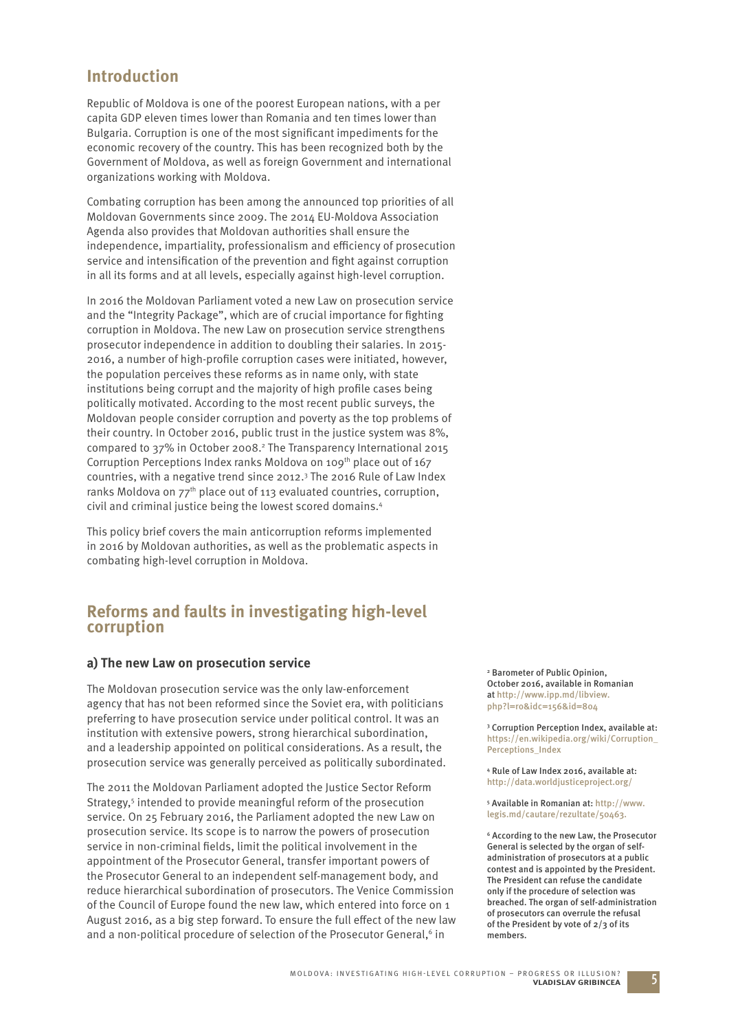## Introduction

Republic of Moldova is one of the poorest European nations, with a per capita GDP eleven times lower than Romania and ten times lower than Bulgaria. Corruption is one of the most significant impediments for the economic recovery of the country. This has been recognized both by the Government of Moldova, as well as foreign Government and international organizations working with Moldova.

Combating corruption has been among the announced top priorities of all Moldovan Governments since 2009. The 2014 EU-Moldova Association Agenda also provides that Moldovan authorities shall ensure the independence, impartiality, professionalism and efficiency of prosecution service and intensification of the prevention and fight against corruption in all its forms and at all levels, especially against high-level corruption.

In 2016 the Moldovan Parliament voted a new Law on prosecution service and the "Integrity Package", which are of crucial importance for fighting corruption in Moldova. The new Law on prosecution service strengthens prosecutor independence in addition to doubling their salaries. In 2015-2016, a number of high-profile corruption cases were initiated, however, the population perceives these reforms as in name only, with state institutions being corrupt and the majority of high profile cases being politically motivated. According to the most recent public surveys, the Moldovan people consider corruption and poverty as the top problems of their country. In October 2016, public trust in the justice system was 8%, compared to 37% in October 2008.[2] The Transparency International 2015 Corruption Perceptions Index ranks Moldova on 109th place out of 167 countries, with a negative trend since 2012.[3] The 2016 Rule of Law Index ranks Moldova on 77th place out of 113 evaluated countries, corruption, civil and criminal justice being the lowest scored domains.[4]

This policy brief covers the main anticorruption reforms implemented in 2016 by Moldovan authorities, as well as the problematic aspects in combating high-level corruption in Moldova.

## Reforms and faults in investigating high-level corruption

### a) The new Law on prosecution service

The Moldovan prosecution service was the only law-enforcement agency that has not been reformed since the Soviet era, with politicians preferring to have prosecution service under political control. It was an institution with extensive powers, strong hierarchical subordination, and a leadership appointed on political considerations. As a result, the prosecution service was generally perceived as politically subordinated.

The 2011 the Moldovan Parliament adopted the Justice Sector Reform Strategy,[5] intended to provide meaningful reform of the prosecution service. On 25 February 2016, the Parliament adopted the new Law on prosecution service. Its scope is to narrow the powers of prosecution service in non-criminal fields, limit the political involvement in the appointment of the Prosecutor General, transfer important powers of the Prosecutor General to an independent self-management body, and reduce hierarchical subordination of prosecutors. The Venice Commission of the Council of Europe found the new law, which entered into force on 1 August 2016, as a big step forward. To ensure the full effect of the new law and a non-political procedure of selection of the Prosecutor General,[6] in

---

[2] Barometer of Public Opinion, October 2016, available in Romanian at http://www.ipp.md/libview.php?l=ro&idc=156&id=804

[3] Corruption Perception Index, available at: https://en.wikipedia.org/wiki/Corruption_Perceptions_Index

[4] Rule of Law Index 2016, available at: http://data.worldjusticeproject.org/

[5] Available in Romanian at: http://www.legis.md/cautare/rezultate/50463.

[6] According to the new Law, the Prosecutor General is selected by the organ of self-administration of prosecutors at a public contest and is appointed by the President. The President can refuse the candidate only if the procedure of selection was breached. The organ of self-administration of prosecutors can overrule the refusal of the President by vote of 2/3 of its members.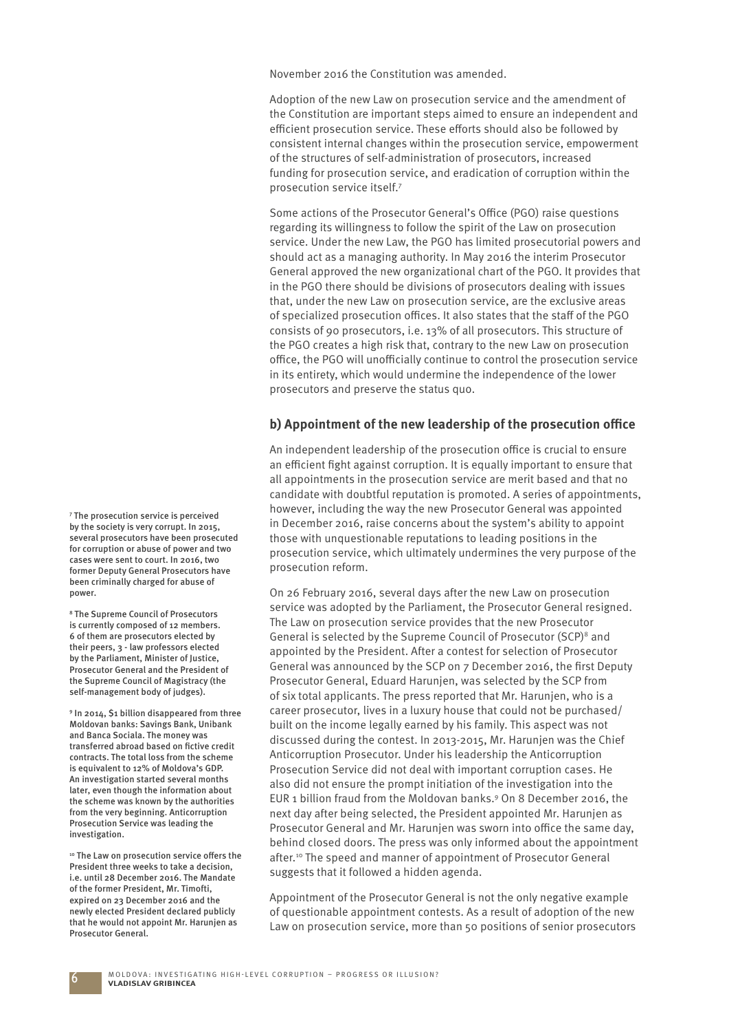November 2016 the Constitution was amended.

Adoption of the new Law on prosecution service and the amendment of the Constitution are important steps aimed to ensure an independent and efficient prosecution service. These efforts should also be followed by consistent internal changes within the prosecution service, empowerment of the structures of self-administration of prosecutors, increased funding for prosecution service, and eradication of corruption within the prosecution service itself.[7]

Some actions of the Prosecutor General's Office (PGO) raise questions regarding its willingness to follow the spirit of the Law on prosecution service. Under the new Law, the PGO has limited prosecutorial powers and should act as a managing authority. In May 2016 the interim Prosecutor General approved the new organizational chart of the PGO. It provides that in the PGO there should be divisions of prosecutors dealing with issues that, under the new Law on prosecution service, are the exclusive areas of specialized prosecution offices. It also states that the staff of the PGO consists of 90 prosecutors, i.e. 13% of all prosecutors. This structure of the PGO creates a high risk that, contrary to the new Law on prosecution office, the PGO will unofficially continue to control the prosecution service in its entirety, which would undermine the independence of the lower prosecutors and preserve the status quo.

### b) Appointment of the new leadership of the prosecution office

An independent leadership of the prosecution office is crucial to ensure an efficient fight against corruption. It is equally important to ensure that all appointments in the prosecution service are merit based and that no candidate with doubtful reputation is promoted. A series of appointments, however, including the way the new Prosecutor General was appointed in December 2016, raise concerns about the system's ability to appoint those with unquestionable reputations to leading positions in the prosecution service, which ultimately undermines the very purpose of the prosecution reform.

On 26 February 2016, several days after the new Law on prosecution service was adopted by the Parliament, the Prosecutor General resigned. The Law on prosecution service provides that the new Prosecutor General is selected by the Supreme Council of Prosecutor (SCP)[8] and appointed by the President. After a contest for selection of Prosecutor General was announced by the SCP on 7 December 2016, the first Deputy Prosecutor General, Eduard Harunjen, was selected by the SCP from of six total applicants. The press reported that Mr. Harunjen, who is a career prosecutor, lives in a luxury house that could not be purchased/built on the income legally earned by his family. This aspect was not discussed during the contest. In 2013-2015, Mr. Harunjen was the Chief Anticorruption Prosecutor. Under his leadership the Anticorruption Prosecution Service did not deal with important corruption cases. He also did not ensure the prompt initiation of the investigation into the EUR 1 billion fraud from the Moldovan banks.[9] On 8 December 2016, the next day after being selected, the President appointed Mr. Harunjen as Prosecutor General and Mr. Harunjen was sworn into office the same day, behind closed doors. The press was only informed about the appointment after.[10] The speed and manner of appointment of Prosecutor General suggests that it followed a hidden agenda.

Appointment of the Prosecutor General is not the only negative example of questionable appointment contests. As a result of adoption of the new Law on prosecution service, more than 50 positions of senior prosecutors

---

[7] The prosecution service is perceived by the society is very corrupt. In 2015, several prosecutors have been prosecuted for corruption or abuse of power and two cases were sent to court. In 2016, two former Deputy General Prosecutors have been criminally charged for abuse of power.

[8] The Supreme Council of Prosecutors is currently composed of 12 members. 6 of them are prosecutors elected by their peers, 3 - law professors elected by the Parliament, Minister of Justice, Prosecutor General and the President of the Supreme Council of Magistracy (the self-management body of judges).

[9] In 2014, $1 billion disappeared from three Moldovan banks: Savings Bank, Unibank and Banca Sociala. The money was transferred abroad based on fictive credit contracts. The total loss from the scheme is equivalent to 12% of Moldova's GDP. An investigation started several months later, even though the information about the scheme was known by the authorities from the very beginning. Anticorruption Prosecution Service was leading the investigation.

[10] The Law on prosecution service offers the President three weeks to take a decision, i.e. until 28 December 2016. The Mandate of the former President, Mr. Timofti, expired on 23 December 2016 and the newly elected President declared publicly that he would not appoint Mr. Harunjen as Prosecutor General.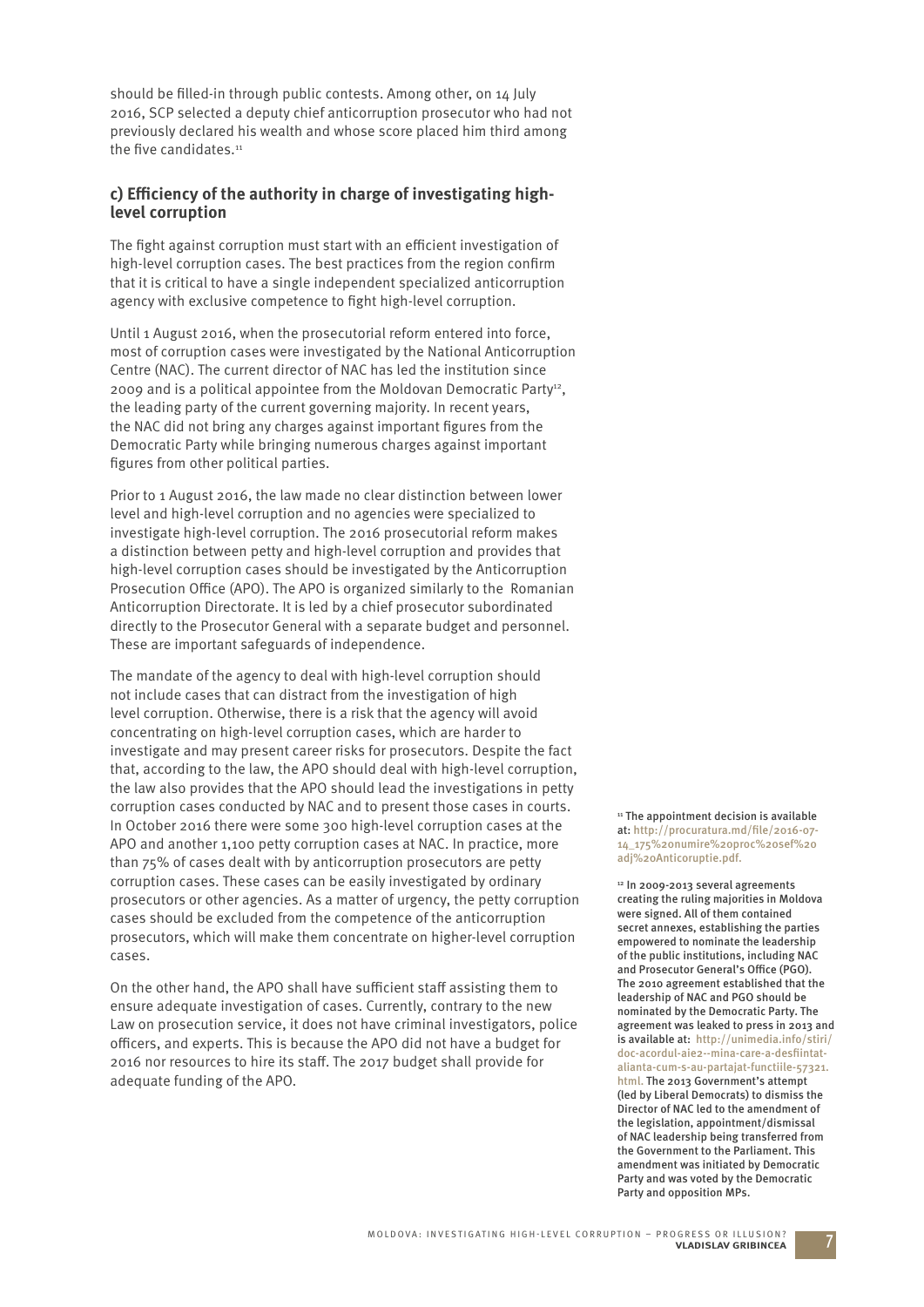should be filled-in through public contests. Among other, on 14 July 2016, SCP selected a deputy chief anticorruption prosecutor who had not previously declared his wealth and whose score placed him third among the five candidates.[11]

### c) Efficiency of the authority in charge of investigating high-level corruption

The fight against corruption must start with an efficient investigation of high-level corruption cases. The best practices from the region confirm that it is critical to have a single independent specialized anticorruption agency with exclusive competence to fight high-level corruption.

Until 1 August 2016, when the prosecutorial reform entered into force, most of corruption cases were investigated by the National Anticorruption Centre (NAC). The current director of NAC has led the institution since 2009 and is a political appointee from the Moldovan Democratic Party[12], the leading party of the current governing majority. In recent years, the NAC did not bring any charges against important figures from the Democratic Party while bringing numerous charges against important figures from other political parties.

Prior to 1 August 2016, the law made no clear distinction between lower level and high-level corruption and no agencies were specialized to investigate high-level corruption. The 2016 prosecutorial reform makes a distinction between petty and high-level corruption and provides that high-level corruption cases should be investigated by the Anticorruption Prosecution Office (APO). The APO is organized similarly to the Romanian Anticorruption Directorate. It is led by a chief prosecutor subordinated directly to the Prosecutor General with a separate budget and personnel. These are important safeguards of independence.

The mandate of the agency to deal with high-level corruption should not include cases that can distract from the investigation of high level corruption. Otherwise, there is a risk that the agency will avoid concentrating on high-level corruption cases, which are harder to investigate and may present career risks for prosecutors. Despite the fact that, according to the law, the APO should deal with high-level corruption, the law also provides that the APO should lead the investigations in petty corruption cases conducted by NAC and to present those cases in courts. In October 2016 there were some 300 high-level corruption cases at the APO and another 1,100 petty corruption cases at NAC. In practice, more than 75% of cases dealt with by anticorruption prosecutors are petty corruption cases. These cases can be easily investigated by ordinary prosecutors or other agencies. As a matter of urgency, the petty corruption cases should be excluded from the competence of the anticorruption prosecutors, which will make them concentrate on higher-level corruption cases.

On the other hand, the APO shall have sufficient staff assisting them to ensure adequate investigation of cases. Currently, contrary to the new Law on prosecution service, it does not have criminal investigators, police officers, and experts. This is because the APO did not have a budget for 2016 nor resources to hire its staff. The 2017 budget shall provide for adequate funding of the APO.

---

[11] The appointment decision is available at: http://procuratura.md/file/2016-07-14_175%20numire%20proc%20sef%20adj%20Anticoruptie.pdf.

[12] In 2009-2013 several agreements creating the ruling majorities in Moldova were signed. All of them contained secret annexes, establishing the parties empowered to nominate the leadership of the public institutions, including NAC and Prosecutor General's Office (PGO). The 2010 agreement established that the leadership of NAC and PGO should be nominated by the Democratic Party. The agreement was leaked to press in 2013 and is available at: http://unimedia.info/stiri/doc-acordul-aie2--mina-care-a-desfiintat-alianta-cum-s-au-partajat-functiile-57321.html. The 2013 Government's attempt (led by Liberal Democrats) to dismiss the Director of NAC led to the amendment of the legislation, appointment/dismissal of NAC leadership being transferred from the Government to the Parliament. This amendment was initiated by Democratic Party and was voted by the Democratic Party and opposition MPs.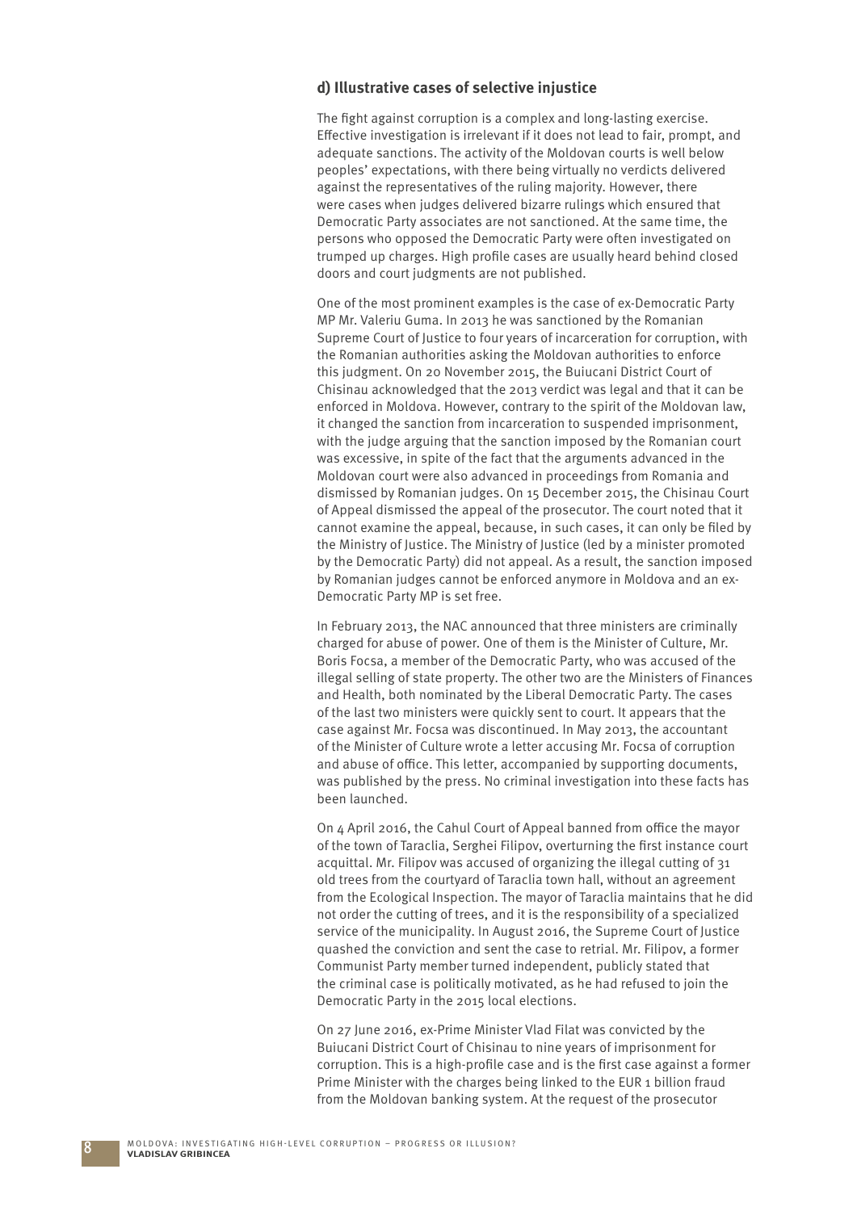### d) Illustrative cases of selective injustice

The fight against corruption is a complex and long-lasting exercise. Effective investigation is irrelevant if it does not lead to fair, prompt, and adequate sanctions. The activity of the Moldovan courts is well below peoples' expectations, with there being virtually no verdicts delivered against the representatives of the ruling majority. However, there were cases when judges delivered bizarre rulings which ensured that Democratic Party associates are not sanctioned. At the same time, the persons who opposed the Democratic Party were often investigated on trumped up charges. High profile cases are usually heard behind closed doors and court judgments are not published.

One of the most prominent examples is the case of ex-Democratic Party MP Mr. Valeriu Guma. In 2013 he was sanctioned by the Romanian Supreme Court of Justice to four years of incarceration for corruption, with the Romanian authorities asking the Moldovan authorities to enforce this judgment. On 20 November 2015, the Buiucani District Court of Chisinau acknowledged that the 2013 verdict was legal and that it can be enforced in Moldova. However, contrary to the spirit of the Moldovan law, it changed the sanction from incarceration to suspended imprisonment, with the judge arguing that the sanction imposed by the Romanian court was excessive, in spite of the fact that the arguments advanced in the Moldovan court were also advanced in proceedings from Romania and dismissed by Romanian judges. On 15 December 2015, the Chisinau Court of Appeal dismissed the appeal of the prosecutor. The court noted that it cannot examine the appeal, because, in such cases, it can only be filed by the Ministry of Justice. The Ministry of Justice (led by a minister promoted by the Democratic Party) did not appeal. As a result, the sanction imposed by Romanian judges cannot be enforced anymore in Moldova and an ex-Democratic Party MP is set free.

In February 2013, the NAC announced that three ministers are criminally charged for abuse of power. One of them is the Minister of Culture, Mr. Boris Focsa, a member of the Democratic Party, who was accused of the illegal selling of state property. The other two are the Ministers of Finances and Health, both nominated by the Liberal Democratic Party. The cases of the last two ministers were quickly sent to court. It appears that the case against Mr. Focsa was discontinued. In May 2013, the accountant of the Minister of Culture wrote a letter accusing Mr. Focsa of corruption and abuse of office. This letter, accompanied by supporting documents, was published by the press. No criminal investigation into these facts has been launched.

On 4 April 2016, the Cahul Court of Appeal banned from office the mayor of the town of Taraclia, Serghei Filipov, overturning the first instance court acquittal. Mr. Filipov was accused of organizing the illegal cutting of 31 old trees from the courtyard of Taraclia town hall, without an agreement from the Ecological Inspection. The mayor of Taraclia maintains that he did not order the cutting of trees, and it is the responsibility of a specialized service of the municipality. In August 2016, the Supreme Court of Justice quashed the conviction and sent the case to retrial. Mr. Filipov, a former Communist Party member turned independent, publicly stated that the criminal case is politically motivated, as he had refused to join the Democratic Party in the 2015 local elections.

On 27 June 2016, ex-Prime Minister Vlad Filat was convicted by the Buiucani District Court of Chisinau to nine years of imprisonment for corruption. This is a high-profile case and is the first case against a former Prime Minister with the charges being linked to the EUR 1 billion fraud from the Moldovan banking system. At the request of the prosecutor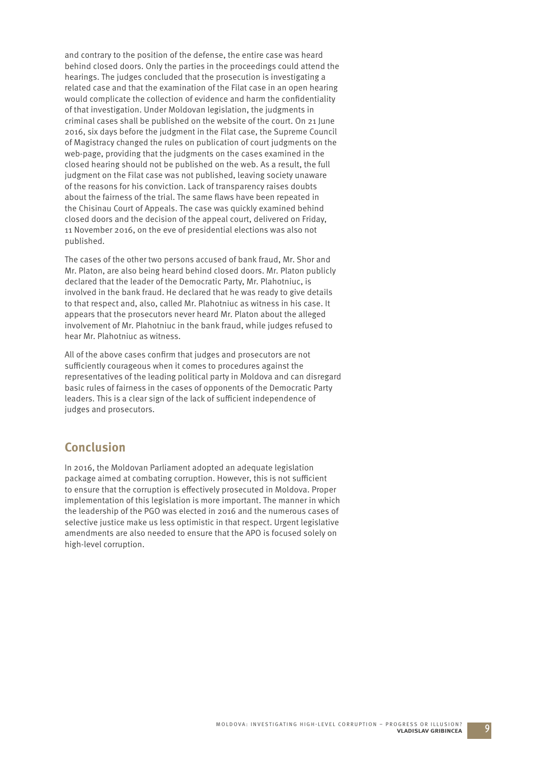and contrary to the position of the defense, the entire case was heard behind closed doors. Only the parties in the proceedings could attend the hearings. The judges concluded that the prosecution is investigating a related case and that the examination of the Filat case in an open hearing would complicate the collection of evidence and harm the confidentiality of that investigation. Under Moldovan legislation, the judgments in criminal cases shall be published on the website of the court. On 21 June 2016, six days before the judgment in the Filat case, the Supreme Council of Magistracy changed the rules on publication of court judgments on the web-page, providing that the judgments on the cases examined in the closed hearing should not be published on the web. As a result, the full judgment on the Filat case was not published, leaving society unaware of the reasons for his conviction. Lack of transparency raises doubts about the fairness of the trial. The same flaws have been repeated in the Chisinau Court of Appeals. The case was quickly examined behind closed doors and the decision of the appeal court, delivered on Friday, 11 November 2016, on the eve of presidential elections was also not published.

The cases of the other two persons accused of bank fraud, Mr. Shor and Mr. Platon, are also being heard behind closed doors. Mr. Platon publicly declared that the leader of the Democratic Party, Mr. Plahotniuc, is involved in the bank fraud. He declared that he was ready to give details to that respect and, also, called Mr. Plahotniuc as witness in his case. It appears that the prosecutors never heard Mr. Platon about the alleged involvement of Mr. Plahotniuc in the bank fraud, while judges refused to hear Mr. Plahotniuc as witness.

All of the above cases confirm that judges and prosecutors are not sufficiently courageous when it comes to procedures against the representatives of the leading political party in Moldova and can disregard basic rules of fairness in the cases of opponents of the Democratic Party leaders. This is a clear sign of the lack of sufficient independence of judges and prosecutors.

## Conclusion

In 2016, the Moldovan Parliament adopted an adequate legislation package aimed at combating corruption. However, this is not sufficient to ensure that the corruption is effectively prosecuted in Moldova. Proper implementation of this legislation is more important. The manner in which the leadership of the PGO was elected in 2016 and the numerous cases of selective justice make us less optimistic in that respect. Urgent legislative amendments are also needed to ensure that the APO is focused solely on high-level corruption.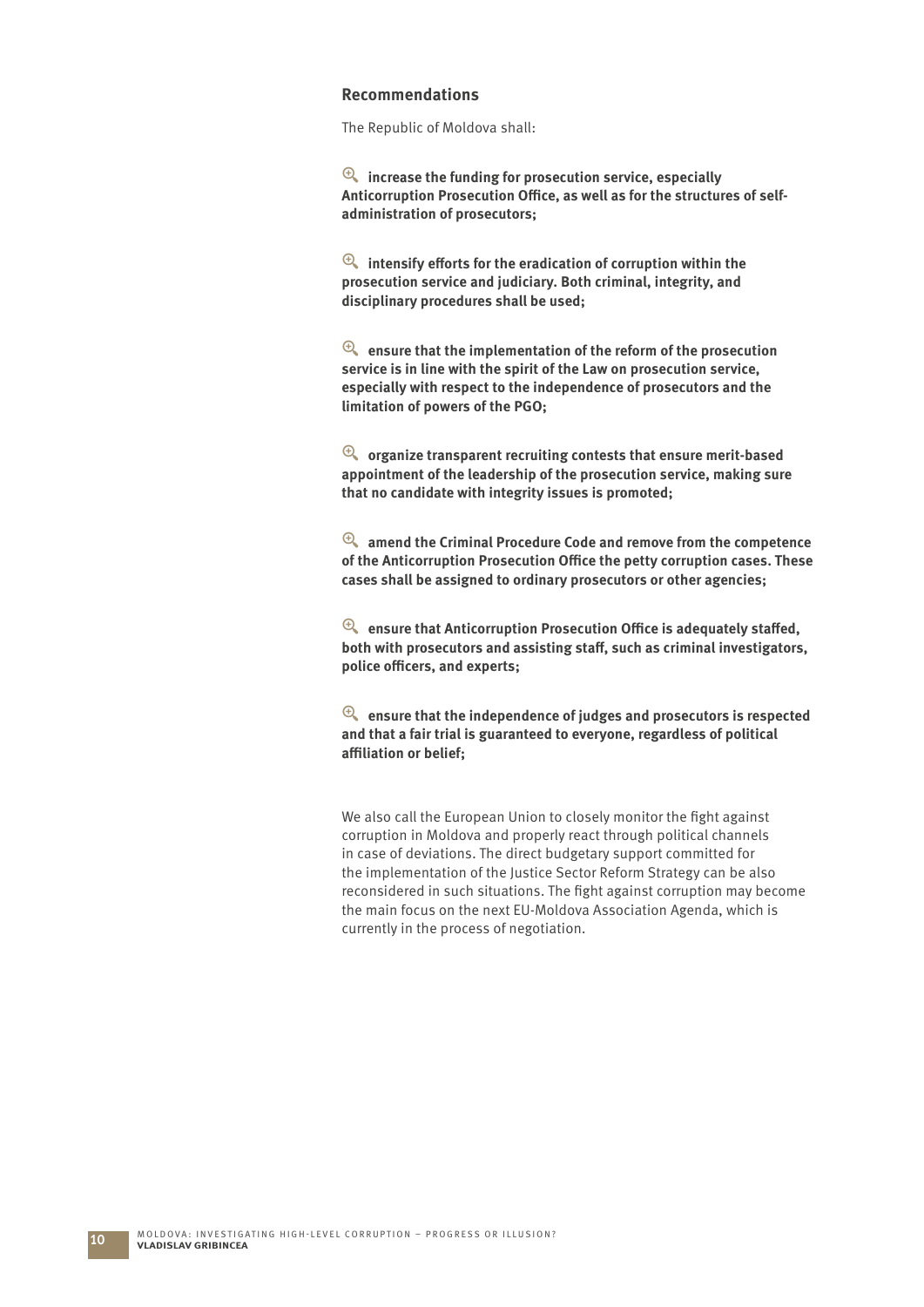### Recommendations

The Republic of Moldova shall:

- **increase the funding for prosecution service, especially Anticorruption Prosecution Office, as well as for the structures of self-administration of prosecutors;**

- **intensify efforts for the eradication of corruption within the prosecution service and judiciary. Both criminal, integrity, and disciplinary procedures shall be used;**

- **ensure that the implementation of the reform of the prosecution service is in line with the spirit of the Law on prosecution service, especially with respect to the independence of prosecutors and the limitation of powers of the PGO;**

- **organize transparent recruiting contests that ensure merit-based appointment of the leadership of the prosecution service, making sure that no candidate with integrity issues is promoted;**

- **amend the Criminal Procedure Code and remove from the competence of the Anticorruption Prosecution Office the petty corruption cases. These cases shall be assigned to ordinary prosecutors or other agencies;**

- **ensure that Anticorruption Prosecution Office is adequately staffed, both with prosecutors and assisting staff, such as criminal investigators, police officers, and experts;**

- **ensure that the independence of judges and prosecutors is respected and that a fair trial is guaranteed to everyone, regardless of political affiliation or belief;**

We also call the European Union to closely monitor the fight against corruption in Moldova and properly react through political channels in case of deviations. The direct budgetary support committed for the implementation of the Justice Sector Reform Strategy can be also reconsidered in such situations. The fight against corruption may become the main focus on the next EU-Moldova Association Agenda, which is currently in the process of negotiation.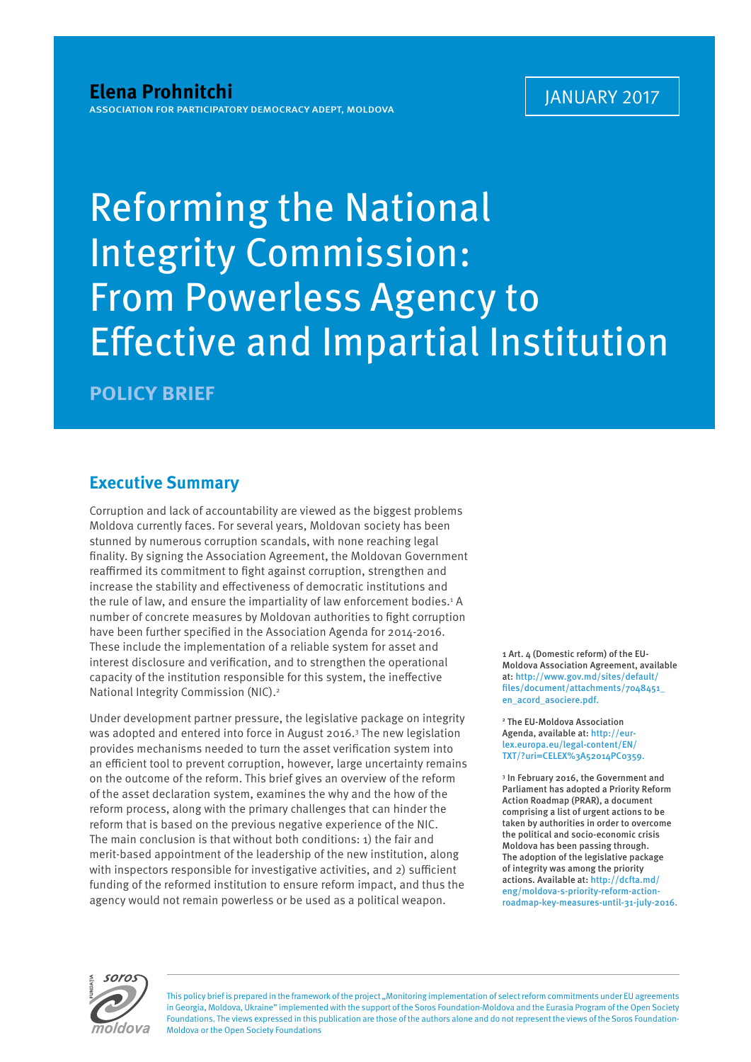**Elena Prohnitchi**

ASSOCIATION FOR PARTICIPATORY DEMOCRACY ADEPT, MOLDOVA

JANUARY 2017

# Reforming the National Integrity Commission: From Powerless Agency to Effective and Impartial Institution

**POLICY BRIEF**

## Executive Summary

Corruption and lack of accountability are viewed as the biggest problems Moldova currently faces. For several years, Moldovan society has been stunned by numerous corruption scandals, with none reaching legal finality. By signing the Association Agreement, the Moldovan Government reaffirmed its commitment to fight against corruption, strengthen and increase the stability and effectiveness of democratic institutions and the rule of law, and ensure the impartiality of law enforcement bodies.[1] A number of concrete measures by Moldovan authorities to fight corruption have been further specified in the Association Agenda for 2014-2016. These include the implementation of a reliable system for asset and interest disclosure and verification, and to strengthen the operational capacity of the institution responsible for this system, the ineffective National Integrity Commission (NIC).[2]

Under development partner pressure, the legislative package on integrity was adopted and entered into force in August 2016.[3] The new legislation provides mechanisms needed to turn the asset verification system into an efficient tool to prevent corruption, however, large uncertainty remains on the outcome of the reform. This brief gives an overview of the reform of the asset declaration system, examines the why and the how of the reform process, along with the primary challenges that can hinder the reform that is based on the previous negative experience of the NIC. The main conclusion is that without both conditions: 1) the fair and merit-based appointment of the leadership of the new institution, along with inspectors responsible for investigative activities, and 2) sufficient funding of the reformed institution to ensure reform impact, and thus the agency would not remain powerless or be used as a political weapon.

1 Art. 4 (Domestic reform) of the EU-Moldova Association Agreement, available at: http://www.gov.md/sites/default/files/document/attachments/7048451_en_acord_asociere.pdf.

2 The EU-Moldova Association Agenda, available at: http://eur-lex.europa.eu/legal-content/EN/TXT/?uri=CELEX%3A52014PC0359.

3 In February 2016, the Government and Parliament has adopted a Priority Reform Action Roadmap (PRAR), a document comprising a list of urgent actions to be taken by authorities in order to overcome the political and socio-economic crisis Moldova has been passing through. The adoption of the legislative package of integrity was among the priority actions. Available at: http://dcfta.md/eng/moldova-s-priority-reform-action-roadmap-key-measures-until-31-july-2016.

This policy brief is prepared in the framework of the project „Monitoring implementation of select reform commitments under EU agreements in Georgia, Moldova, Ukraine" implemented with the support of the Soros Foundation-Moldova and the Eurasia Program of the Open Society Foundations. The views expressed in this publication are those of the authors alone and do not represent the views of the Soros Foundation-Moldova or the Open Society Foundations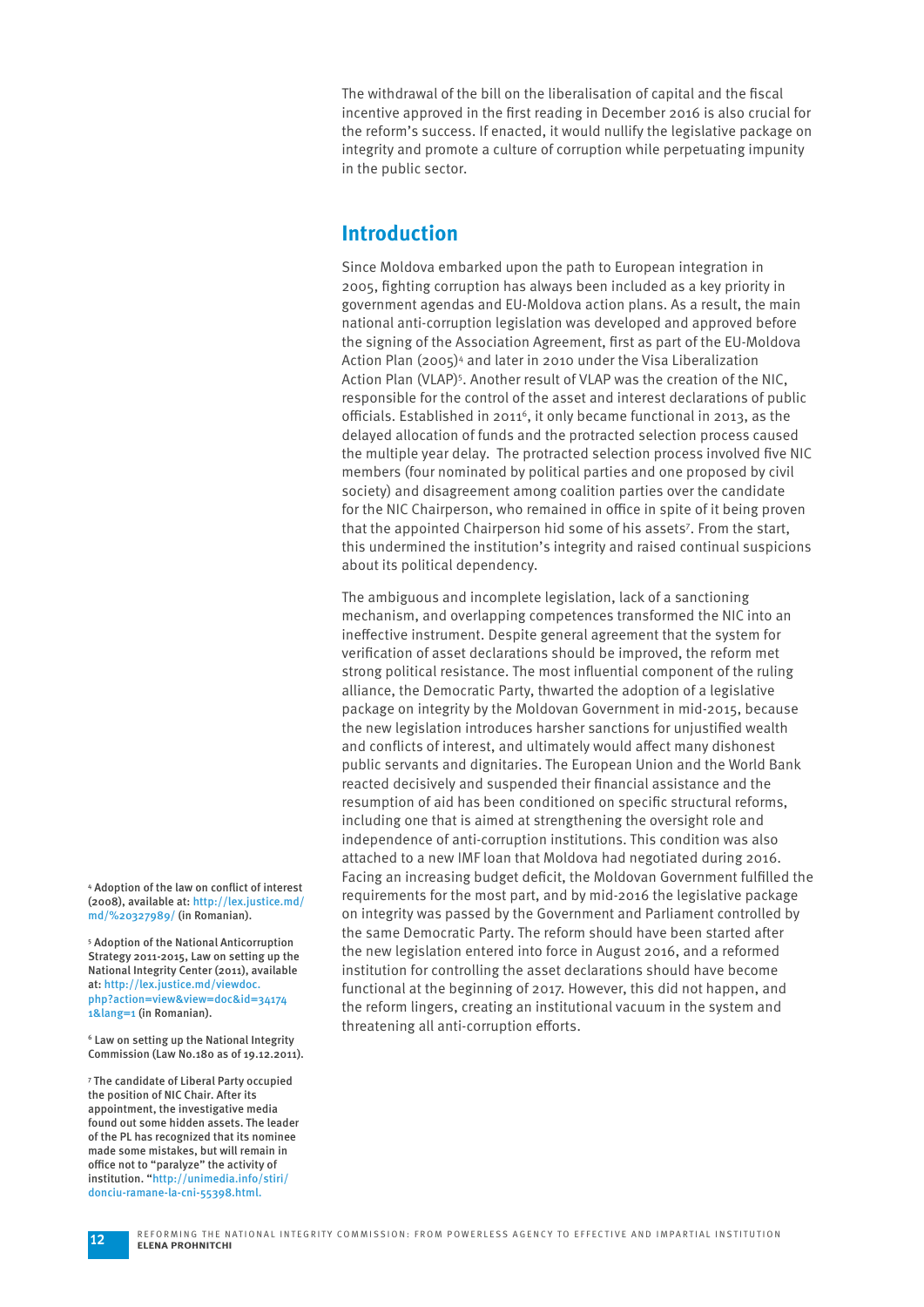The withdrawal of the bill on the liberalisation of capital and the fiscal incentive approved in the first reading in December 2016 is also crucial for the reform's success. If enacted, it would nullify the legislative package on integrity and promote a culture of corruption while perpetuating impunity in the public sector.

## Introduction

Since Moldova embarked upon the path to European integration in 2005, fighting corruption has always been included as a key priority in government agendas and EU-Moldova action plans. As a result, the main national anti-corruption legislation was developed and approved before the signing of the Association Agreement, first as part of the EU-Moldova Action Plan (2005)[4] and later in 2010 under the Visa Liberalization Action Plan (VLAP)[5]. Another result of VLAP was the creation of the NIC, responsible for the control of the asset and interest declarations of public officials. Established in 2011[6], it only became functional in 2013, as the delayed allocation of funds and the protracted selection process caused the multiple year delay. The protracted selection process involved five NIC members (four nominated by political parties and one proposed by civil society) and disagreement among coalition parties over the candidate for the NIC Chairperson, who remained in office in spite of it being proven that the appointed Chairperson hid some of his assets[7]. From the start, this undermined the institution's integrity and raised continual suspicions about its political dependency.

The ambiguous and incomplete legislation, lack of a sanctioning mechanism, and overlapping competences transformed the NIC into an ineffective instrument. Despite general agreement that the system for verification of asset declarations should be improved, the reform met strong political resistance. The most influential component of the ruling alliance, the Democratic Party, thwarted the adoption of a legislative package on integrity by the Moldovan Government in mid-2015, because the new legislation introduces harsher sanctions for unjustified wealth and conflicts of interest, and ultimately would affect many dishonest public servants and dignitaries. The European Union and the World Bank reacted decisively and suspended their financial assistance and the resumption of aid has been conditioned on specific structural reforms, including one that is aimed at strengthening the oversight role and independence of anti-corruption institutions. This condition was also attached to a new IMF loan that Moldova had negotiated during 2016. Facing an increasing budget deficit, the Moldovan Government fulfilled the requirements for the most part, and by mid-2016 the legislative package on integrity was passed by the Government and Parliament controlled by the same Democratic Party. The reform should have been started after the new legislation entered into force in August 2016, and a reformed institution for controlling the asset declarations should have become functional at the beginning of 2017. However, this did not happen, and the reform lingers, creating an institutional vacuum in the system and threatening all anti-corruption efforts.

[4] Adoption of the law on conflict of interest (2008), available at: http://lex.justice.md/md/%20327989/ (in Romanian).

[5] Adoption of the National Anticorruption Strategy 2011-2015, Law on setting up the National Integrity Center (2011), available at: http://lex.justice.md/viewdoc.php?action=view&view=doc&id=341741&lang=1 (in Romanian).

[6] Law on setting up the National Integrity Commission (Law No.180 as of 19.12.2011).

[7] The candidate of Liberal Party occupied the position of NIC Chair. After its appointment, the investigative media found out some hidden assets. The leader of the PL has recognized that its nominee made some mistakes, but will remain in office not to "paralyze" the activity of institution. "http://unimedia.info/stiri/donciu-ramane-la-cni-55398.html.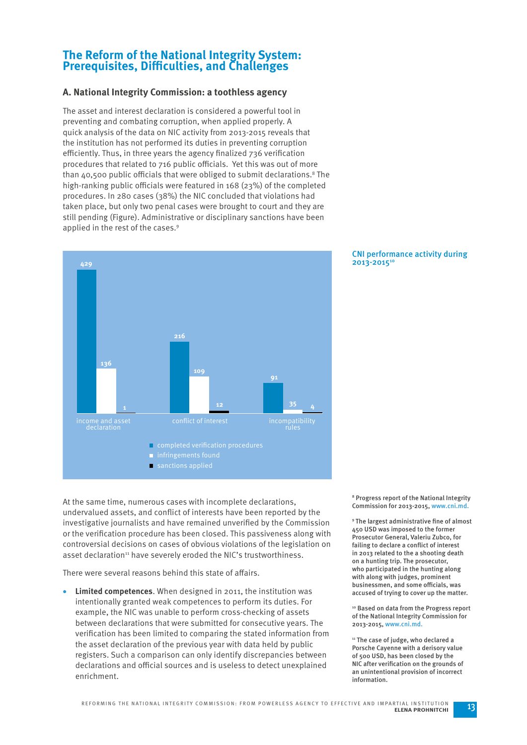# The Reform of the National Integrity System: Prerequisites, Difficulties, and Challenges

## A. National Integrity Commission: a toothless agency

The asset and interest declaration is considered a powerful tool in preventing and combating corruption, when applied properly. A quick analysis of the data on NIC activity from 2013-2015 reveals that the institution has not performed its duties in preventing corruption efficiently. Thus, in three years the agency finalized 736 verification procedures that related to 716 public officials. Yet this was out of more than 40,500 public officials that were obliged to submit declarations.[8] The high-ranking public officials were featured in 168 (23%) of the completed procedures. In 280 cases (38%) the NIC concluded that violations had taken place, but only two penal cases were brought to court and they are still pending (Figure). Administrative or disciplinary sanctions have been applied in the rest of the cases.[9]

CNI performance activity during 2013-2015[10]

| | completed verification procedures | infringements found | sanctions applied |
|---|---|---|---|
| income and asset declaration | 429 | 136 | 1 |
| conflict of interest | 216 | 109 | 12 |
| incompatibility rules | 91 | 35 | 4 |

At the same time, numerous cases with incomplete declarations, undervalued assets, and conflict of interests have been reported by the investigative journalists and have remained unverified by the Commission or the verification procedure has been closed. This passiveness along with controversial decisions on cases of obvious violations of the legislation on asset declaration[11] have severely eroded the NIC's trustworthiness.

There were several reasons behind this state of affairs.

- **Limited competences**. When designed in 2011, the institution was intentionally granted weak competences to perform its duties. For example, the NIC was unable to perform cross-checking of assets between declarations that were submitted for consecutive years. The verification has been limited to comparing the stated information from the asset declaration of the previous year with data held by public registers. Such a comparison can only identify discrepancies between declarations and official sources and is useless to detect unexplained enrichment.

---

[8] Progress report of the National Integrity Commission for 2013-2015, www.cni.md.

[9] The largest administrative fine of almost 450 USD was imposed to the former Prosecutor General, Valeriu Zubco, for failing to declare a conflict of interest in 2013 related to the a shooting death on a hunting trip. The prosecutor, who participated in the hunting along with along with judges, prominent businessmen, and some officials, was accused of trying to cover up the matter.

[10] Based on data from the Progress report of the National Integrity Commission for 2013-2015, www.cni.md.

[11] The case of judge, who declared a Porsche Cayenne with a derisory value of 500 USD, has been closed by the NIC after verification on the grounds of an unintentional provision of incorrect information.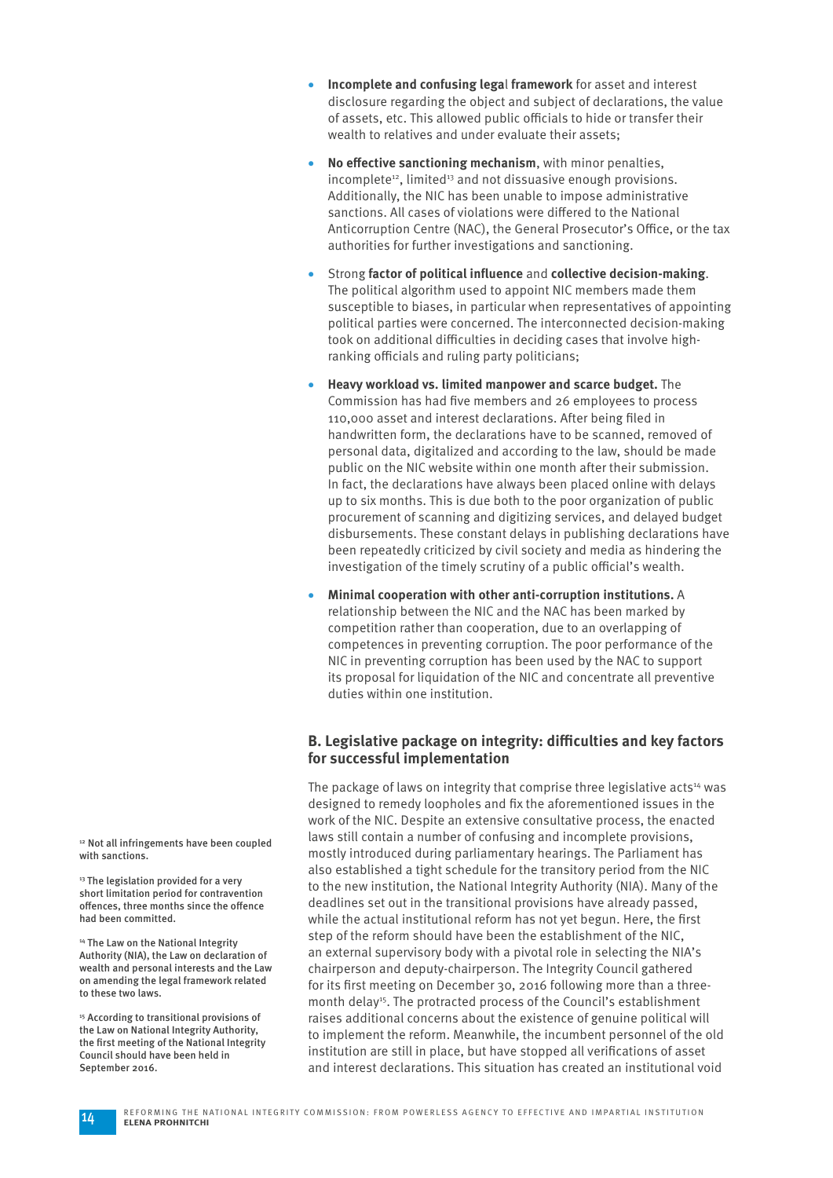- **Incomplete and confusing legal framework** for asset and interest disclosure regarding the object and subject of declarations, the value of assets, etc. This allowed public officials to hide or transfer their wealth to relatives and under evaluate their assets;
- **No effective sanctioning mechanism**, with minor penalties, incomplete[12], limited[13] and not dissuasive enough provisions. Additionally, the NIC has been unable to impose administrative sanctions. All cases of violations were differed to the National Anticorruption Centre (NAC), the General Prosecutor's Office, or the tax authorities for further investigations and sanctioning.
- Strong **factor of political influence** and **collective decision-making**. The political algorithm used to appoint NIC members made them susceptible to biases, in particular when representatives of appointing political parties were concerned. The interconnected decision-making took on additional difficulties in deciding cases that involve high-ranking officials and ruling party politicians;
- **Heavy workload vs. limited manpower and scarce budget.** The Commission has had five members and 26 employees to process 110,000 asset and interest declarations. After being filed in handwritten form, the declarations have to be scanned, removed of personal data, digitalized and according to the law, should be made public on the NIC website within one month after their submission. In fact, the declarations have always been placed online with delays up to six months. This is due both to the poor organization of public procurement of scanning and digitizing services, and delayed budget disbursements. These constant delays in publishing declarations have been repeatedly criticized by civil society and media as hindering the investigation of the timely scrutiny of a public official's wealth.
- **Minimal cooperation with other anti-corruption institutions.** A relationship between the NIC and the NAC has been marked by competition rather than cooperation, due to an overlapping of competences in preventing corruption. The poor performance of the NIC in preventing corruption has been used by the NAC to support its proposal for liquidation of the NIC and concentrate all preventive duties within one institution.

## B. Legislative package on integrity: difficulties and key factors for successful implementation

The package of laws on integrity that comprise three legislative acts[14] was designed to remedy loopholes and fix the aforementioned issues in the work of the NIC. Despite an extensive consultative process, the enacted laws still contain a number of confusing and incomplete provisions, mostly introduced during parliamentary hearings. The Parliament has also established a tight schedule for the transitory period from the NIC to the new institution, the National Integrity Authority (NIA). Many of the deadlines set out in the transitional provisions have already passed, while the actual institutional reform has not yet begun. Here, the first step of the reform should have been the establishment of the NIC, an external supervisory body with a pivotal role in selecting the NIA's chairperson and deputy-chairperson. The Integrity Council gathered for its first meeting on December 30, 2016 following more than a three-month delay[15]. The protracted process of the Council's establishment raises additional concerns about the existence of genuine political will to implement the reform. Meanwhile, the incumbent personnel of the old institution are still in place, but have stopped all verifications of asset and interest declarations. This situation has created an institutional void

[12] Not all infringements have been coupled with sanctions.

[13] The legislation provided for a very short limitation period for contravention offences, three months since the offence had been committed.

[14] The Law on the National Integrity Authority (NIA), the Law on declaration of wealth and personal interests and the Law on amending the legal framework related to these two laws.

[15] According to transitional provisions of the Law on National Integrity Authority, the first meeting of the National Integrity Council should have been held in September 2016.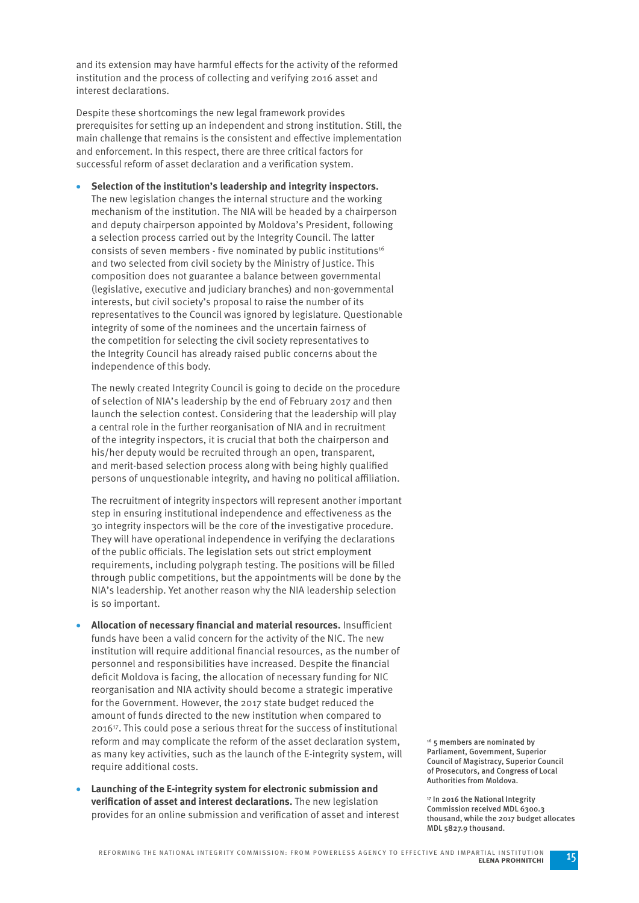and its extension may have harmful effects for the activity of the reformed institution and the process of collecting and verifying 2016 asset and interest declarations.

Despite these shortcomings the new legal framework provides prerequisites for setting up an independent and strong institution. Still, the main challenge that remains is the consistent and effective implementation and enforcement. In this respect, there are three critical factors for successful reform of asset declaration and a verification system.

- **Selection of the institution's leadership and integrity inspectors.** The new legislation changes the internal structure and the working mechanism of the institution. The NIA will be headed by a chairperson and deputy chairperson appointed by Moldova's President, following a selection process carried out by the Integrity Council. The latter consists of seven members - five nominated by public institutions[16] and two selected from civil society by the Ministry of Justice. This composition does not guarantee a balance between governmental (legislative, executive and judiciary branches) and non-governmental interests, but civil society's proposal to raise the number of its representatives to the Council was ignored by legislature. Questionable integrity of some of the nominees and the uncertain fairness of the competition for selecting the civil society representatives to the Integrity Council has already raised public concerns about the independence of this body.

  The newly created Integrity Council is going to decide on the procedure of selection of NIA's leadership by the end of February 2017 and then launch the selection contest. Considering that the leadership will play a central role in the further reorganisation of NIA and in recruitment of the integrity inspectors, it is crucial that both the chairperson and his/her deputy would be recruited through an open, transparent, and merit-based selection process along with being highly qualified persons of unquestionable integrity, and having no political affiliation.

  The recruitment of integrity inspectors will represent another important step in ensuring institutional independence and effectiveness as the 30 integrity inspectors will be the core of the investigative procedure. They will have operational independence in verifying the declarations of the public officials. The legislation sets out strict employment requirements, including polygraph testing. The positions will be filled through public competitions, but the appointments will be done by the NIA's leadership. Yet another reason why the NIA leadership selection is so important.

- **Allocation of necessary financial and material resources.** Insufficient funds have been a valid concern for the activity of the NIC. The new institution will require additional financial resources, as the number of personnel and responsibilities have increased. Despite the financial deficit Moldova is facing, the allocation of necessary funding for NIC reorganisation and NIA activity should become a strategic imperative for the Government. However, the 2017 state budget reduced the amount of funds directed to the new institution when compared to 2016[17]. This could pose a serious threat for the success of institutional reform and may complicate the reform of the asset declaration system, as many key activities, such as the launch of the E-integrity system, will require additional costs.

- **Launching of the E-integrity system for electronic submission and verification of asset and interest declarations.** The new legislation provides for an online submission and verification of asset and interest

[16] 5 members are nominated by Parliament, Government, Superior Council of Magistracy, Superior Council of Prosecutors, and Congress of Local Authorities from Moldova.

[17] In 2016 the National Integrity Commission received MDL 6300.3 thousand, while the 2017 budget allocates MDL 5827.9 thousand.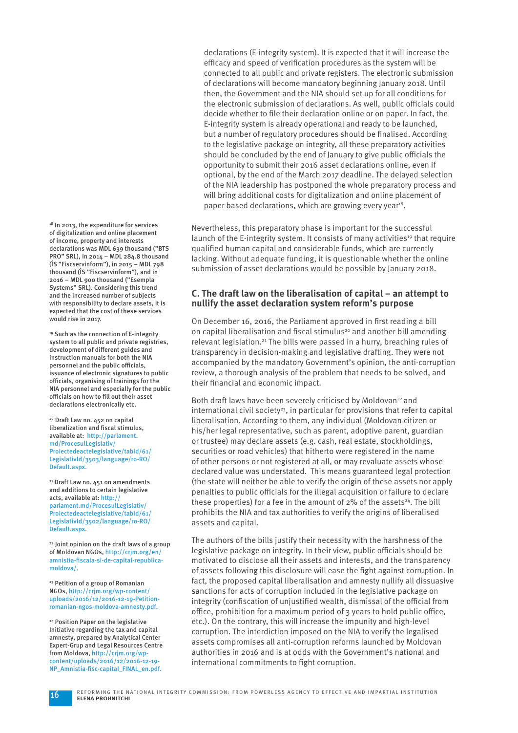declarations (E-integrity system). It is expected that it will increase the efficacy and speed of verification procedures as the system will be connected to all public and private registers. The electronic submission of declarations will become mandatory beginning January 2018. Until then, the Government and the NIA should set up for all conditions for the electronic submission of declarations. As well, public officials could decide whether to file their declaration online or on paper. In fact, the E-integrity system is already operational and ready to be launched, but a number of regulatory procedures should be finalised. According to the legislative package on integrity, all these preparatory activities should be concluded by the end of January to give public officials the opportunity to submit their 2016 asset declarations online, even if optional, by the end of the March 2017 deadline. The delayed selection of the NIA leadership has postponed the whole preparatory process and will bring additional costs for digitalization and online placement of paper based declarations, which are growing every year[18].

Nevertheless, this preparatory phase is important for the successful launch of the E-integrity system. It consists of many activities[19] that require qualified human capital and considerable funds, which are currently lacking. Without adequate funding, it is questionable whether the online submission of asset declarations would be possible by January 2018.

## C. The draft law on the liberalisation of capital – an attempt to nullify the asset declaration system reform's purpose

On December 16, 2016, the Parliament approved in first reading a bill on capital liberalisation and fiscal stimulus[20] and another bill amending relevant legislation.[21] The bills were passed in a hurry, breaching rules of transparency in decision-making and legislative drafting. They were not accompanied by the mandatory Government's opinion, the anti-corruption review, a thorough analysis of the problem that needs to be solved, and their financial and economic impact.

Both draft laws have been severely criticised by Moldovan[22] and international civil society[23], in particular for provisions that refer to capital liberalisation. According to them, any individual (Moldovan citizen or his/her legal representative, such as parent, adoptive parent, guardian or trustee) may declare assets (e.g. cash, real estate, stockholdings, securities or road vehicles) that hitherto were registered in the name of other persons or not registered at all, or may revaluate assets whose declared value was understated. This means guaranteed legal protection (the state will neither be able to verify the origin of these assets nor apply penalties to public officials for the illegal acquisition or failure to declare these properties) for a fee in the amount of 2% of the assets[24]. The bill prohibits the NIA and tax authorities to verify the origins of liberalised assets and capital.

The authors of the bills justify their necessity with the harshness of the legislative package on integrity. In their view, public officials should be motivated to disclose all their assets and interests, and the transparency of assets following this disclosure will ease the fight against corruption. In fact, the proposed capital liberalisation and amnesty nullify all dissuasive sanctions for acts of corruption included in the legislative package on integrity (confiscation of unjustified wealth, dismissal of the official from office, prohibition for a maximum period of 3 years to hold public office, etc.). On the contrary, this will increase the impunity and high-level corruption. The interdiction imposed on the NIA to verify the legalised assets compromises all anti-corruption reforms launched by Moldovan authorities in 2016 and is at odds with the Government's national and international commitments to fight corruption.

---

[18] In 2013, the expenditure for services of digitalization and online placement of income, property and interests declarations was MDL 639 thousand ("BTS PRO" SRL), in 2014 – MDL 284.8 thousand (ÎS "Fiscservinform"), in 2015 – MDL 798 thousand (ÎS "Fiscservinform"), and in 2016 – MDL 900 thousand ("Esempla Systems" SRL). Considering this trend and the increased number of subjects with responsibility to declare assets, it is expected that the cost of these services would rise in 2017.

[19] Such as the connection of E-integrity system to all public and private registries, development of different guides and instruction manuals for both the NIA personnel and the public officials, issuance of electronic signatures to public officials, organising of trainings for the NIA personnel and especially for the public officials on how to fill out their asset declarations electronically etc.

[20] Draft Law no. 452 on capital liberalization and fiscal stimulus, available at: http://parlament.md/ProcesulLegislativ/Proiectedeactelegislative/tabid/61/LegislativId/3503/language/ro-RO/Default.aspx.

[21] Draft Law no. 451 on amendments and additions to certain legislative acts, available at: http://parlament.md/ProcesulLegislativ/Proiectedeactelegislative/tabid/61/LegislativId/3502/language/ro-RO/Default.aspx.

[22] Joint opinion on the draft laws of a group of Moldovan NGOs, http://crjm.org/en/amnistia-fiscala-si-de-capital-republica-moldova/.

[23] Petition of a group of Romanian NGOs, http://crjm.org/wp-content/uploads/2016/12/2016-12-19-Petition-romanian-ngos-moldova-amnesty.pdf.

[24] Position Paper on the legislative Initiative regarding the tax and capital amnesty, prepared by Analytical Center Expert-Grup and Legal Resources Centre from Moldova, http://crjm.org/wp-content/uploads/2016/12/2016-12-19-NP_Amnistia-fisc-capital_FINAL_en.pdf.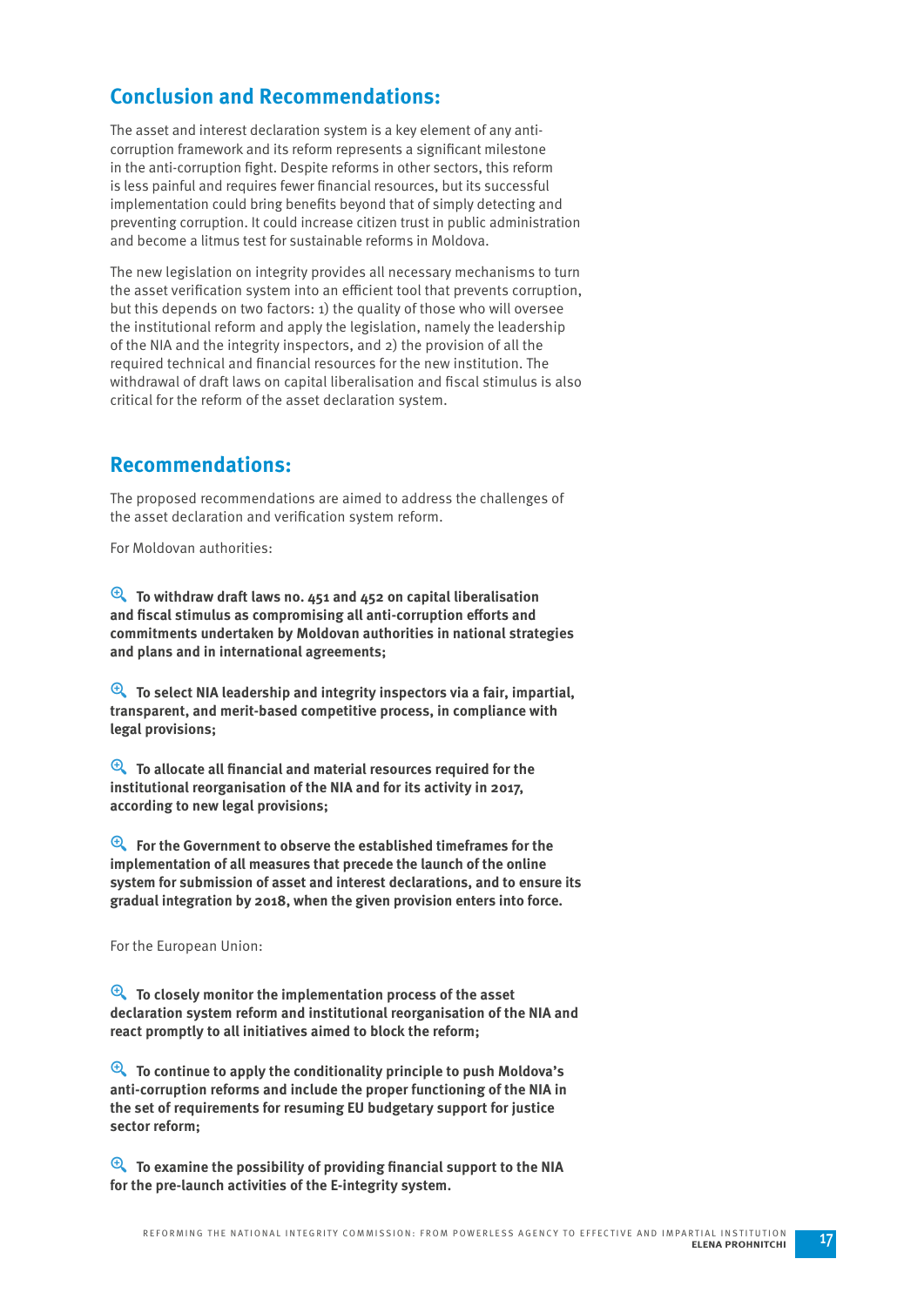## Conclusion and Recommendations:

The asset and interest declaration system is a key element of any anti-corruption framework and its reform represents a significant milestone in the anti-corruption fight. Despite reforms in other sectors, this reform is less painful and requires fewer financial resources, but its successful implementation could bring benefits beyond that of simply detecting and preventing corruption. It could increase citizen trust in public administration and become a litmus test for sustainable reforms in Moldova.

The new legislation on integrity provides all necessary mechanisms to turn the asset verification system into an efficient tool that prevents corruption, but this depends on two factors: 1) the quality of those who will oversee the institutional reform and apply the legislation, namely the leadership of the NIA and the integrity inspectors, and 2) the provision of all the required technical and financial resources for the new institution. The withdrawal of draft laws on capital liberalisation and fiscal stimulus is also critical for the reform of the asset declaration system.

## Recommendations:

The proposed recommendations are aimed to address the challenges of the asset declaration and verification system reform.

For Moldovan authorities:

- **To withdraw draft laws no. 451 and 452 on capital liberalisation and fiscal stimulus as compromising all anti-corruption efforts and commitments undertaken by Moldovan authorities in national strategies and plans and in international agreements;**

- **To select NIA leadership and integrity inspectors via a fair, impartial, transparent, and merit-based competitive process, in compliance with legal provisions;**

- **To allocate all financial and material resources required for the institutional reorganisation of the NIA and for its activity in 2017, according to new legal provisions;**

- **For the Government to observe the established timeframes for the implementation of all measures that precede the launch of the online system for submission of asset and interest declarations, and to ensure its gradual integration by 2018, when the given provision enters into force.**

For the European Union:

- **To closely monitor the implementation process of the asset declaration system reform and institutional reorganisation of the NIA and react promptly to all initiatives aimed to block the reform;**

- **To continue to apply the conditionality principle to push Moldova's anti-corruption reforms and include the proper functioning of the NIA in the set of requirements for resuming EU budgetary support for justice sector reform;**

- **To examine the possibility of providing financial support to the NIA for the pre-launch activities of the E-integrity system.**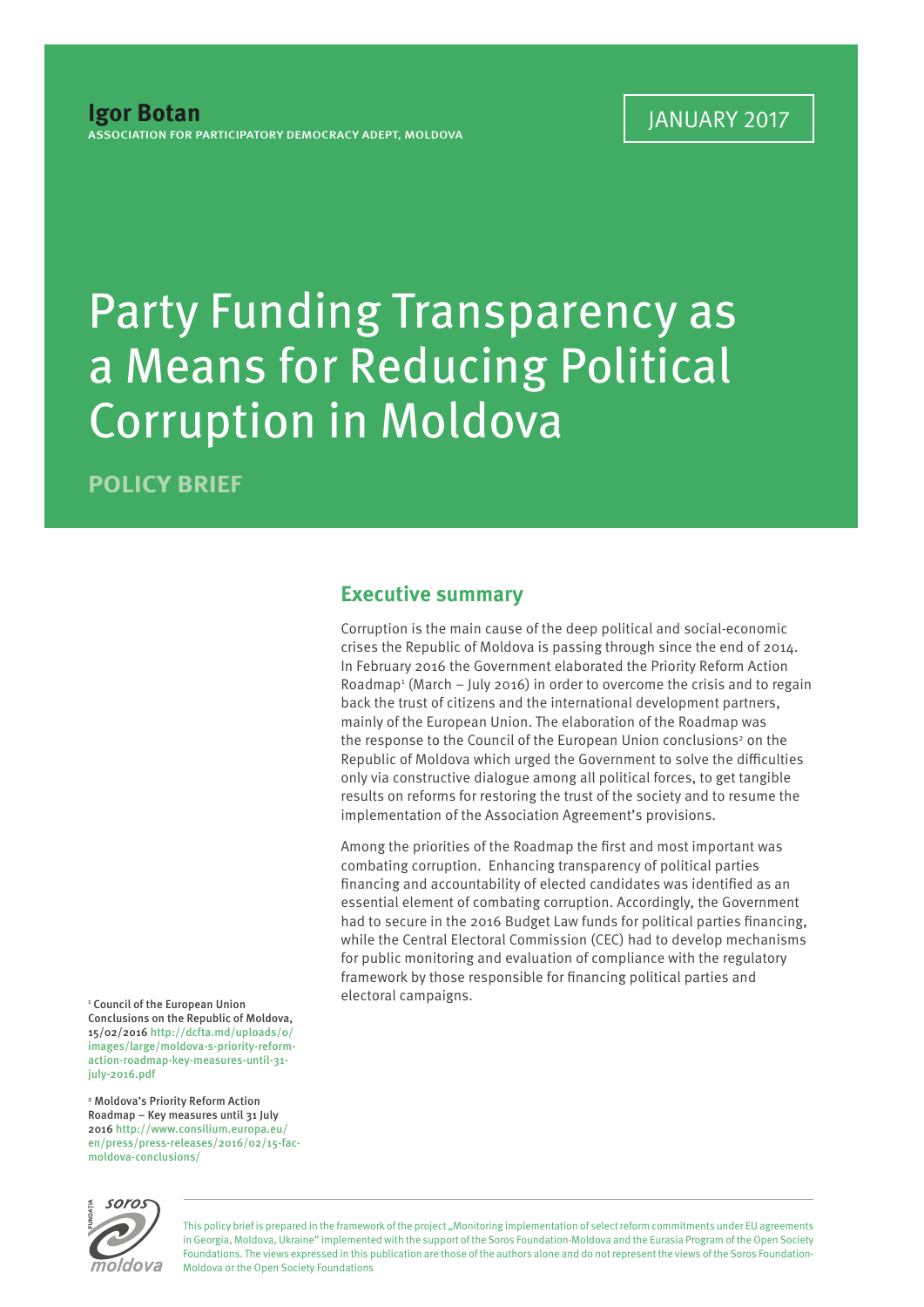**Igor Botan**
ASSOCIATION FOR PARTICIPATORY DEMOCRACY ADEPT, MOLDOVA

JANUARY 2017

# Party Funding Transparency as a Means for Reducing Political Corruption in Moldova

**POLICY BRIEF**

## Executive summary

Corruption is the main cause of the deep political and social-economic crises the Republic of Moldova is passing through since the end of 2014. In February 2016 the Government elaborated the Priority Reform Action Roadmap[1] (March – July 2016) in order to overcome the crisis and to regain back the trust of citizens and the international development partners, mainly of the European Union. The elaboration of the Roadmap was the response to the Council of the European Union conclusions[2] on the Republic of Moldova which urged the Government to solve the difficulties only via constructive dialogue among all political forces, to get tangible results on reforms for restoring the trust of the society and to resume the implementation of the Association Agreement's provisions.

Among the priorities of the Roadmap the first and most important was combating corruption. Enhancing transparency of political parties financing and accountability of elected candidates was identified as an essential element of combating corruption. Accordingly, the Government had to secure in the 2016 Budget Law funds for political parties financing, while the Central Electoral Commission (CEC) had to develop mechanisms for public monitoring and evaluation of compliance with the regulatory framework by those responsible for financing political parties and electoral campaigns.

[1] Council of the European Union Conclusions on the Republic of Moldova, 15/02/2016 http://dcfta.md/uploads/0/images/large/moldova-s-priority-reform-action-roadmap-key-measures-until-31-july-2016.pdf

[2] Moldova's Priority Reform Action Roadmap – Key measures until 31 July 2016 http://www.consilium.europa.eu/en/press/press-releases/2016/02/15-fac-moldova-conclusions/

This policy brief is prepared in the framework of the project „Monitoring implementation of select reform commitments under EU agreements in Georgia, Moldova, Ukraine" implemented with the support of the Soros Foundation-Moldova and the Eurasia Program of the Open Society Foundations. The views expressed in this publication are those of the authors alone and do not represent the views of the Soros Foundation-Moldova or the Open Society Foundations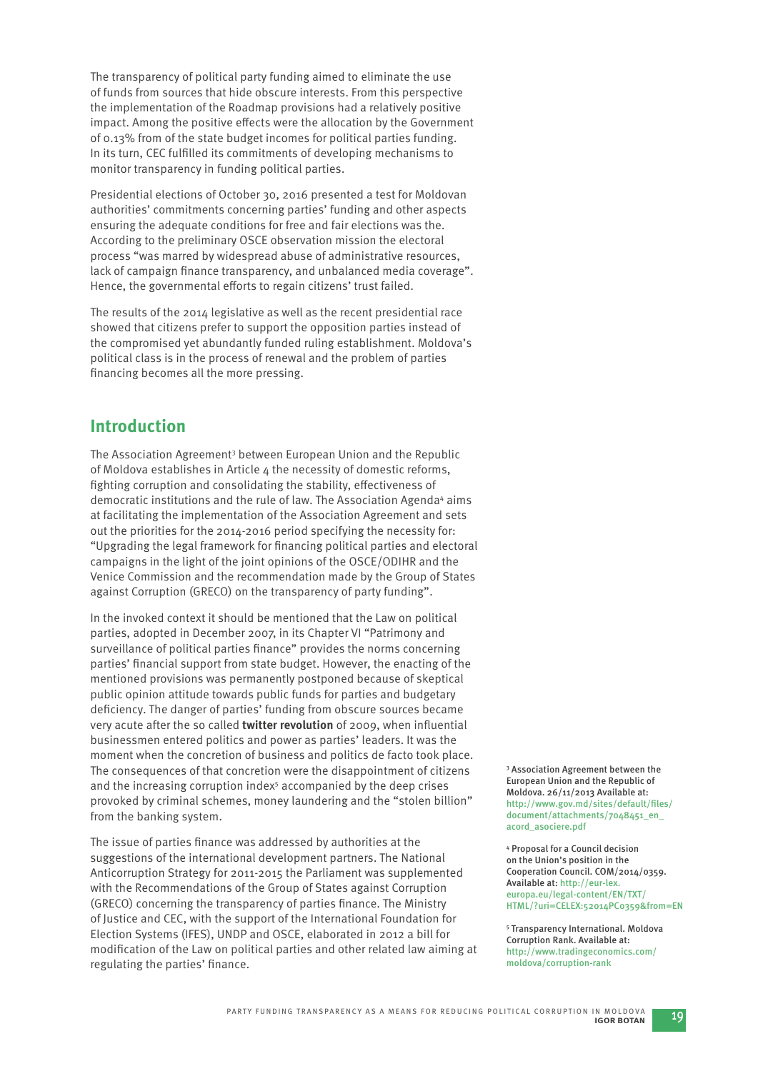The transparency of political party funding aimed to eliminate the use of funds from sources that hide obscure interests. From this perspective the implementation of the Roadmap provisions had a relatively positive impact. Among the positive effects were the allocation by the Government of 0.13% from of the state budget incomes for political parties funding. In its turn, CEC fulfilled its commitments of developing mechanisms to monitor transparency in funding political parties.

Presidential elections of October 30, 2016 presented a test for Moldovan authorities' commitments concerning parties' funding and other aspects ensuring the adequate conditions for free and fair elections was the. According to the preliminary OSCE observation mission the electoral process "was marred by widespread abuse of administrative resources, lack of campaign finance transparency, and unbalanced media coverage". Hence, the governmental efforts to regain citizens' trust failed.

The results of the 2014 legislative as well as the recent presidential race showed that citizens prefer to support the opposition parties instead of the compromised yet abundantly funded ruling establishment. Moldova's political class is in the process of renewal and the problem of parties financing becomes all the more pressing.

## Introduction

The Association Agreement[3] between European Union and the Republic of Moldova establishes in Article 4 the necessity of domestic reforms, fighting corruption and consolidating the stability, effectiveness of democratic institutions and the rule of law. The Association Agenda[4] aims at facilitating the implementation of the Association Agreement and sets out the priorities for the 2014-2016 period specifying the necessity for: "Upgrading the legal framework for financing political parties and electoral campaigns in the light of the joint opinions of the OSCE/ODIHR and the Venice Commission and the recommendation made by the Group of States against Corruption (GRECO) on the transparency of party funding".

In the invoked context it should be mentioned that the Law on political parties, adopted in December 2007, in its Chapter VI "Patrimony and surveillance of political parties finance" provides the norms concerning parties' financial support from state budget. However, the enacting of the mentioned provisions was permanently postponed because of skeptical public opinion attitude towards public funds for parties and budgetary deficiency. The danger of parties' funding from obscure sources became very acute after the so called **twitter revolution** of 2009, when influential businessmen entered politics and power as parties' leaders. It was the moment when the concretion of business and politics de facto took place. The consequences of that concretion were the disappointment of citizens and the increasing corruption index[5] accompanied by the deep crises provoked by criminal schemes, money laundering and the "stolen billion" from the banking system.

The issue of parties finance was addressed by authorities at the suggestions of the international development partners. The National Anticorruption Strategy for 2011-2015 the Parliament was supplemented with the Recommendations of the Group of States against Corruption (GRECO) concerning the transparency of parties finance. The Ministry of Justice and CEC, with the support of the International Foundation for Election Systems (IFES), UNDP and OSCE, elaborated in 2012 a bill for modification of the Law on political parties and other related law aiming at regulating the parties' finance.

[3] Association Agreement between the European Union and the Republic of Moldova. 26/11/2013 Available at: http://www.gov.md/sites/default/files/document/attachments/7048451_en_acord_asociere.pdf

[4] Proposal for a Council decision on the Union's position in the Cooperation Council. COM/2014/0359. Available at: http://eur-lex.europa.eu/legal-content/EN/TXT/HTML/?uri=CELEX:52014PC0359&from=EN

[5] Transparency International. Moldova Corruption Rank. Available at: http://www.tradingeconomics.com/moldova/corruption-rank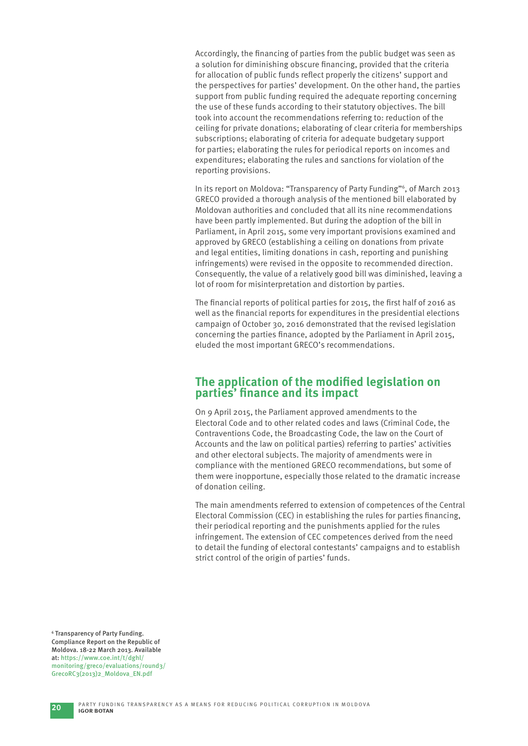Accordingly, the financing of parties from the public budget was seen as a solution for diminishing obscure financing, provided that the criteria for allocation of public funds reflect properly the citizens' support and the perspectives for parties' development. On the other hand, the parties support from public funding required the adequate reporting concerning the use of these funds according to their statutory objectives. The bill took into account the recommendations referring to: reduction of the ceiling for private donations; elaborating of clear criteria for memberships subscriptions; elaborating of criteria for adequate budgetary support for parties; elaborating the rules for periodical reports on incomes and expenditures; elaborating the rules and sanctions for violation of the reporting provisions.

In its report on Moldova: "Transparency of Party Funding"[6], of March 2013 GRECO provided a thorough analysis of the mentioned bill elaborated by Moldovan authorities and concluded that all its nine recommendations have been partly implemented. But during the adoption of the bill in Parliament, in April 2015, some very important provisions examined and approved by GRECO (establishing a ceiling on donations from private and legal entities, limiting donations in cash, reporting and punishing infringements) were revised in the opposite to recommended direction. Consequently, the value of a relatively good bill was diminished, leaving a lot of room for misinterpretation and distortion by parties.

The financial reports of political parties for 2015, the first half of 2016 as well as the financial reports for expenditures in the presidential elections campaign of October 30, 2016 demonstrated that the revised legislation concerning the parties finance, adopted by the Parliament in April 2015, eluded the most important GRECO's recommendations.

## The application of the modified legislation on parties' finance and its impact

On 9 April 2015, the Parliament approved amendments to the Electoral Code and to other related codes and laws (Criminal Code, the Contraventions Code, the Broadcasting Code, the law on the Court of Accounts and the law on political parties) referring to parties' activities and other electoral subjects. The majority of amendments were in compliance with the mentioned GRECO recommendations, but some of them were inopportune, especially those related to the dramatic increase of donation ceiling.

The main amendments referred to extension of competences of the Central Electoral Commission (CEC) in establishing the rules for parties financing, their periodical reporting and the punishments applied for the rules infringement. The extension of CEC competences derived from the need to detail the funding of electoral contestants' campaigns and to establish strict control of the origin of parties' funds.

[6] Transparency of Party Funding. Compliance Report on the Republic of Moldova. 18-22 March 2013. Available at: https://www.coe.int/t/dghl/monitoring/greco/evaluations/round3/GrecoRC3(2013)2_Moldova_EN.pdf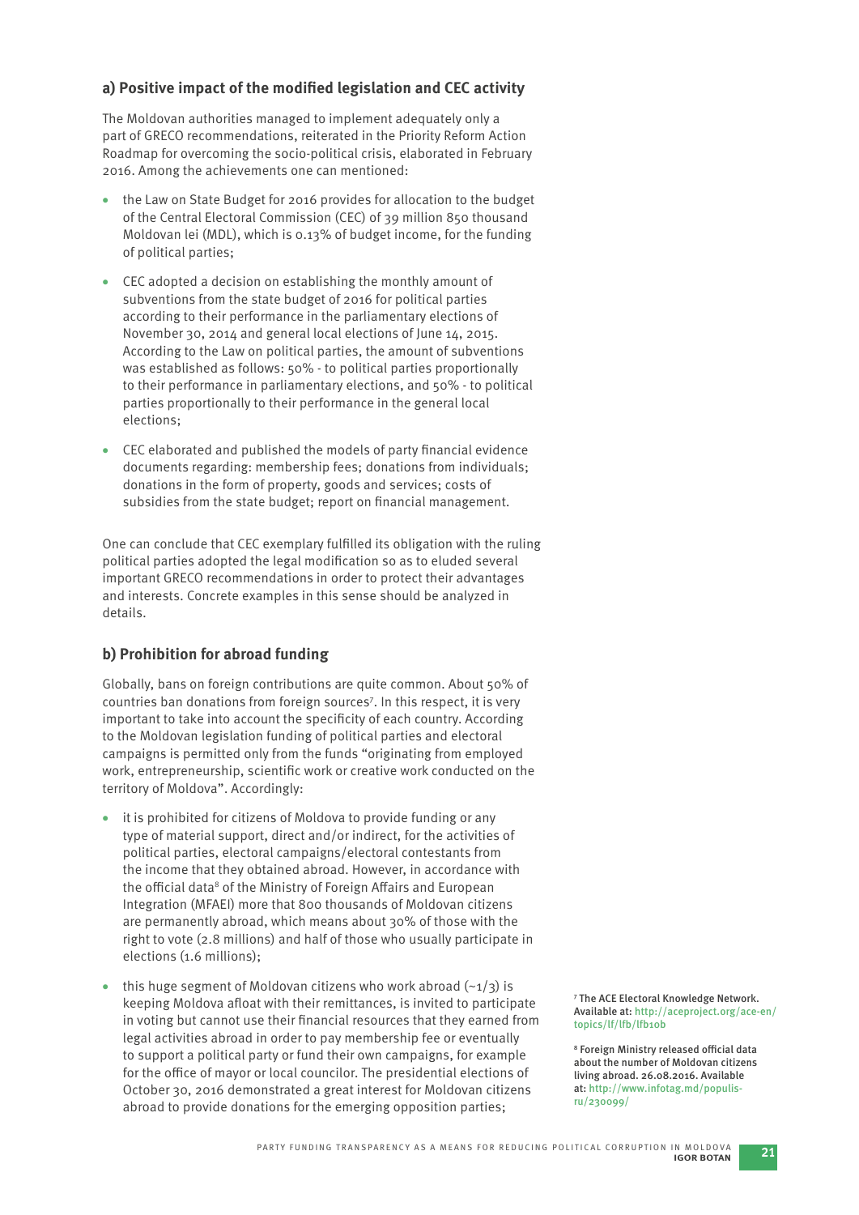### a) Positive impact of the modified legislation and CEC activity

The Moldovan authorities managed to implement adequately only a part of GRECO recommendations, reiterated in the Priority Reform Action Roadmap for overcoming the socio-political crisis, elaborated in February 2016. Among the achievements one can mentioned:

- the Law on State Budget for 2016 provides for allocation to the budget of the Central Electoral Commission (CEC) of 39 million 850 thousand Moldovan lei (MDL), which is 0.13% of budget income, for the funding of political parties;
- CEC adopted a decision on establishing the monthly amount of subventions from the state budget of 2016 for political parties according to their performance in the parliamentary elections of November 30, 2014 and general local elections of June 14, 2015. According to the Law on political parties, the amount of subventions was established as follows: 50% - to political parties proportionally to their performance in parliamentary elections, and 50% - to political parties proportionally to their performance in the general local elections;
- CEC elaborated and published the models of party financial evidence documents regarding: membership fees; donations from individuals; donations in the form of property, goods and services; costs of subsidies from the state budget; report on financial management.

One can conclude that CEC exemplary fulfilled its obligation with the ruling political parties adopted the legal modification so as to eluded several important GRECO recommendations in order to protect their advantages and interests. Concrete examples in this sense should be analyzed in details.

### b) Prohibition for abroad funding

Globally, bans on foreign contributions are quite common. About 50% of countries ban donations from foreign sources[7]. In this respect, it is very important to take into account the specificity of each country. According to the Moldovan legislation funding of political parties and electoral campaigns is permitted only from the funds "originating from employed work, entrepreneurship, scientific work or creative work conducted on the territory of Moldova". Accordingly:

- it is prohibited for citizens of Moldova to provide funding or any type of material support, direct and/or indirect, for the activities of political parties, electoral campaigns/electoral contestants from the income that they obtained abroad. However, in accordance with the official data[8] of the Ministry of Foreign Affairs and European Integration (MFAEI) more that 800 thousands of Moldovan citizens are permanently abroad, which means about 30% of those with the right to vote (2.8 millions) and half of those who usually participate in elections (1.6 millions);
- this huge segment of Moldovan citizens who work abroad (~1/3) is keeping Moldova afloat with their remittances, is invited to participate in voting but cannot use their financial resources that they earned from legal activities abroad in order to pay membership fee or eventually to support a political party or fund their own campaigns, for example for the office of mayor or local councilor. The presidential elections of October 30, 2016 demonstrated a great interest for Moldovan citizens abroad to provide donations for the emerging opposition parties;

[7] The ACE Electoral Knowledge Network. Available at: http://aceproject.org/ace-en/topics/lf/lfb/lfb10b

[8] Foreign Ministry released official data about the number of Moldovan citizens living abroad. 26.08.2016. Available at: http://www.infotag.md/populis-ru/230099/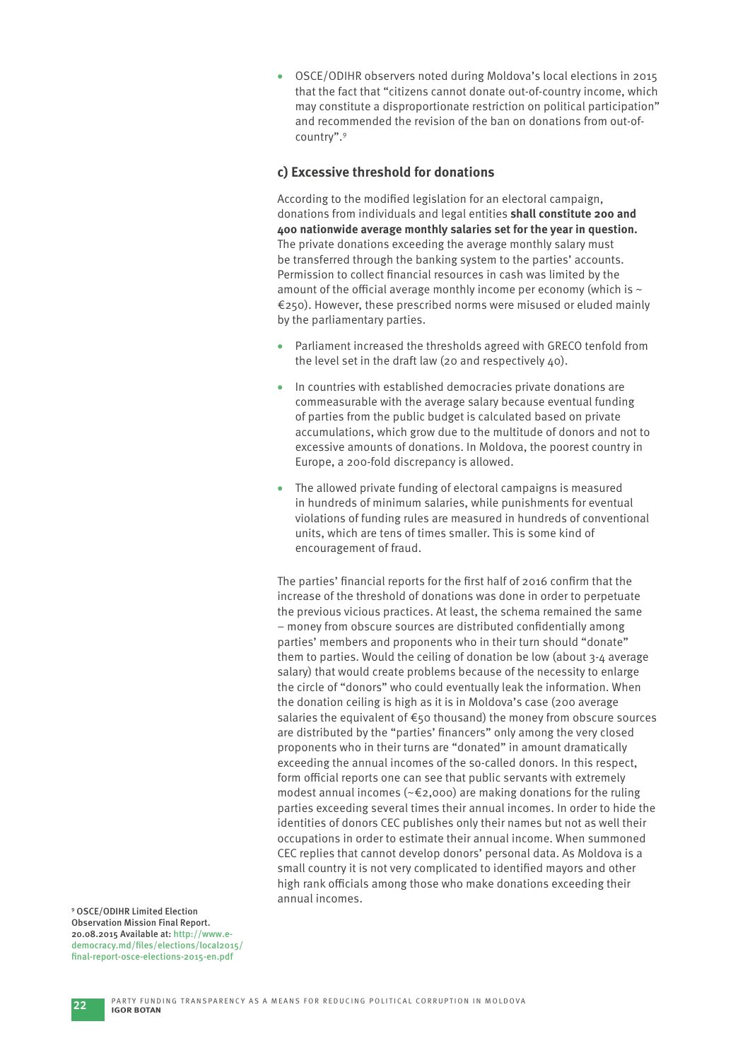- OSCE/ODIHR observers noted during Moldova's local elections in 2015 that the fact that "citizens cannot donate out-of-country income, which may constitute a disproportionate restriction on political participation" and recommended the revision of the ban on donations from out-of-country".[9]

### c) Excessive threshold for donations

According to the modified legislation for an electoral campaign, donations from individuals and legal entities **shall constitute 200 and 400 nationwide average monthly salaries set for the year in question.** The private donations exceeding the average monthly salary must be transferred through the banking system to the parties' accounts. Permission to collect financial resources in cash was limited by the amount of the official average monthly income per economy (which is ~ €250). However, these prescribed norms were misused or eluded mainly by the parliamentary parties.

- Parliament increased the thresholds agreed with GRECO tenfold from the level set in the draft law (20 and respectively 40).
- In countries with established democracies private donations are commeasurable with the average salary because eventual funding of parties from the public budget is calculated based on private accumulations, which grow due to the multitude of donors and not to excessive amounts of donations. In Moldova, the poorest country in Europe, a 200-fold discrepancy is allowed.
- The allowed private funding of electoral campaigns is measured in hundreds of minimum salaries, while punishments for eventual violations of funding rules are measured in hundreds of conventional units, which are tens of times smaller. This is some kind of encouragement of fraud.

The parties' financial reports for the first half of 2016 confirm that the increase of the threshold of donations was done in order to perpetuate the previous vicious practices. At least, the schema remained the same – money from obscure sources are distributed confidentially among parties' members and proponents who in their turn should "donate" them to parties. Would the ceiling of donation be low (about 3-4 average salary) that would create problems because of the necessity to enlarge the circle of "donors" who could eventually leak the information. When the donation ceiling is high as it is in Moldova's case (200 average salaries the equivalent of €50 thousand) the money from obscure sources are distributed by the "parties' financers" only among the very closed proponents who in their turns are "donated" in amount dramatically exceeding the annual incomes of the so-called donors. In this respect, form official reports one can see that public servants with extremely modest annual incomes (~€2,000) are making donations for the ruling parties exceeding several times their annual incomes. In order to hide the identities of donors CEC publishes only their names but not as well their occupations in order to estimate their annual income. When summoned CEC replies that cannot develop donors' personal data. As Moldova is a small country it is not very complicated to identified mayors and other high rank officials among those who make donations exceeding their annual incomes.

[9] OSCE/ODIHR Limited Election Observation Mission Final Report. 20.08.2015 Available at: http://www.e-democracy.md/files/elections/local2015/final-report-osce-elections-2015-en.pdf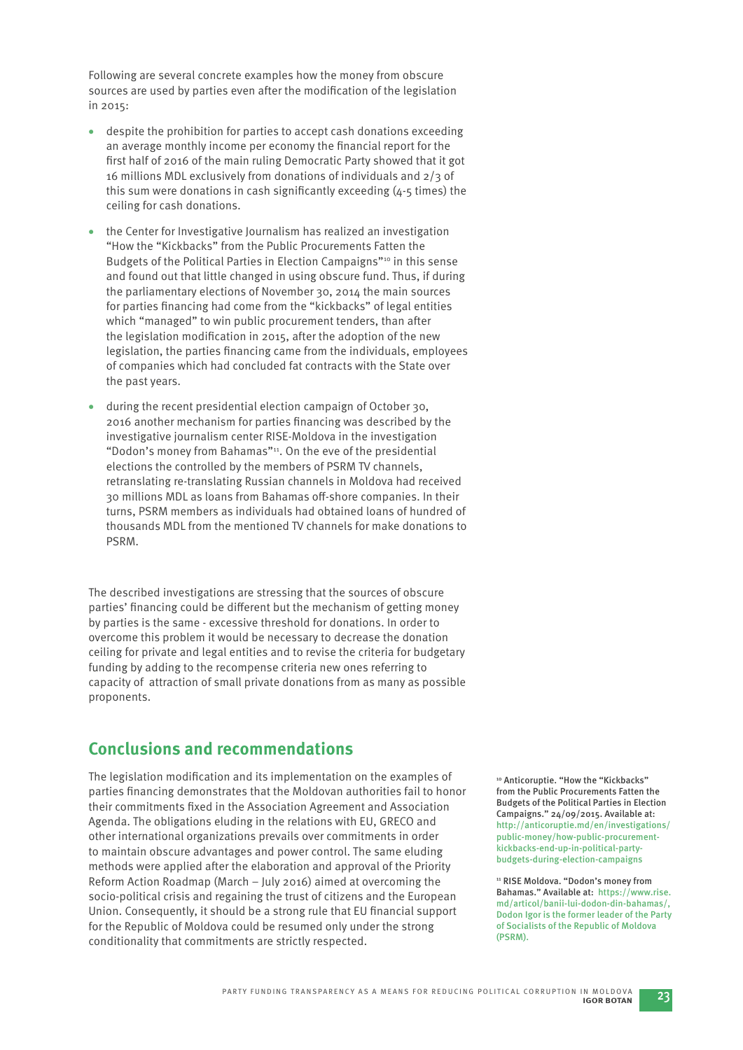Following are several concrete examples how the money from obscure sources are used by parties even after the modification of the legislation in 2015:

- despite the prohibition for parties to accept cash donations exceeding an average monthly income per economy the financial report for the first half of 2016 of the main ruling Democratic Party showed that it got 16 millions MDL exclusively from donations of individuals and 2/3 of this sum were donations in cash significantly exceeding (4-5 times) the ceiling for cash donations.
- the Center for Investigative Journalism has realized an investigation "How the "Kickbacks" from the Public Procurements Fatten the Budgets of the Political Parties in Election Campaigns"[10] in this sense and found out that little changed in using obscure fund. Thus, if during the parliamentary elections of November 30, 2014 the main sources for parties financing had come from the "kickbacks" of legal entities which "managed" to win public procurement tenders, than after the legislation modification in 2015, after the adoption of the new legislation, the parties financing came from the individuals, employees of companies which had concluded fat contracts with the State over the past years.
- during the recent presidential election campaign of October 30, 2016 another mechanism for parties financing was described by the investigative journalism center RISE-Moldova in the investigation "Dodon's money from Bahamas"[11]. On the eve of the presidential elections the controlled by the members of PSRM TV channels, retranslating re-translating Russian channels in Moldova had received 30 millions MDL as loans from Bahamas off-shore companies. In their turns, PSRM members as individuals had obtained loans of hundred of thousands MDL from the mentioned TV channels for make donations to PSRM.

The described investigations are stressing that the sources of obscure parties' financing could be different but the mechanism of getting money by parties is the same - excessive threshold for donations. In order to overcome this problem it would be necessary to decrease the donation ceiling for private and legal entities and to revise the criteria for budgetary funding by adding to the recompense criteria new ones referring to capacity of attraction of small private donations from as many as possible proponents.

## Conclusions and recommendations

The legislation modification and its implementation on the examples of parties financing demonstrates that the Moldovan authorities fail to honor their commitments fixed in the Association Agreement and Association Agenda. The obligations eluding in the relations with EU, GRECO and other international organizations prevails over commitments in order to maintain obscure advantages and power control. The same eluding methods were applied after the elaboration and approval of the Priority Reform Action Roadmap (March – July 2016) aimed at overcoming the socio-political crisis and regaining the trust of citizens and the European Union. Consequently, it should be a strong rule that EU financial support for the Republic of Moldova could be resumed only under the strong conditionality that commitments are strictly respected.

[10] Anticoruptie. "How the "Kickbacks" from the Public Procurements Fatten the Budgets of the Political Parties in Election Campaigns." 24/09/2015. Available at: http://anticoruptie.md/en/investigations/public-money/how-public-procurement-kickbacks-end-up-in-political-party-budgets-during-election-campaigns

[11] RISE Moldova. "Dodon's money from Bahamas." Available at: https://www.rise.md/articol/banii-lui-dodon-din-bahamas/, Dodon Igor is the former leader of the Party of Socialists of the Republic of Moldova (PSRM).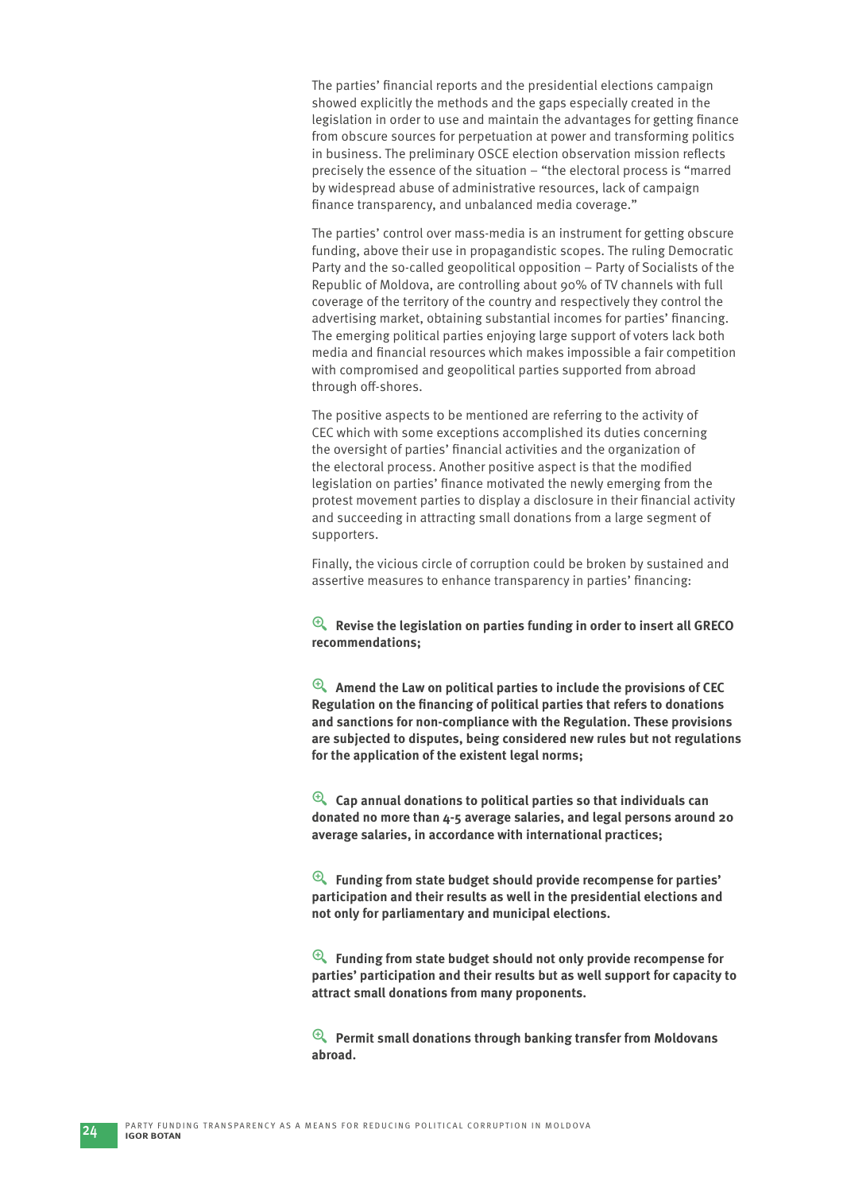The parties' financial reports and the presidential elections campaign showed explicitly the methods and the gaps especially created in the legislation in order to use and maintain the advantages for getting finance from obscure sources for perpetuation at power and transforming politics in business. The preliminary OSCE election observation mission reflects precisely the essence of the situation – "the electoral process is "marred by widespread abuse of administrative resources, lack of campaign finance transparency, and unbalanced media coverage."

The parties' control over mass-media is an instrument for getting obscure funding, above their use in propagandistic scopes. The ruling Democratic Party and the so-called geopolitical opposition – Party of Socialists of the Republic of Moldova, are controlling about 90% of TV channels with full coverage of the territory of the country and respectively they control the advertising market, obtaining substantial incomes for parties' financing. The emerging political parties enjoying large support of voters lack both media and financial resources which makes impossible a fair competition with compromised and geopolitical parties supported from abroad through off-shores.

The positive aspects to be mentioned are referring to the activity of CEC which with some exceptions accomplished its duties concerning the oversight of parties' financial activities and the organization of the electoral process. Another positive aspect is that the modified legislation on parties' finance motivated the newly emerging from the protest movement parties to display a disclosure in their financial activity and succeeding in attracting small donations from a large segment of supporters.

Finally, the vicious circle of corruption could be broken by sustained and assertive measures to enhance transparency in parties' financing:

- **Revise the legislation on parties funding in order to insert all GRECO recommendations;**

- **Amend the Law on political parties to include the provisions of CEC Regulation on the financing of political parties that refers to donations and sanctions for non-compliance with the Regulation. These provisions are subjected to disputes, being considered new rules but not regulations for the application of the existent legal norms;**

- **Cap annual donations to political parties so that individuals can donated no more than 4-5 average salaries, and legal persons around 20 average salaries, in accordance with international practices;**

- **Funding from state budget should provide recompense for parties' participation and their results as well in the presidential elections and not only for parliamentary and municipal elections.**

- **Funding from state budget should not only provide recompense for parties' participation and their results but as well support for capacity to attract small donations from many proponents.**

- **Permit small donations through banking transfer from Moldovans abroad.**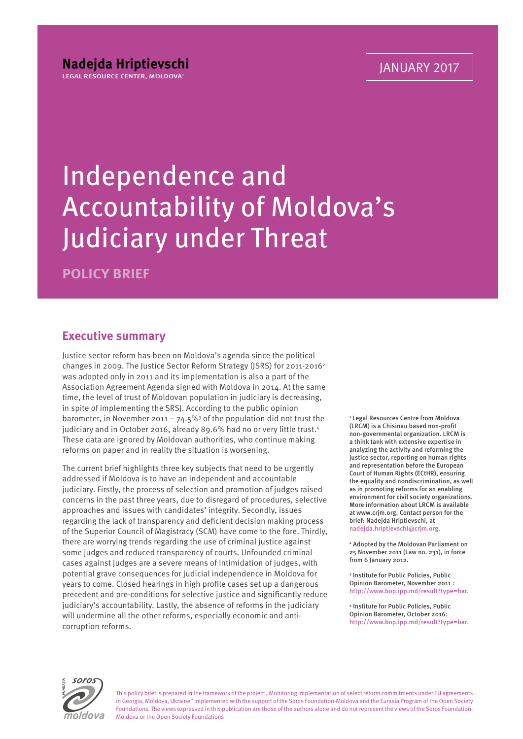**Nadejda Hriptievschi**

LEGAL RESOURCE CENTER, MOLDOVA[1]

JANUARY 2017

# Independence and Accountability of Moldova's Judiciary under Threat

**POLICY BRIEF**

## Executive summary

Justice sector reform has been on Moldova's agenda since the political changes in 2009. The Justice Sector Reform Strategy (JSRS) for 2011-2016[2] was adopted only in 2011 and its implementation is also a part of the Association Agreement Agenda signed with Moldova in 2014. At the same time, the level of trust of Moldovan population in judiciary is decreasing, in spite of implementing the SRSJ. According to the public opinion barometer, in November 2011 – 74.5%[3] of the population did not trust the judiciary and in October 2016, already 89.6% had no or very little trust.[4] These data are ignored by Moldovan authorities, who continue making reforms on paper and in reality the situation is worsening.

The current brief highlights three key subjects that need to be urgently addressed if Moldova is to have an independent and accountable judiciary. Firstly, the process of selection and promotion of judges raised concerns in the past three years, due to disregard of procedures, selective approaches and issues with candidates' integrity. Secondly, issues regarding the lack of transparency and deficient decision making process of the Superior Council of Magistracy (SCM) have come to the fore. Thirdly, there are worrying trends regarding the use of criminal justice against some judges and reduced transparency of courts. Unfounded criminal cases against judges are a severe means of intimidation of judges, with potential grave consequences for judicial independence in Moldova for years to come. Closed hearings in high profile cases set up a dangerous precedent and pre-conditions for selective justice and significantly reduce judiciary's accountability. Lastly, the absence of reforms in the judiciary will undermine all the other reforms, especially economic and anti-corruption reforms.

[1] Legal Resources Centre from Moldova (LRCM) is a Chisinau based non-profit non-governmental organization. LRCM is a think tank with extensive expertise in analyzing the activity and reforming the justice sector, reporting on human rights and representation before the European Court of Human Rights (ECtHR), ensuring the equality and nondiscrimination, as well as in promoting reforms for an enabling environment for civil society organizations. More information about LRCM is available at www.crjm.org. Contact person for the brief: Nadejda Hriptievschi, at nadejda.hriptievschi@crjm.org.

[2] Adopted by the Moldovan Parliament on 25 November 2011 (Law no. 231), in force from 6 January 2012.

[3] Institute for Public Policies, Public Opinion Barometer, November 2011 : http://www.bop.ipp.md/result?type=bar.

[4] Institute for Public Policies, Public Opinion Barometer, October 2016: http://www.bop.ipp.md/result?type=bar.

This policy brief is prepared in the framework of the project „Monitoring implementation of select reform commitments under EU agreements in Georgia, Moldova, Ukraine" implemented with the support of the Soros Foundation-Moldova and the Eurasia Program of the Open Society Foundations. The views expressed in this publication are those of the authors alone and do not represent the views of the Soros Foundation-Moldova or the Open Society Foundations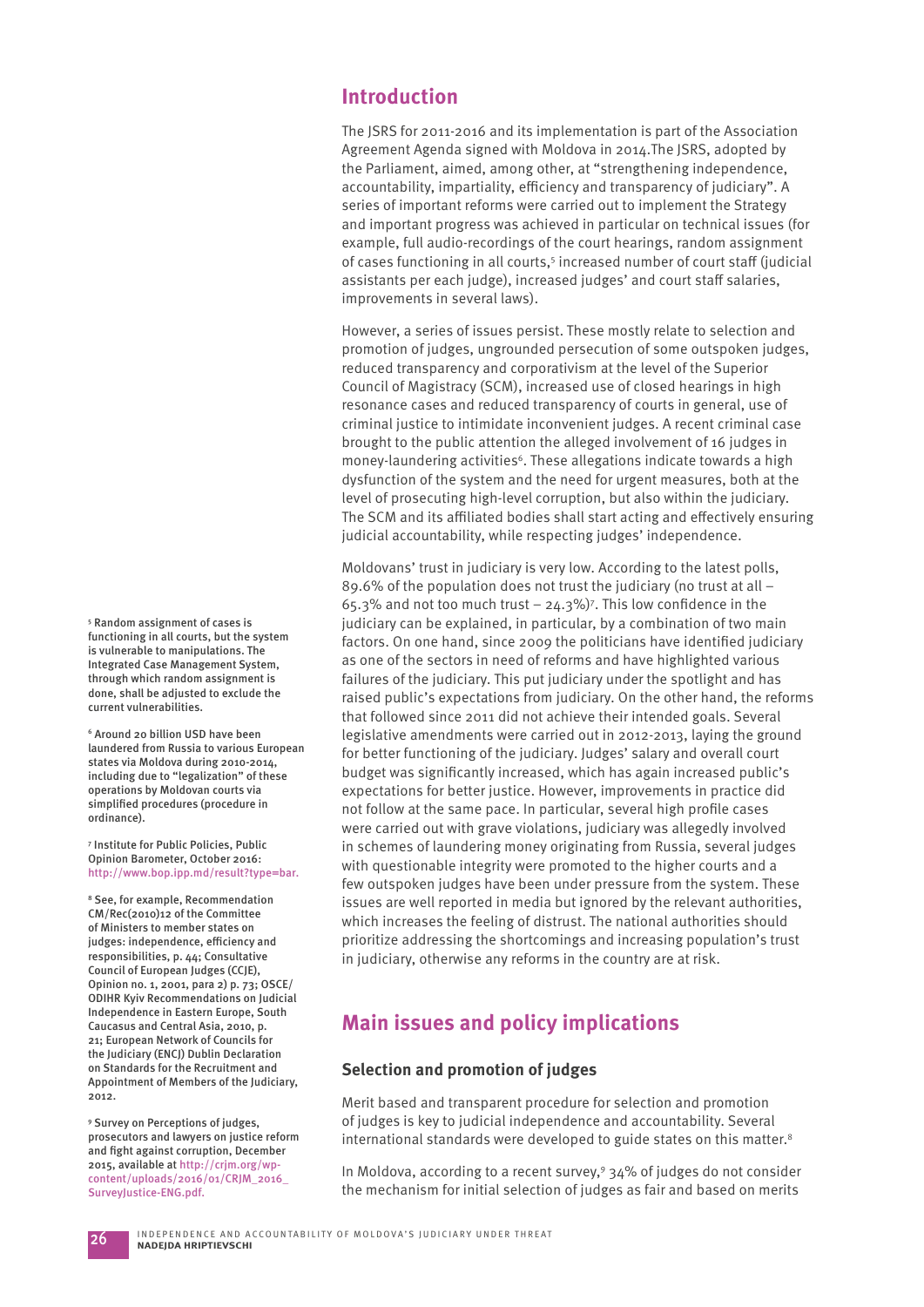## Introduction

The JSRS for 2011-2016 and its implementation is part of the Association Agreement Agenda signed with Moldova in 2014.The JSRS, adopted by the Parliament, aimed, among other, at "strengthening independence, accountability, impartiality, efficiency and transparency of judiciary". A series of important reforms were carried out to implement the Strategy and important progress was achieved in particular on technical issues (for example, full audio-recordings of the court hearings, random assignment of cases functioning in all courts,[5] increased number of court staff (judicial assistants per each judge), increased judges' and court staff salaries, improvements in several laws).

However, a series of issues persist. These mostly relate to selection and promotion of judges, ungrounded persecution of some outspoken judges, reduced transparency and corporativism at the level of the Superior Council of Magistracy (SCM), increased use of closed hearings in high resonance cases and reduced transparency of courts in general, use of criminal justice to intimidate inconvenient judges. A recent criminal case brought to the public attention the alleged involvement of 16 judges in money-laundering activities[6]. These allegations indicate towards a high dysfunction of the system and the need for urgent measures, both at the level of prosecuting high-level corruption, but also within the judiciary. The SCM and its affiliated bodies shall start acting and effectively ensuring judicial accountability, while respecting judges' independence.

Moldovans' trust in judiciary is very low. According to the latest polls, 89.6% of the population does not trust the judiciary (no trust at all – 65.3% and not too much trust – 24.3%)[7]. This low confidence in the judiciary can be explained, in particular, by a combination of two main factors. On one hand, since 2009 the politicians have identified judiciary as one of the sectors in need of reforms and have highlighted various failures of the judiciary. This put judiciary under the spotlight and has raised public's expectations from judiciary. On the other hand, the reforms that followed since 2011 did not achieve their intended goals. Several legislative amendments were carried out in 2012-2013, laying the ground for better functioning of the judiciary. Judges' salary and overall court budget was significantly increased, which has again increased public's expectations for better justice. However, improvements in practice did not follow at the same pace. In particular, several high profile cases were carried out with grave violations, judiciary was allegedly involved in schemes of laundering money originating from Russia, several judges with questionable integrity were promoted to the higher courts and a few outspoken judges have been under pressure from the system. These issues are well reported in media but ignored by the relevant authorities, which increases the feeling of distrust. The national authorities should prioritize addressing the shortcomings and increasing population's trust in judiciary, otherwise any reforms in the country are at risk.

## Main issues and policy implications

### Selection and promotion of judges

Merit based and transparent procedure for selection and promotion of judges is key to judicial independence and accountability. Several international standards were developed to guide states on this matter.[8]

In Moldova, according to a recent survey,[9] 34% of judges do not consider the mechanism for initial selection of judges as fair and based on merits

---

[5] Random assignment of cases is functioning in all courts, but the system is vulnerable to manipulations. The Integrated Case Management System, through which random assignment is done, shall be adjusted to exclude the current vulnerabilities.

[6] Around 20 billion USD have been laundered from Russia to various European states via Moldova during 2010-2014, including due to "legalization" of these operations by Moldovan courts via simplified procedures (procedure in ordinance).

[7] Institute for Public Policies, Public Opinion Barometer, October 2016: http://www.bop.ipp.md/result?type=bar.

[8] See, for example, Recommendation CM/Rec(2010)12 of the Committee of Ministers to member states on judges: independence, efficiency and responsibilities, p. 44; Consultative Council of European Judges (CCJE), Opinion no. 1, 2001, para 2) p. 73; OSCE/ODIHR Kyiv Recommendations on Judicial Independence in Eastern Europe, South Caucasus and Central Asia, 2010, p. 21; European Network of Councils for the Judiciary (ENCJ) Dublin Declaration on Standards for the Recruitment and Appointment of Members of the Judiciary, 2012.

[9] Survey on Perceptions of judges, prosecutors and lawyers on justice reform and fight against corruption, December 2015, available at http://crjm.org/wp-content/uploads/2016/01/CRJM_2016_SurveyJustice-ENG.pdf.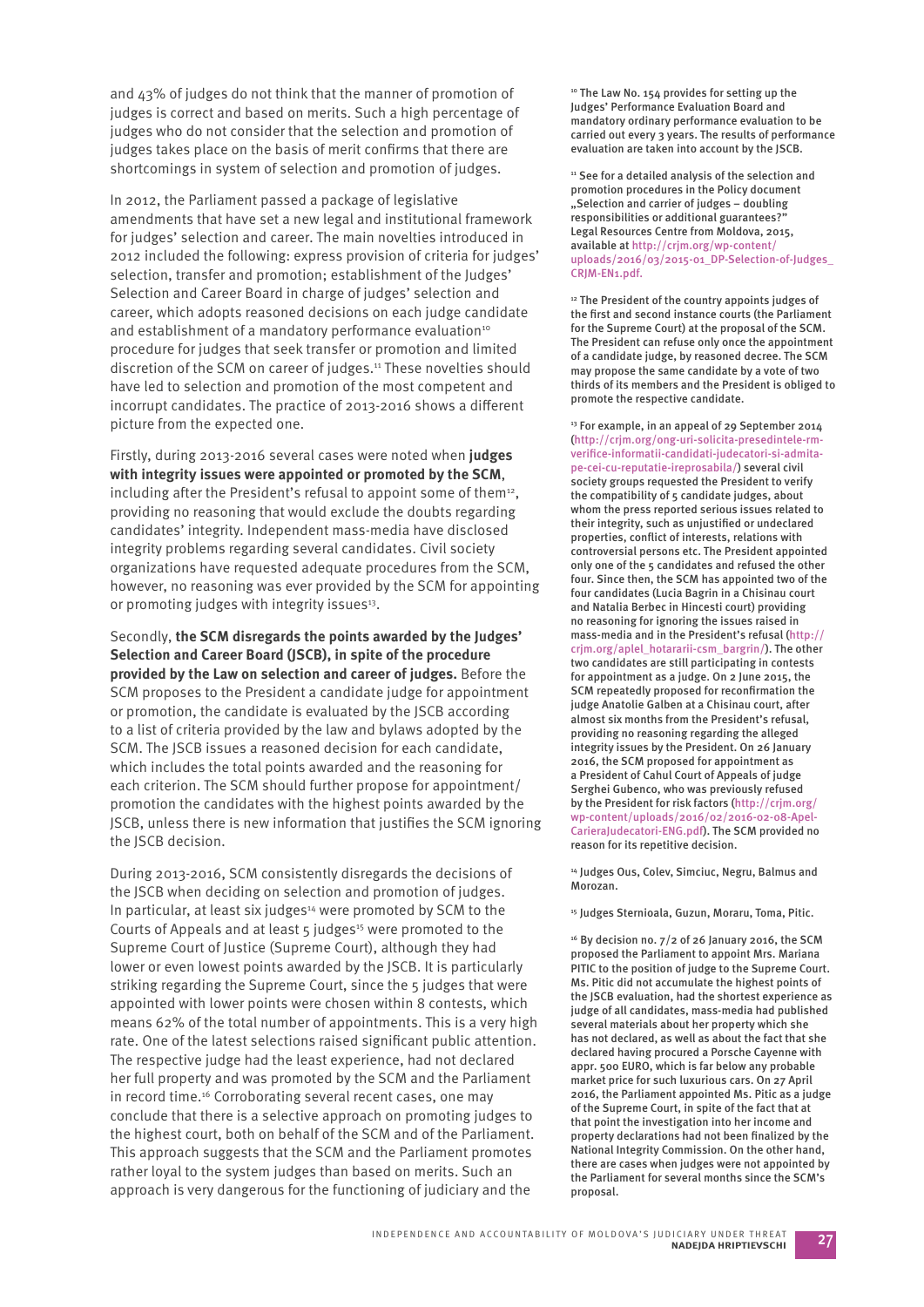and 43% of judges do not think that the manner of promotion of judges is correct and based on merits. Such a high percentage of judges who do not consider that the selection and promotion of judges takes place on the basis of merit confirms that there are shortcomings in system of selection and promotion of judges.

In 2012, the Parliament passed a package of legislative amendments that have set a new legal and institutional framework for judges' selection and career. The main novelties introduced in 2012 included the following: express provision of criteria for judges' selection, transfer and promotion; establishment of the Judges' Selection and Career Board in charge of judges' selection and career, which adopts reasoned decisions on each judge candidate and establishment of a mandatory performance evaluation[10] procedure for judges that seek transfer or promotion and limited discretion of the SCM on career of judges.[11] These novelties should have led to selection and promotion of the most competent and incorrupt candidates. The practice of 2013-2016 shows a different picture from the expected one.

Firstly, during 2013-2016 several cases were noted when **judges with integrity issues were appointed or promoted by the SCM**, including after the President's refusal to appoint some of them[12], providing no reasoning that would exclude the doubts regarding candidates' integrity. Independent mass-media have disclosed integrity problems regarding several candidates. Civil society organizations have requested adequate procedures from the SCM, however, no reasoning was ever provided by the SCM for appointing or promoting judges with integrity issues[13].

Secondly, **the SCM disregards the points awarded by the Judges' Selection and Career Board (JSCB), in spite of the procedure provided by the Law on selection and career of judges.** Before the SCM proposes to the President a candidate judge for appointment or promotion, the candidate is evaluated by the JSCB according to a list of criteria provided by the law and bylaws adopted by the SCM. The JSCB issues a reasoned decision for each candidate, which includes the total points awarded and the reasoning for each criterion. The SCM should further propose for appointment/promotion the candidates with the highest points awarded by the JSCB, unless there is new information that justifies the SCM ignoring the JSCB decision.

During 2013-2016, SCM consistently disregards the decisions of the JSCB when deciding on selection and promotion of judges. In particular, at least six judges[14] were promoted by SCM to the Courts of Appeals and at least 5 judges[15] were promoted to the Supreme Court of Justice (Supreme Court), although they had lower or even lowest points awarded by the JSCB. It is particularly striking regarding the Supreme Court, since the 5 judges that were appointed with lower points were chosen within 8 contests, which means 62% of the total number of appointments. This is a very high rate. One of the latest selections raised significant public attention. The respective judge had the least experience, had not declared her full property and was promoted by the SCM and the Parliament in record time.[16] Corroborating several recent cases, one may conclude that there is a selective approach on promoting judges to the highest court, both on behalf of the SCM and of the Parliament. This approach suggests that the SCM and the Parliament promotes rather loyal to the system judges than based on merits. Such an approach is very dangerous for the functioning of judiciary and the

[10] The Law No. 154 provides for setting up the Judges' Performance Evaluation Board and mandatory ordinary performance evaluation to be carried out every 3 years. The results of performance evaluation are taken into account by the JSCB.

[11] See for a detailed analysis of the selection and promotion procedures in the Policy document „Selection and carrier of judges – doubling responsibilities or additional guarantees?" Legal Resources Centre from Moldova, 2015, available at http://crjm.org/wp-content/uploads/2016/03/2015-01_DP-Selection-of-Judges_CRJM-EN1.pdf.

[12] The President of the country appoints judges of the first and second instance courts (the Parliament for the Supreme Court) at the proposal of the SCM. The President can refuse only once the appointment of a candidate judge, by reasoned decree. The SCM may propose the same candidate by a vote of two thirds of its members and the President is obliged to promote the respective candidate.

[13] For example, in an appeal of 29 September 2014 (http://crjm.org/ong-uri-solicita-presedintele-rm-verifice-informatii-candidati-judecatori-si-admita-pe-cei-cu-reputatie-ireprosabila/) several civil society groups requested the President to verify the compatibility of 5 candidate judges, about whom the press reported serious issues related to their integrity, such as unjustified or undeclared properties, conflict of interests, relations with controversial persons etc. The President appointed only one of the 5 candidates and refused the other four. Since then, the SCM has appointed two of the four candidates (Lucia Bagrin in a Chisinau court and Natalia Berbec in Hincesti court) providing no reasoning for ignoring the issues raised in mass-media and in the President's refusal (http://crjm.org/apel_hotararii-csm_bargrin/). The other two candidates are still participating in contests for appointment as a judge. On 2 June 2015, the SCM repeatedly proposed for reconfirmation the judge Anatolie Galben at a Chisinau court, after almost six months from the President's refusal, providing no reasoning regarding the alleged integrity issues by the President. On 26 January 2016, the SCM proposed for appointment as a President of Cahul Court of Appeals of judge Serghei Gubenco, who was previously refused by the President for risk factors (http://crjm.org/wp-content/uploads/2016/02/2016-02-08-Apel-CarieraJudecatori-ENG.pdf). The SCM provided no reason for its repetitive decision.

[14] Judges Ous, Colev, Simciuc, Negru, Balmus and Morozan.

[15] Judges Sternioala, Guzun, Moraru, Toma, Pitic.

[16] By decision no. 7/2 of 26 January 2016, the SCM proposed the Parliament to appoint Mrs. Mariana PITIC to the position of judge to the Supreme Court. Ms. Pitic did not accumulate the highest points of the JSCB evaluation, had the shortest experience as judge of all candidates, mass-media had published several materials about her property which she has not declared, as well as about the fact that she declared having procured a Porsche Cayenne with appr. 500 EURO, which is far below any probable market price for such luxurious cars. On 27 April 2016, the Parliament appointed Ms. Pitic as a judge of the Supreme Court, in spite of the fact that at that point the investigation into her income and property declarations had not been finalized by the National Integrity Commission. On the other hand, there are cases when judges were not appointed by the Parliament for several months since the SCM's proposal.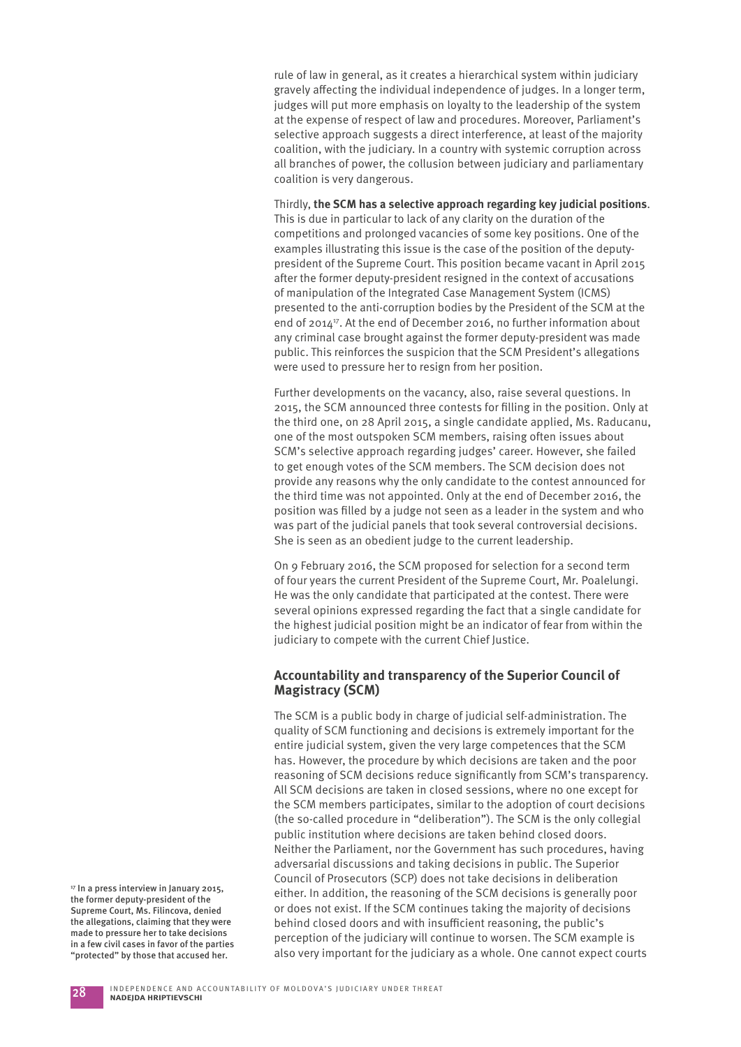rule of law in general, as it creates a hierarchical system within judiciary gravely affecting the individual independence of judges. In a longer term, judges will put more emphasis on loyalty to the leadership of the system at the expense of respect of law and procedures. Moreover, Parliament's selective approach suggests a direct interference, at least of the majority coalition, with the judiciary. In a country with systemic corruption across all branches of power, the collusion between judiciary and parliamentary coalition is very dangerous.

Thirdly, **the SCM has a selective approach regarding key judicial positions**. This is due in particular to lack of any clarity on the duration of the competitions and prolonged vacancies of some key positions. One of the examples illustrating this issue is the case of the position of the deputy-president of the Supreme Court. This position became vacant in April 2015 after the former deputy-president resigned in the context of accusations of manipulation of the Integrated Case Management System (ICMS) presented to the anti-corruption bodies by the President of the SCM at the end of 2014[17]. At the end of December 2016, no further information about any criminal case brought against the former deputy-president was made public. This reinforces the suspicion that the SCM President's allegations were used to pressure her to resign from her position.

Further developments on the vacancy, also, raise several questions. In 2015, the SCM announced three contests for filling in the position. Only at the third one, on 28 April 2015, a single candidate applied, Ms. Raducanu, one of the most outspoken SCM members, raising often issues about SCM's selective approach regarding judges' career. However, she failed to get enough votes of the SCM members. The SCM decision does not provide any reasons why the only candidate to the contest announced for the third time was not appointed. Only at the end of December 2016, the position was filled by a judge not seen as a leader in the system and who was part of the judicial panels that took several controversial decisions. She is seen as an obedient judge to the current leadership.

On 9 February 2016, the SCM proposed for selection for a second term of four years the current President of the Supreme Court, Mr. Poalelungi. He was the only candidate that participated at the contest. There were several opinions expressed regarding the fact that a single candidate for the highest judicial position might be an indicator of fear from within the judiciary to compete with the current Chief Justice.

### Accountability and transparency of the Superior Council of Magistracy (SCM)

The SCM is a public body in charge of judicial self-administration. The quality of SCM functioning and decisions is extremely important for the entire judicial system, given the very large competences that the SCM has. However, the procedure by which decisions are taken and the poor reasoning of SCM decisions reduce significantly from SCM's transparency. All SCM decisions are taken in closed sessions, where no one except for the SCM members participates, similar to the adoption of court decisions (the so-called procedure in "deliberation"). The SCM is the only collegial public institution where decisions are taken behind closed doors. Neither the Parliament, nor the Government has such procedures, having adversarial discussions and taking decisions in public. The Superior Council of Prosecutors (SCP) does not take decisions in deliberation either. In addition, the reasoning of the SCM decisions is generally poor or does not exist. If the SCM continues taking the majority of decisions behind closed doors and with insufficient reasoning, the public's perception of the judiciary will continue to worsen. The SCM example is also very important for the judiciary as a whole. One cannot expect courts

[17] In a press interview in January 2015, the former deputy-president of the Supreme Court, Ms. Filincova, denied the allegations, claiming that they were made to pressure her to take decisions in a few civil cases in favor of the parties "protected" by those that accused her.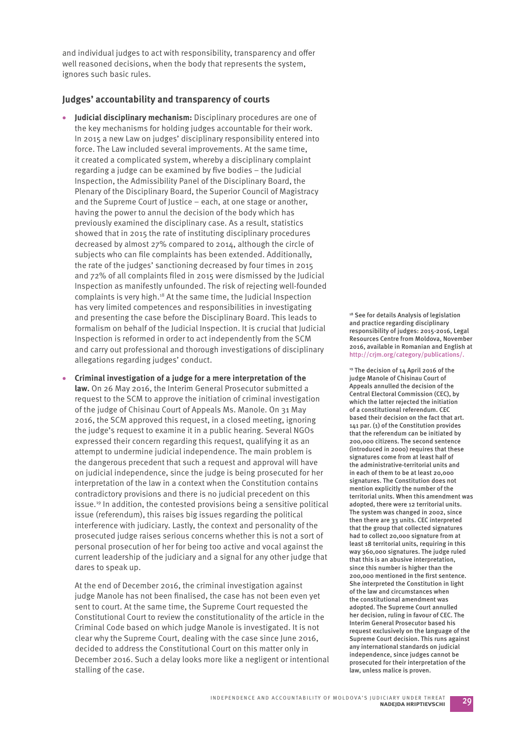and individual judges to act with responsibility, transparency and offer well reasoned decisions, when the body that represents the system, ignores such basic rules.

## Judges' accountability and transparency of courts

- **Judicial disciplinary mechanism:** Disciplinary procedures are one of the key mechanisms for holding judges accountable for their work. In 2015 a new Law on judges' disciplinary responsibility entered into force. The Law included several improvements. At the same time, it created a complicated system, whereby a disciplinary complaint regarding a judge can be examined by five bodies – the Judicial Inspection, the Admissibility Panel of the Disciplinary Board, the Plenary of the Disciplinary Board, the Superior Council of Magistracy and the Supreme Court of Justice – each, at one stage or another, having the power to annul the decision of the body which has previously examined the disciplinary case. As a result, statistics showed that in 2015 the rate of instituting disciplinary procedures decreased by almost 27% compared to 2014, although the circle of subjects who can file complaints has been extended. Additionally, the rate of the judges' sanctioning decreased by four times in 2015 and 72% of all complaints filed in 2015 were dismissed by the Judicial Inspection as manifestly unfounded. The risk of rejecting well-founded complaints is very high.[18] At the same time, the Judicial Inspection has very limited competences and responsibilities in investigating and presenting the case before the Disciplinary Board. This leads to formalism on behalf of the Judicial Inspection. It is crucial that Judicial Inspection is reformed in order to act independently from the SCM and carry out professional and thorough investigations of disciplinary allegations regarding judges' conduct.

- **Criminal investigation of a judge for a mere interpretation of the law.** On 26 May 2016, the Interim General Prosecutor submitted a request to the SCM to approve the initiation of criminal investigation of the judge of Chisinau Court of Appeals Ms. Manole. On 31 May 2016, the SCM approved this request, in a closed meeting, ignoring the judge's request to examine it in a public hearing. Several NGOs expressed their concern regarding this request, qualifying it as an attempt to undermine judicial independence. The main problem is the dangerous precedent that such a request and approval will have on judicial independence, since the judge is being prosecuted for her interpretation of the law in a context when the Constitution contains contradictory provisions and there is no judicial precedent on this issue.[19] In addition, the contested provisions being a sensitive political issue (referendum), this raises big issues regarding the political interference with judiciary. Lastly, the context and personality of the prosecuted judge raises serious concerns whether this is not a sort of personal prosecution of her for being too active and vocal against the current leadership of the judiciary and a signal for any other judge that dares to speak up.

  At the end of December 2016, the criminal investigation against judge Manole has not been finalised, the case has not been even yet sent to court. At the same time, the Supreme Court requested the Constitutional Court to review the constitutionality of the article in the Criminal Code based on which judge Manole is investigated. It is not clear why the Supreme Court, dealing with the case since June 2016, decided to address the Constitutional Court on this matter only in December 2016. Such a delay looks more like a negligent or intentional stalling of the case.

---

[18] See for details Analysis of legislation and practice regarding disciplinary responsibility of judges: 2015-2016, Legal Resources Centre from Moldova, November 2016, available in Romanian and English at http://crjm.org/category/publications/.

[19] The decision of 14 April 2016 of the judge Manole of Chisinau Court of Appeals annulled the decision of the Central Electoral Commission (CEC), by which the latter rejected the initiation of a constitutional referendum. CEC based their decision on the fact that art. 141 par. (1) of the Constitution provides that the referendum can be initiated by 200,000 citizens. The second sentence (introduced in 2000) requires that these signatures come from at least half of the administrative-territorial units and in each of them to be at least 20,000 signatures. The Constitution does not mention explicitly the number of the territorial units. When this amendment was adopted, there were 12 territorial units. The system was changed in 2002, since then there are 33 units. CEC interpreted that the group that collected signatures had to collect 20,000 signature from at least 18 territorial units, requiring in this way 360,000 signatures. The judge ruled that this is an abusive interpretation, since this number is higher than the 200,000 mentioned in the first sentence. She interpreted the Constitution in light of the law and circumstances when the constitutional amendment was adopted. The Supreme Court annulled her decision, ruling in favour of CEC. The Interim General Prosecutor based his request exclusively on the language of the Supreme Court decision. This runs against any international standards on judicial independence, since judges cannot be prosecuted for their interpretation of the law, unless malice is proven.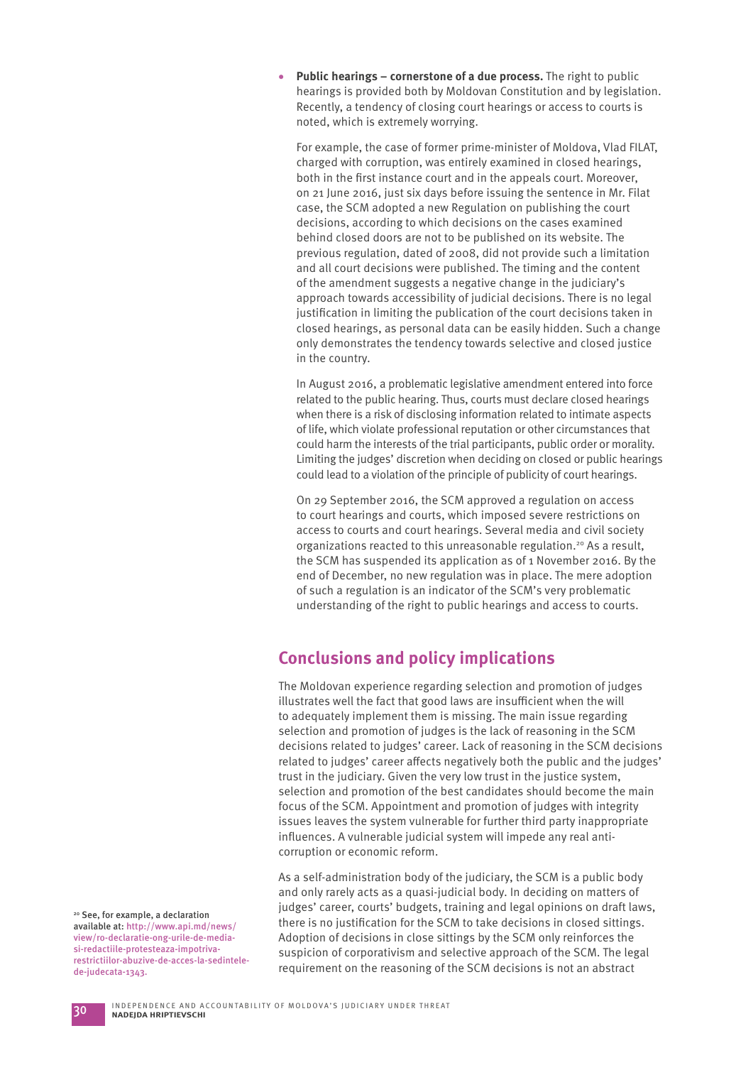- **Public hearings – cornerstone of a due process.** The right to public hearings is provided both by Moldovan Constitution and by legislation. Recently, a tendency of closing court hearings or access to courts is noted, which is extremely worrying.

  For example, the case of former prime-minister of Moldova, Vlad FILAT, charged with corruption, was entirely examined in closed hearings, both in the first instance court and in the appeals court. Moreover, on 21 June 2016, just six days before issuing the sentence in Mr. Filat case, the SCM adopted a new Regulation on publishing the court decisions, according to which decisions on the cases examined behind closed doors are not to be published on its website. The previous regulation, dated of 2008, did not provide such a limitation and all court decisions were published. The timing and the content of the amendment suggests a negative change in the judiciary's approach towards accessibility of judicial decisions. There is no legal justification in limiting the publication of the court decisions taken in closed hearings, as personal data can be easily hidden. Such a change only demonstrates the tendency towards selective and closed justice in the country.

  In August 2016, a problematic legislative amendment entered into force related to the public hearing. Thus, courts must declare closed hearings when there is a risk of disclosing information related to intimate aspects of life, which violate professional reputation or other circumstances that could harm the interests of the trial participants, public order or morality. Limiting the judges' discretion when deciding on closed or public hearings could lead to a violation of the principle of publicity of court hearings.

  On 29 September 2016, the SCM approved a regulation on access to court hearings and courts, which imposed severe restrictions on access to courts and court hearings. Several media and civil society organizations reacted to this unreasonable regulation.[20] As a result, the SCM has suspended its application as of 1 November 2016. By the end of December, no new regulation was in place. The mere adoption of such a regulation is an indicator of the SCM's very problematic understanding of the right to public hearings and access to courts.

## Conclusions and policy implications

The Moldovan experience regarding selection and promotion of judges illustrates well the fact that good laws are insufficient when the will to adequately implement them is missing. The main issue regarding selection and promotion of judges is the lack of reasoning in the SCM decisions related to judges' career. Lack of reasoning in the SCM decisions related to judges' career affects negatively both the public and the judges' trust in the judiciary. Given the very low trust in the justice system, selection and promotion of the best candidates should become the main focus of the SCM. Appointment and promotion of judges with integrity issues leaves the system vulnerable for further third party inappropriate influences. A vulnerable judicial system will impede any real anti-corruption or economic reform.

As a self-administration body of the judiciary, the SCM is a public body and only rarely acts as a quasi-judicial body. In deciding on matters of judges' career, courts' budgets, training and legal opinions on draft laws, there is no justification for the SCM to take decisions in closed sittings. Adoption of decisions in close sittings by the SCM only reinforces the suspicion of corporativism and selective approach of the SCM. The legal requirement on the reasoning of the SCM decisions is not an abstract

[20] See, for example, a declaration available at: http://www.api.md/news/view/ro-declaratie-ong-urile-de-media-si-redactiile-protesteaza-impotriva-restrictiilor-abuzive-de-acces-la-sedintele-de-judecata-1343.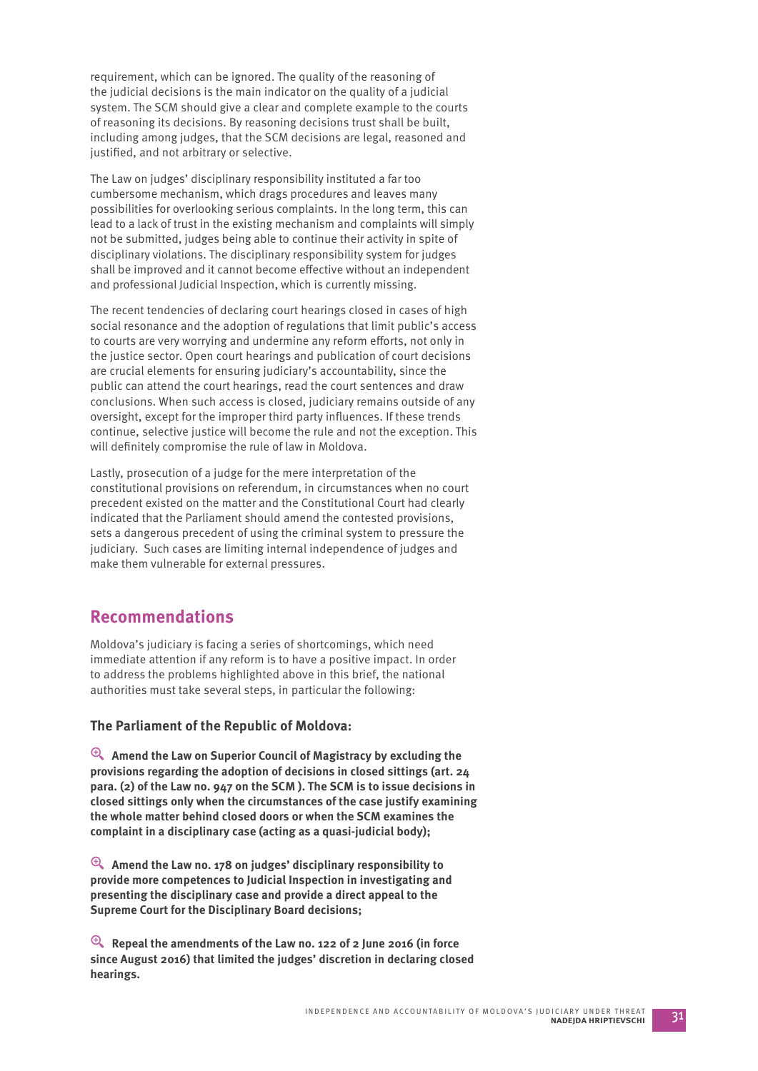requirement, which can be ignored. The quality of the reasoning of the judicial decisions is the main indicator on the quality of a judicial system. The SCM should give a clear and complete example to the courts of reasoning its decisions. By reasoning decisions trust shall be built, including among judges, that the SCM decisions are legal, reasoned and justified, and not arbitrary or selective.

The Law on judges' disciplinary responsibility instituted a far too cumbersome mechanism, which drags procedures and leaves many possibilities for overlooking serious complaints. In the long term, this can lead to a lack of trust in the existing mechanism and complaints will simply not be submitted, judges being able to continue their activity in spite of disciplinary violations. The disciplinary responsibility system for judges shall be improved and it cannot become effective without an independent and professional Judicial Inspection, which is currently missing.

The recent tendencies of declaring court hearings closed in cases of high social resonance and the adoption of regulations that limit public's access to courts are very worrying and undermine any reform efforts, not only in the justice sector. Open court hearings and publication of court decisions are crucial elements for ensuring judiciary's accountability, since the public can attend the court hearings, read the court sentences and draw conclusions. When such access is closed, judiciary remains outside of any oversight, except for the improper third party influences. If these trends continue, selective justice will become the rule and not the exception. This will definitely compromise the rule of law in Moldova.

Lastly, prosecution of a judge for the mere interpretation of the constitutional provisions on referendum, in circumstances when no court precedent existed on the matter and the Constitutional Court had clearly indicated that the Parliament should amend the contested provisions, sets a dangerous precedent of using the criminal system to pressure the judiciary. Such cases are limiting internal independence of judges and make them vulnerable for external pressures.

## Recommendations

Moldova's judiciary is facing a series of shortcomings, which need immediate attention if any reform is to have a positive impact. In order to address the problems highlighted above in this brief, the national authorities must take several steps, in particular the following:

### The Parliament of the Republic of Moldova:

- **Amend the Law on Superior Council of Magistracy by excluding the provisions regarding the adoption of decisions in closed sittings (art. 24 para. (2) of the Law no. 947 on the SCM ). The SCM is to issue decisions in closed sittings only when the circumstances of the case justify examining the whole matter behind closed doors or when the SCM examines the complaint in a disciplinary case (acting as a quasi-judicial body);**

- **Amend the Law no. 178 on judges' disciplinary responsibility to provide more competences to Judicial Inspection in investigating and presenting the disciplinary case and provide a direct appeal to the Supreme Court for the Disciplinary Board decisions;**

- **Repeal the amendments of the Law no. 122 of 2 June 2016 (in force since August 2016) that limited the judges' discretion in declaring closed hearings.**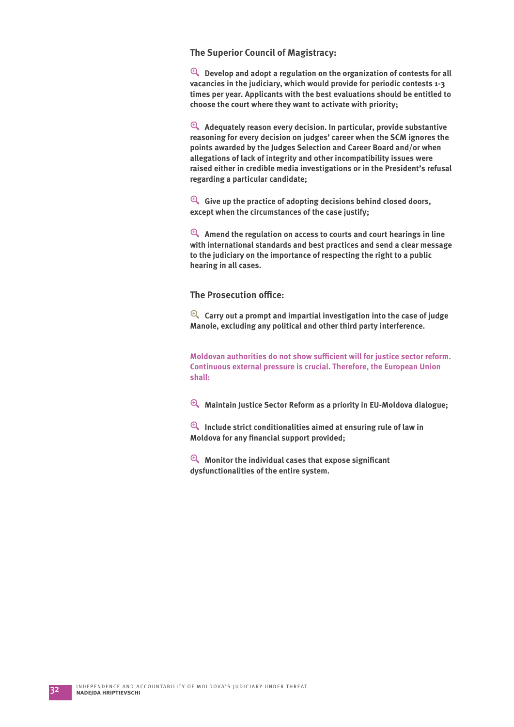### The Superior Council of Magistracy:

- **Develop and adopt a regulation on the organization of contests for all vacancies in the judiciary, which would provide for periodic contests 1-3 times per year. Applicants with the best evaluations should be entitled to choose the court where they want to activate with priority;**

- **Adequately reason every decision. In particular, provide substantive reasoning for every decision on judges' career when the SCM ignores the points awarded by the Judges Selection and Career Board and/or when allegations of lack of integrity and other incompatibility issues were raised either in credible media investigations or in the President's refusal regarding a particular candidate;**

- **Give up the practice of adopting decisions behind closed doors, except when the circumstances of the case justify;**

- **Amend the regulation on access to courts and court hearings in line with international standards and best practices and send a clear message to the judiciary on the importance of respecting the right to a public hearing in all cases.**

### The Prosecution office:

- **Carry out a prompt and impartial investigation into the case of judge Manole, excluding any political and other third party interference.**

**Moldovan authorities do not show sufficient will for justice sector reform. Continuous external pressure is crucial. Therefore, the European Union shall:**

- **Maintain Justice Sector Reform as a priority in EU-Moldova dialogue;**

- **Include strict conditionalities aimed at ensuring rule of law in Moldova for any financial support provided;**

- **Monitor the individual cases that expose significant dysfunctionalities of the entire system.**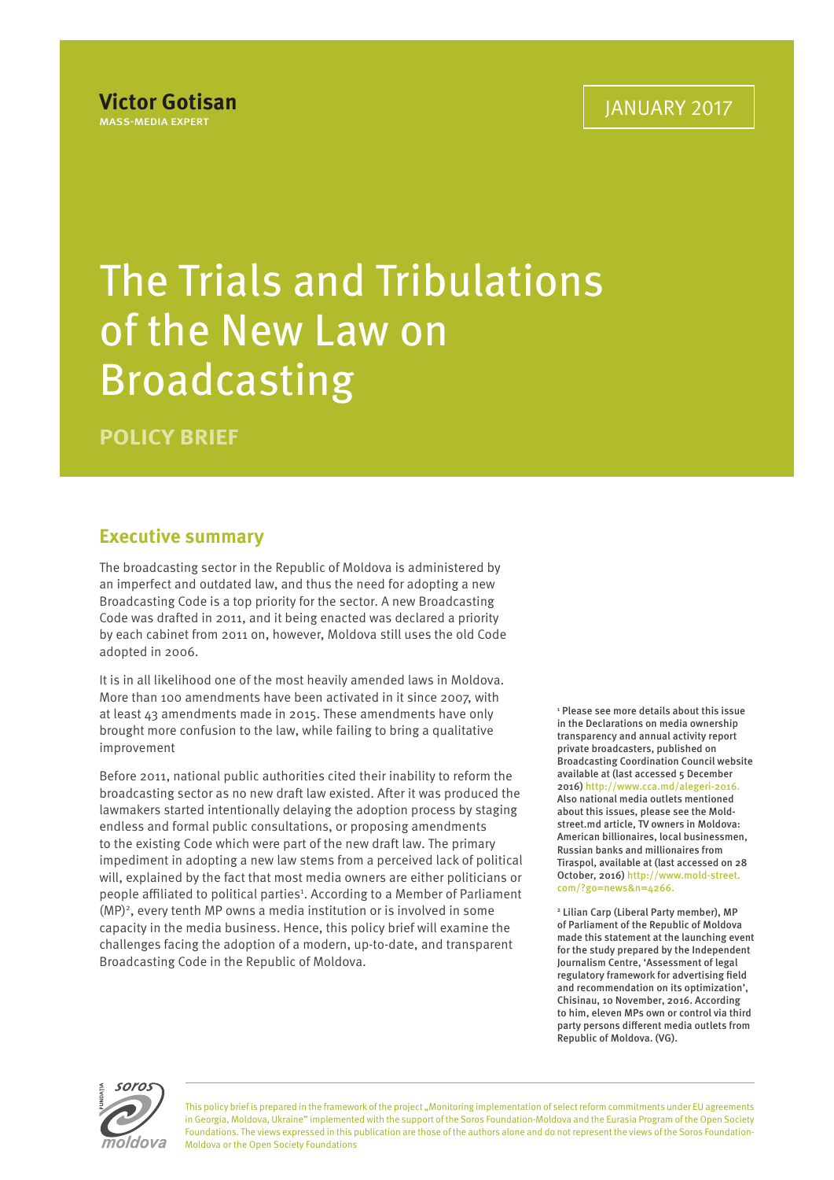**Victor Gotisan**
MASS-MEDIA EXPERT

JANUARY 2017

# The Trials and Tribulations of the New Law on Broadcasting

**POLICY BRIEF**

## Executive summary

The broadcasting sector in the Republic of Moldova is administered by an imperfect and outdated law, and thus the need for adopting a new Broadcasting Code is a top priority for the sector. A new Broadcasting Code was drafted in 2011, and it being enacted was declared a priority by each cabinet from 2011 on, however, Moldova still uses the old Code adopted in 2006.

It is in all likelihood one of the most heavily amended laws in Moldova. More than 100 amendments have been activated in it since 2007, with at least 43 amendments made in 2015. These amendments have only brought more confusion to the law, while failing to bring a qualitative improvement

Before 2011, national public authorities cited their inability to reform the broadcasting sector as no new draft law existed. After it was produced the lawmakers started intentionally delaying the adoption process by staging endless and formal public consultations, or proposing amendments to the existing Code which were part of the new draft law. The primary impediment in adopting a new law stems from a perceived lack of political will, explained by the fact that most media owners are either politicians or people affiliated to political parties[1]. According to a Member of Parliament (MP)[2], every tenth MP owns a media institution or is involved in some capacity in the media business. Hence, this policy brief will examine the challenges facing the adoption of a modern, up-to-date, and transparent Broadcasting Code in the Republic of Moldova.

[1] Please see more details about this issue in the Declarations on media ownership transparency and annual activity report private broadcasters, published on Broadcasting Coordination Council website available at (last accessed 5 December 2016) http://www.cca.md/alegeri-2016. Also national media outlets mentioned about this issues, please see the Mold-street.md article, TV owners in Moldova: American billionaires, local businessmen, Russian banks and millionaires from Tiraspol, available at (last accessed on 28 October, 2016) http://www.mold-street.com/?go=news&n=4266.

[2] Lilian Carp (Liberal Party member), MP of Parliament of the Republic of Moldova made this statement at the launching event for the study prepared by the Independent Journalism Centre, 'Assessment of legal regulatory framework for advertising field and recommendation on its optimization', Chisinau, 10 November, 2016. According to him, eleven MPs own or control via third party persons different media outlets from Republic of Moldova. (VG).

This policy brief is prepared in the framework of the project „Monitoring implementation of select reform commitments under EU agreements in Georgia, Moldova, Ukraine" implemented with the support of the Soros Foundation-Moldova and the Eurasia Program of the Open Society Foundations. The views expressed in this publication are those of the authors alone and do not represent the views of the Soros Foundation-Moldova or the Open Society Foundations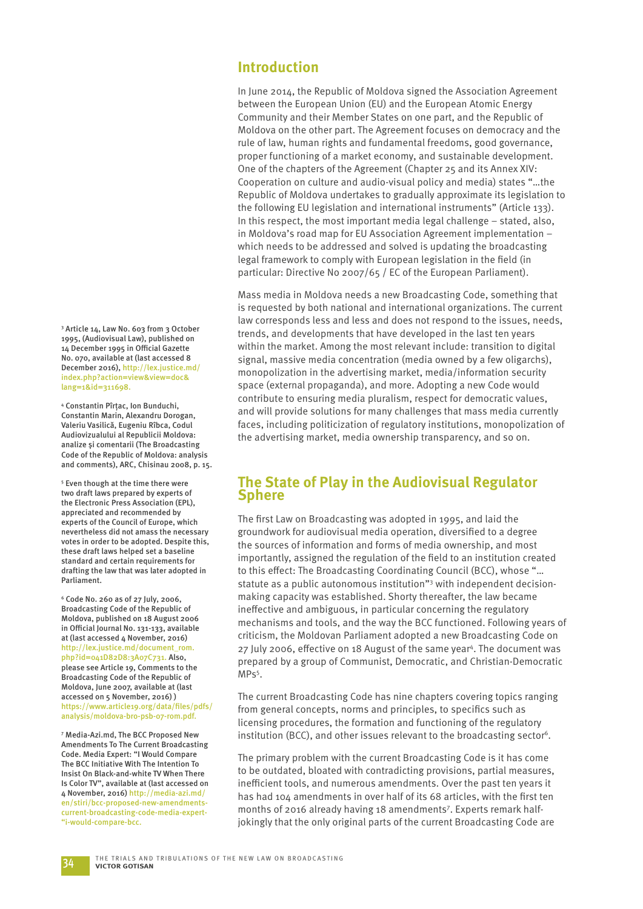## Introduction

In June 2014, the Republic of Moldova signed the Association Agreement between the European Union (EU) and the European Atomic Energy Community and their Member States on one part, and the Republic of Moldova on the other part. The Agreement focuses on democracy and the rule of law, human rights and fundamental freedoms, good governance, proper functioning of a market economy, and sustainable development. One of the chapters of the Agreement (Chapter 25 and its Annex XIV: Cooperation on culture and audio-visual policy and media) states "…the Republic of Moldova undertakes to gradually approximate its legislation to the following EU legislation and international instruments" (Article 133). In this respect, the most important media legal challenge – stated, also, in Moldova's road map for EU Association Agreement implementation – which needs to be addressed and solved is updating the broadcasting legal framework to comply with European legislation in the field (in particular: Directive No 2007/65 / EC of the European Parliament).

Mass media in Moldova needs a new Broadcasting Code, something that is requested by both national and international organizations. The current law corresponds less and less and does not respond to the issues, needs, trends, and developments that have developed in the last ten years within the market. Among the most relevant include: transition to digital signal, massive media concentration (media owned by a few oligarchs), monopolization in the advertising market, media/information security space (external propaganda), and more. Adopting a new Code would contribute to ensuring media pluralism, respect for democratic values, and will provide solutions for many challenges that mass media currently faces, including politicization of regulatory institutions, monopolization of the advertising market, media ownership transparency, and so on.

## The State of Play in the Audiovisual Regulator Sphere

The first Law on Broadcasting was adopted in 1995, and laid the groundwork for audiovisual media operation, diversified to a degree the sources of information and forms of media ownership, and most importantly, assigned the regulation of the field to an institution created to this effect: The Broadcasting Coordinating Council (BCC), whose "…statute as a public autonomous institution"[3] with independent decision-making capacity was established. Shorty thereafter, the law became ineffective and ambiguous, in particular concerning the regulatory mechanisms and tools, and the way the BCC functioned. Following years of criticism, the Moldovan Parliament adopted a new Broadcasting Code on 27 July 2006, effective on 18 August of the same year[4]. The document was prepared by a group of Communist, Democratic, and Christian-Democratic MPs[5].

The current Broadcasting Code has nine chapters covering topics ranging from general concepts, norms and principles, to specifics such as licensing procedures, the formation and functioning of the regulatory institution (BCC), and other issues relevant to the broadcasting sector[6].

The primary problem with the current Broadcasting Code is it has come to be outdated, bloated with contradicting provisions, partial measures, inefficient tools, and numerous amendments. Over the past ten years it has had 104 amendments in over half of its 68 articles, with the first ten months of 2016 already having 18 amendments[7]. Experts remark half-jokingly that the only original parts of the current Broadcasting Code are

---

[3] Article 14, Law No. 603 from 3 October 1995, (Audiovisual Law), published on 14 December 1995 in Official Gazette No. 070, available at (last accessed 8 December 2016), http://lex.justice.md/index.php?action=view&view=doc&lang=1&id=311698.

[4] Constantin Pîrțac, Ion Bunduchi, Constantin Marin, Alexandru Dorogan, Valeriu Vasilică, Eugeniu Rîbca, Codul Audiovizualului al Republicii Moldova: analize și comentarii (The Broadcasting Code of the Republic of Moldova: analysis and comments), ARC, Chisinau 2008, p. 15.

[5] Even though at the time there were two draft laws prepared by experts of the Electronic Press Association (EPL), appreciated and recommended by experts of the Council of Europe, which nevertheless did not amass the necessary votes in order to be adopted. Despite this, these draft laws helped set a baseline standard and certain requirements for drafting the law that was later adopted in Parliament.

[6] Code No. 260 as of 27 July, 2006, Broadcasting Code of the Republic of Moldova, published on 18 August 2006 in Official Journal No. 131-133, available at (last accessed 4 November, 2016) http://lex.justice.md/document_rom.php?id=041D82D8:3A07C731. Also, please see Article 19, Comments to the Broadcasting Code of the Republic of Moldova, June 2007, available at (last accessed on 5 November, 2016) ) https://www.article19.org/data/files/pdfs/analysis/moldova-bro-psb-07-rom.pdf.

[7] Media-Azi.md, The BCC Proposed New Amendments To The Current Broadcasting Code. Media Expert: "I Would Compare The BCC Initiative With The Intention To Insist On Black-and-white TV When There Is Color TV", available at (last accessed on 4 November, 2016) http://media-azi.md/en/stiri/bcc-proposed-new-amendments-current-broadcasting-code-media-expert-"i-would-compare-bcc.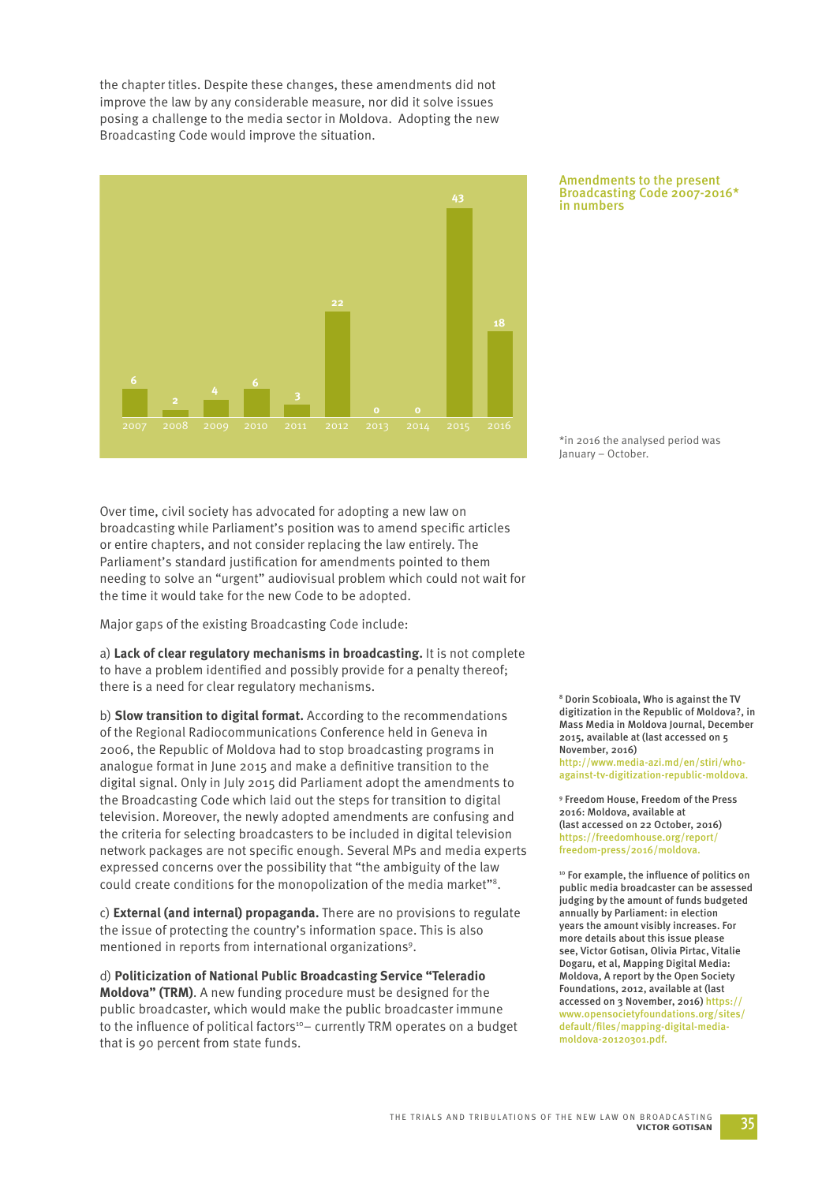the chapter titles. Despite these changes, these amendments did not improve the law by any considerable measure, nor did it solve issues posing a challenge to the media sector in Moldova. Adopting the new Broadcasting Code would improve the situation.

**Amendments to the present Broadcasting Code 2007-2016* in numbers**

| Year | Number of amendments |
|---|---|
| 2007 | 6 |
| 2008 | 2 |
| 2009 | 4 |
| 2010 | 6 |
| 2011 | 3 |
| 2012 | 22 |
| 2013 | 0 |
| 2014 | 0 |
| 2015 | 43 |
| 2016 | 18 |

*in 2016 the analysed period was January – October.

Over time, civil society has advocated for adopting a new law on broadcasting while Parliament's position was to amend specific articles or entire chapters, and not consider replacing the law entirely. The Parliament's standard justification for amendments pointed to them needing to solve an "urgent" audiovisual problem which could not wait for the time it would take for the new Code to be adopted.

Major gaps of the existing Broadcasting Code include:

a) **Lack of clear regulatory mechanisms in broadcasting.** It is not complete to have a problem identified and possibly provide for a penalty thereof; there is a need for clear regulatory mechanisms.

b) **Slow transition to digital format.** According to the recommendations of the Regional Radiocommunications Conference held in Geneva in 2006, the Republic of Moldova had to stop broadcasting programs in analogue format in June 2015 and make a definitive transition to the digital signal. Only in July 2015 did Parliament adopt the amendments to the Broadcasting Code which laid out the steps for transition to digital television. Moreover, the newly adopted amendments are confusing and the criteria for selecting broadcasters to be included in digital television network packages are not specific enough. Several MPs and media experts expressed concerns over the possibility that "the ambiguity of the law could create conditions for the monopolization of the media market"[8].

c) **External (and internal) propaganda.** There are no provisions to regulate the issue of protecting the country's information space. This is also mentioned in reports from international organizations[9].

d) **Politicization of National Public Broadcasting Service "Teleradio Moldova" (TRM)**. A new funding procedure must be designed for the public broadcaster, which would make the public broadcaster immune to the influence of political factors[10]– currently TRM operates on a budget that is 90 percent from state funds.

[8] Dorin Scobioala, Who is against the TV digitization in the Republic of Moldova?, in Mass Media in Moldova Journal, December 2015, available at (last accessed on 5 November, 2016) http://www.media-azi.md/en/stiri/who-against-tv-digitization-republic-moldova.

[9] Freedom House, Freedom of the Press 2016: Moldova, available at (last accessed on 22 October, 2016) https://freedomhouse.org/report/freedom-press/2016/moldova.

[10] For example, the influence of politics on public media broadcaster can be assessed judging by the amount of funds budgeted annually by Parliament: in election years the amount visibly increases. For more details about this issue please see, Victor Gotisan, Olivia Pirtac, Vitalie Dogaru, et al, Mapping Digital Media: Moldova, A report by the Open Society Foundations, 2012, available at (last accessed on 3 November, 2016) https://www.opensocietyfoundations.org/sites/default/files/mapping-digital-media-moldova-20120301.pdf.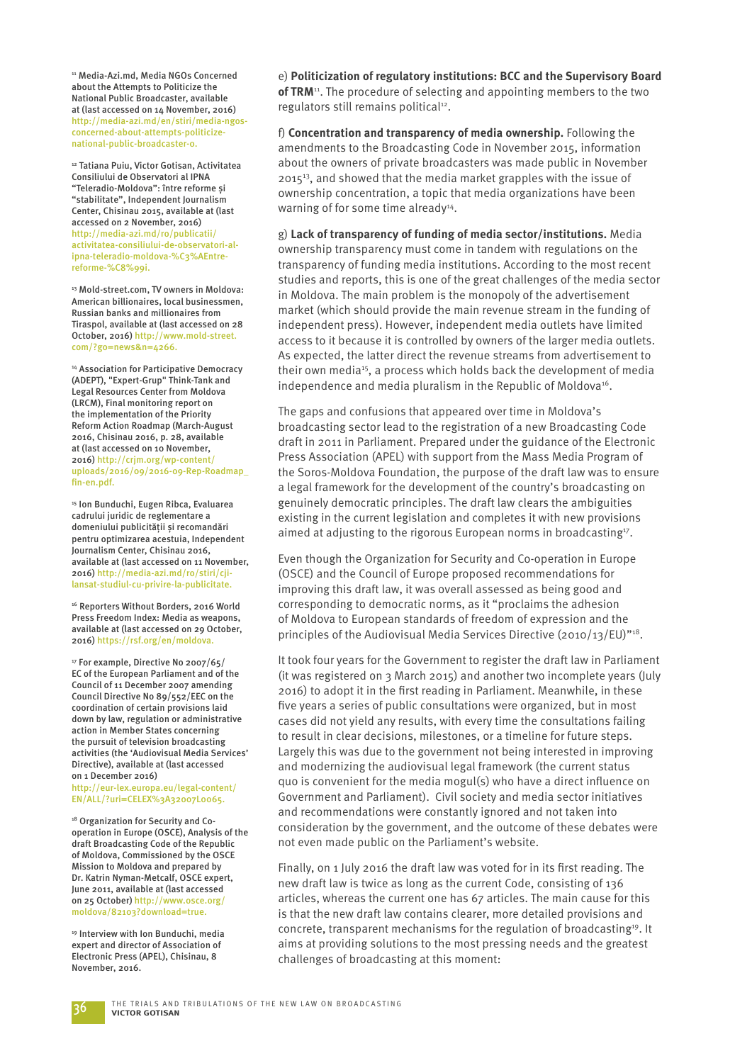e) **Politicization of regulatory institutions: BCC and the Supervisory Board of TRM**[11]. The procedure of selecting and appointing members to the two regulators still remains political[12].

f) **Concentration and transparency of media ownership.** Following the amendments to the Broadcasting Code in November 2015, information about the owners of private broadcasters was made public in November 2015[13], and showed that the media market grapples with the issue of ownership concentration, a topic that media organizations have been warning of for some time already[14].

g) **Lack of transparency of funding of media sector/institutions.** Media ownership transparency must come in tandem with regulations on the transparency of funding media institutions. According to the most recent studies and reports, this is one of the great challenges of the media sector in Moldova. The main problem is the monopoly of the advertisement market (which should provide the main revenue stream in the funding of independent press). However, independent media outlets have limited access to it because it is controlled by owners of the larger media outlets. As expected, the latter direct the revenue streams from advertisement to their own media[15], a process which holds back the development of media independence and media pluralism in the Republic of Moldova[16].

The gaps and confusions that appeared over time in Moldova's broadcasting sector lead to the registration of a new Broadcasting Code draft in 2011 in Parliament. Prepared under the guidance of the Electronic Press Association (APEL) with support from the Mass Media Program of the Soros-Moldova Foundation, the purpose of the draft law was to ensure a legal framework for the development of the country's broadcasting on genuinely democratic principles. The draft law clears the ambiguities existing in the current legislation and completes it with new provisions aimed at adjusting to the rigorous European norms in broadcasting[17].

Even though the Organization for Security and Co-operation in Europe (OSCE) and the Council of Europe proposed recommendations for improving this draft law, it was overall assessed as being good and corresponding to democratic norms, as it "proclaims the adhesion of Moldova to European standards of freedom of expression and the principles of the Audiovisual Media Services Directive (2010/13/EU)"[18].

It took four years for the Government to register the draft law in Parliament (it was registered on 3 March 2015) and another two incomplete years (July 2016) to adopt it in the first reading in Parliament. Meanwhile, in these five years a series of public consultations were organized, but in most cases did not yield any results, with every time the consultations failing to result in clear decisions, milestones, or a timeline for future steps. Largely this was due to the government not being interested in improving and modernizing the audiovisual legal framework (the current status quo is convenient for the media mogul(s) who have a direct influence on Government and Parliament). Civil society and media sector initiatives and recommendations were constantly ignored and not taken into consideration by the government, and the outcome of these debates were not even made public on the Parliament's website.

Finally, on 1 July 2016 the draft law was voted for in its first reading. The new draft law is twice as long as the current Code, consisting of 136 articles, whereas the current one has 67 articles. The main cause for this is that the new draft law contains clearer, more detailed provisions and concrete, transparent mechanisms for the regulation of broadcasting[19]. It aims at providing solutions to the most pressing needs and the greatest challenges of broadcasting at this moment:

---

[11] Media-Azi.md, Media NGOs Concerned about the Attempts to Politicize the National Public Broadcaster, available at (last accessed on 14 November, 2016) http://media-azi.md/en/stiri/media-ngos-concerned-about-attempts-politicize-national-public-broadcaster-0.

[12] Tatiana Puiu, Victor Gotisan, Activitatea Consiliului de Observatori al IPNA "Teleradio-Moldova": între reforme și "stabilitate", Independent Journalism Center, Chisinau 2015, available at (last accessed on 2 November, 2016) http://media-azi.md/ro/publicatii/activitatea-consiliului-de-observatori-al-ipna-teleradio-moldova-%C3%AEntre-reforme-%C8%99i.

[13] Mold-street.com, TV owners in Moldova: American billionaires, local businessmen, Russian banks and millionaires from Tiraspol, available at (last accessed on 28 October, 2016) http://www.mold-street.com/?go=news&n=4266.

[14] Association for Participative Democracy (ADEPT), "Expert-Grup" Think-Tank and Legal Resources Center from Moldova (LRCM), Final monitoring report on the implementation of the Priority Reform Action Roadmap (March-August 2016, Chisinau 2016, p. 28, available at (last accessed on 10 November, 2016) http://crjm.org/wp-content/uploads/2016/09/2016-09-Rep-Roadmap_fin-en.pdf.

[15] Ion Bunduchi, Eugen Ribca, Evaluarea cadrului juridic de reglementare a domeniului publicității și recomandări pentru optimizarea acestuia, Independent Journalism Center, Chisinau 2016, available at (last accessed on 11 November, 2016) http://media-azi.md/ro/stiri/cji-lansat-studiul-cu-privire-la-publicitate.

[16] Reporters Without Borders, 2016 World Press Freedom Index: Media as weapons, available at (last accessed on 29 October, 2016) https://rsf.org/en/moldova.

[17] For example, Directive No 2007/65/EC of the European Parliament and of the Council of 11 December 2007 amending Council Directive No 89/552/EEC on the coordination of certain provisions laid down by law, regulation or administrative action in Member States concerning the pursuit of television broadcasting activities (the 'Audiovisual Media Services' Directive), available at (last accessed on 1 December 2016) http://eur-lex.europa.eu/legal-content/EN/ALL/?uri=CELEX%3A32007L0065.

[18] Organization for Security and Co-operation in Europe (OSCE), Analysis of the draft Broadcasting Code of the Republic of Moldova, Commissioned by the OSCE Mission to Moldova and prepared by Dr. Katrin Nyman-Metcalf, OSCE expert, June 2011, available at (last accessed on 25 October) http://www.osce.org/moldova/82103?download=true.

[19] Interview with Ion Bunduchi, media expert and director of Association of Electronic Press (APEL), Chisinau, 8 November, 2016.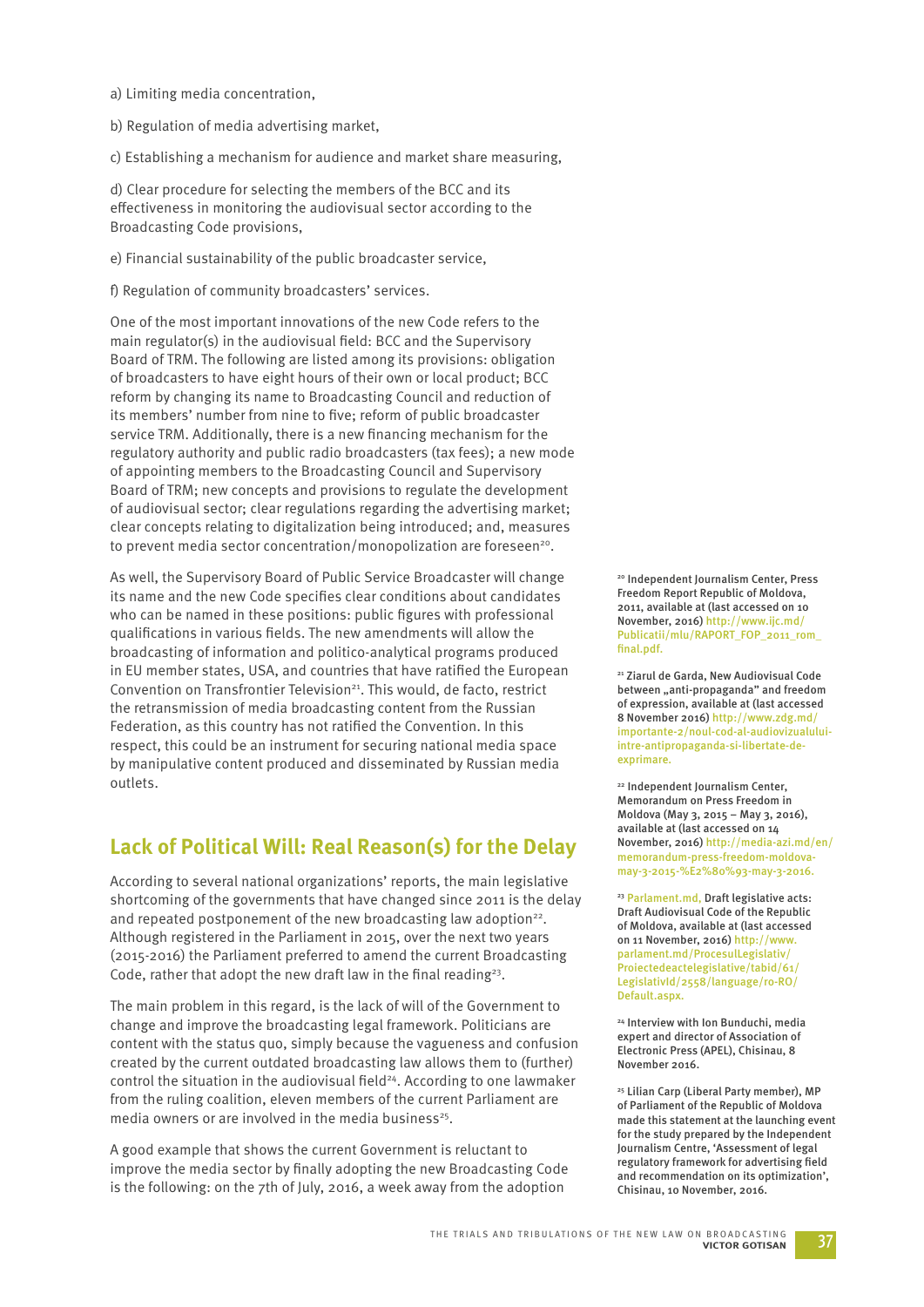a) Limiting media concentration,

b) Regulation of media advertising market,

c) Establishing a mechanism for audience and market share measuring,

d) Clear procedure for selecting the members of the BCC and its effectiveness in monitoring the audiovisual sector according to the Broadcasting Code provisions,

e) Financial sustainability of the public broadcaster service,

f) Regulation of community broadcasters' services.

One of the most important innovations of the new Code refers to the main regulator(s) in the audiovisual field: BCC and the Supervisory Board of TRM. The following are listed among its provisions: obligation of broadcasters to have eight hours of their own or local product; BCC reform by changing its name to Broadcasting Council and reduction of its members' number from nine to five; reform of public broadcaster service TRM. Additionally, there is a new financing mechanism for the regulatory authority and public radio broadcasters (tax fees); a new mode of appointing members to the Broadcasting Council and Supervisory Board of TRM; new concepts and provisions to regulate the development of audiovisual sector; clear regulations regarding the advertising market; clear concepts relating to digitalization being introduced; and, measures to prevent media sector concentration/monopolization are foreseen[20].

As well, the Supervisory Board of Public Service Broadcaster will change its name and the new Code specifies clear conditions about candidates who can be named in these positions: public figures with professional qualifications in various fields. The new amendments will allow the broadcasting of information and politico-analytical programs produced in EU member states, USA, and countries that have ratified the European Convention on Transfrontier Television[21]. This would, de facto, restrict the retransmission of media broadcasting content from the Russian Federation, as this country has not ratified the Convention. In this respect, this could be an instrument for securing national media space by manipulative content produced and disseminated by Russian media outlets.

## Lack of Political Will: Real Reason(s) for the Delay

According to several national organizations' reports, the main legislative shortcoming of the governments that have changed since 2011 is the delay and repeated postponement of the new broadcasting law adoption[22]. Although registered in the Parliament in 2015, over the next two years (2015-2016) the Parliament preferred to amend the current Broadcasting Code, rather that adopt the new draft law in the final reading[23].

The main problem in this regard, is the lack of will of the Government to change and improve the broadcasting legal framework. Politicians are content with the status quo, simply because the vagueness and confusion created by the current outdated broadcasting law allows them to (further) control the situation in the audiovisual field[24]. According to one lawmaker from the ruling coalition, eleven members of the current Parliament are media owners or are involved in the media business[25].

A good example that shows the current Government is reluctant to improve the media sector by finally adopting the new Broadcasting Code is the following: on the 7th of July, 2016, a week away from the adoption

---

[20] Independent Journalism Center, Press Freedom Report Republic of Moldova, 2011, available at (last accessed on 10 November, 2016) http://www.ijc.md/Publicatii/mlu/RAPORT_FOP_2011_rom_final.pdf.

[21] Ziarul de Garda, New Audiovisual Code between „anti-propaganda" and freedom of expression, available at (last accessed 8 November 2016) http://www.zdg.md/importante-2/noul-cod-al-audiovizualului-intre-antipropaganda-si-libertate-de-exprimare.

[22] Independent Journalism Center, Memorandum on Press Freedom in Moldova (May 3, 2015 – May 3, 2016), available at (last accessed on 14 November, 2016) http://media-azi.md/en/memorandum-press-freedom-moldova-may-3-2015-%E2%80%93-may-3-2016.

[23] Parlament.md, Draft legislative acts: Draft Audiovisual Code of the Republic of Moldova, available at (last accessed on 11 November, 2016) http://www.parlament.md/ProcesulLegislativ/Proiectedeactelegislative/tabid/61/LegislativId/2558/language/ro-RO/Default.aspx.

[24] Interview with Ion Bunduchi, media expert and director of Association of Electronic Press (APEL), Chisinau, 8 November 2016.

[25] Lilian Carp (Liberal Party member), MP of Parliament of the Republic of Moldova made this statement at the launching event for the study prepared by the Independent Journalism Centre, 'Assessment of legal regulatory framework for advertising field and recommendation on its optimization', Chisinau, 10 November, 2016.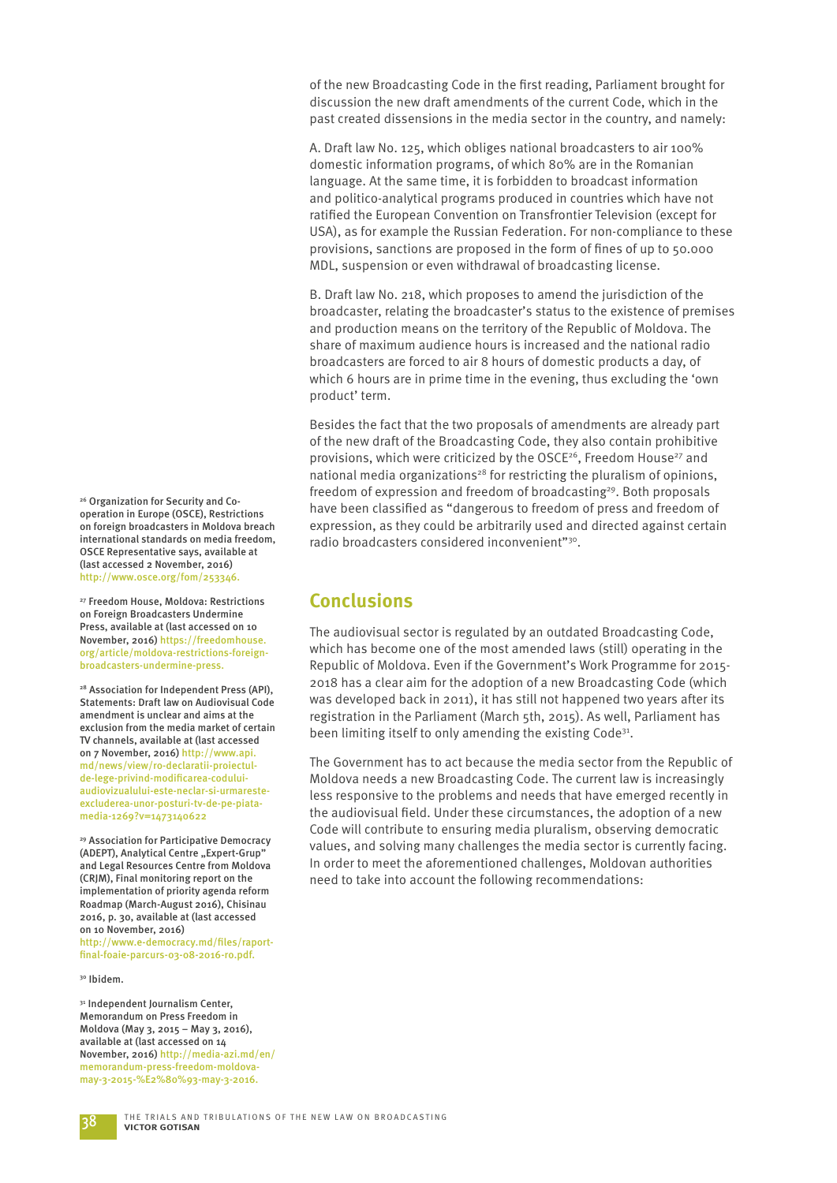of the new Broadcasting Code in the first reading, Parliament brought for discussion the new draft amendments of the current Code, which in the past created dissensions in the media sector in the country, and namely:

A. Draft law No. 125, which obliges national broadcasters to air 100% domestic information programs, of which 80% are in the Romanian language. At the same time, it is forbidden to broadcast information and politico-analytical programs produced in countries which have not ratified the European Convention on Transfrontier Television (except for USA), as for example the Russian Federation. For non-compliance to these provisions, sanctions are proposed in the form of fines of up to 50.000 MDL, suspension or even withdrawal of broadcasting license.

B. Draft law No. 218, which proposes to amend the jurisdiction of the broadcaster, relating the broadcaster's status to the existence of premises and production means on the territory of the Republic of Moldova. The share of maximum audience hours is increased and the national radio broadcasters are forced to air 8 hours of domestic products a day, of which 6 hours are in prime time in the evening, thus excluding the 'own product' term.

Besides the fact that the two proposals of amendments are already part of the new draft of the Broadcasting Code, they also contain prohibitive provisions, which were criticized by the OSCE[26], Freedom House[27] and national media organizations[28] for restricting the pluralism of opinions, freedom of expression and freedom of broadcasting[29]. Both proposals have been classified as "dangerous to freedom of press and freedom of expression, as they could be arbitrarily used and directed against certain radio broadcasters considered inconvenient"[30].

## Conclusions

The audiovisual sector is regulated by an outdated Broadcasting Code, which has become one of the most amended laws (still) operating in the Republic of Moldova. Even if the Government's Work Programme for 2015-2018 has a clear aim for the adoption of a new Broadcasting Code (which was developed back in 2011), it has still not happened two years after its registration in the Parliament (March 5th, 2015). As well, Parliament has been limiting itself to only amending the existing Code[31].

The Government has to act because the media sector from the Republic of Moldova needs a new Broadcasting Code. The current law is increasingly less responsive to the problems and needs that have emerged recently in the audiovisual field. Under these circumstances, the adoption of a new Code will contribute to ensuring media pluralism, observing democratic values, and solving many challenges the media sector is currently facing. In order to meet the aforementioned challenges, Moldovan authorities need to take into account the following recommendations:

---

[26] Organization for Security and Co-operation in Europe (OSCE), Restrictions on foreign broadcasters in Moldova breach international standards on media freedom, OSCE Representative says, available at (last accessed 2 November, 2016) http://www.osce.org/fom/253346.

[27] Freedom House, Moldova: Restrictions on Foreign Broadcasters Undermine Press, available at (last accessed on 10 November, 2016) https://freedomhouse.org/article/moldova-restrictions-foreign-broadcasters-undermine-press.

[28] Association for Independent Press (API), Statements: Draft law on Audiovisual Code amendment is unclear and aims at the exclusion from the media market of certain TV channels, available at (last accessed on 7 November, 2016) http://www.api.md/news/view/ro-declaratii-proiectul-de-lege-privind-modificarea-codului-audiovizualului-este-neclar-si-urmareste-excluderea-unor-posturi-tv-de-pe-piata-media-1269?v=1473140622

[29] Association for Participative Democracy (ADEPT), Analytical Centre „Expert-Grup" and Legal Resources Centre from Moldova (CRJM), Final monitoring report on the implementation of priority agenda reform Roadmap (March-August 2016), Chisinau 2016, p. 30, available at (last accessed on 10 November, 2016) http://www.e-democracy.md/files/raport-final-foaie-parcurs-03-08-2016-ro.pdf.

[30] Ibidem.

[31] Independent Journalism Center, Memorandum on Press Freedom in Moldova (May 3, 2015 – May 3, 2016), available at (last accessed on 14 November, 2016) http://media-azi.md/en/memorandum-press-freedom-moldova-may-3-2015-%E2%80%93-may-3-2016.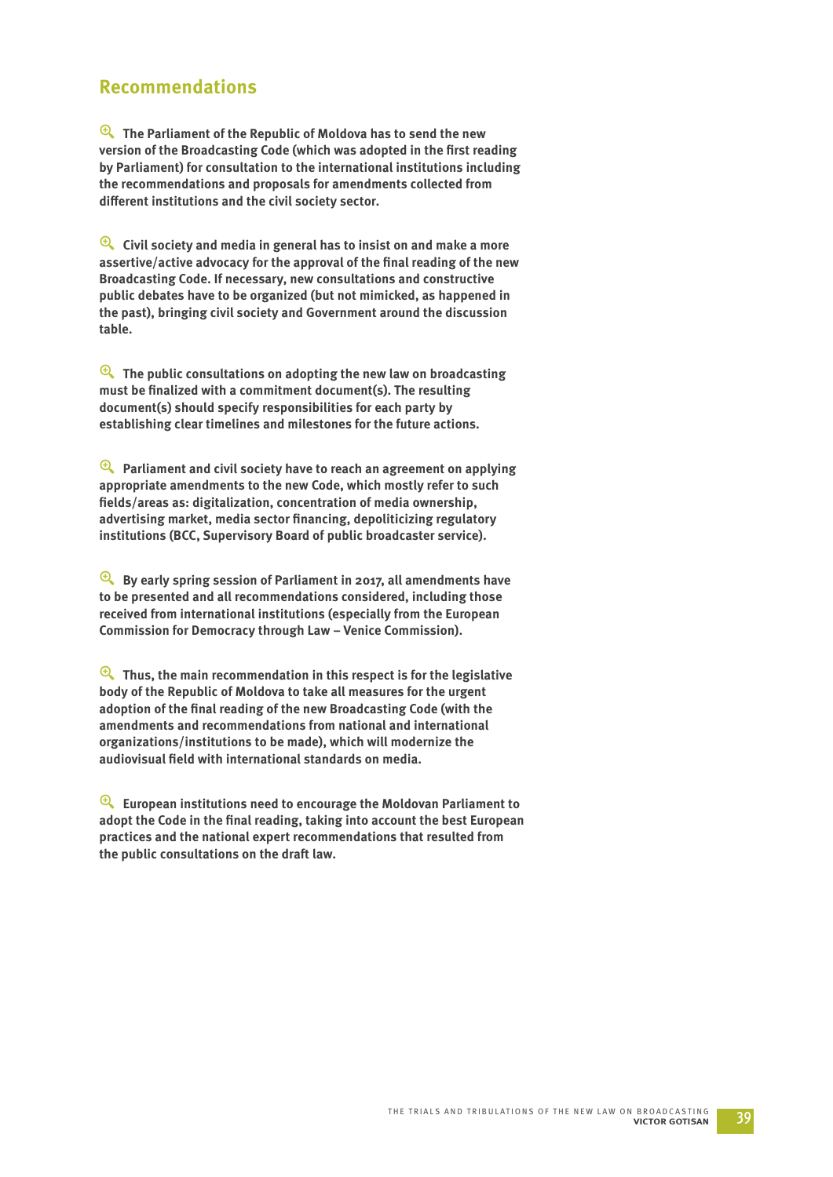## Recommendations

- **The Parliament of the Republic of Moldova has to send the new version of the Broadcasting Code (which was adopted in the first reading by Parliament) for consultation to the international institutions including the recommendations and proposals for amendments collected from different institutions and the civil society sector.**

- **Civil society and media in general has to insist on and make a more assertive/active advocacy for the approval of the final reading of the new Broadcasting Code. If necessary, new consultations and constructive public debates have to be organized (but not mimicked, as happened in the past), bringing civil society and Government around the discussion table.**

- **The public consultations on adopting the new law on broadcasting must be finalized with a commitment document(s). The resulting document(s) should specify responsibilities for each party by establishing clear timelines and milestones for the future actions.**

- **Parliament and civil society have to reach an agreement on applying appropriate amendments to the new Code, which mostly refer to such fields/areas as: digitalization, concentration of media ownership, advertising market, media sector financing, depoliticizing regulatory institutions (BCC, Supervisory Board of public broadcaster service).**

- **By early spring session of Parliament in 2017, all amendments have to be presented and all recommendations considered, including those received from international institutions (especially from the European Commission for Democracy through Law – Venice Commission).**

- **Thus, the main recommendation in this respect is for the legislative body of the Republic of Moldova to take all measures for the urgent adoption of the final reading of the new Broadcasting Code (with the amendments and recommendations from national and international organizations/institutions to be made), which will modernize the audiovisual field with international standards on media.**

- **European institutions need to encourage the Moldovan Parliament to adopt the Code in the final reading, taking into account the best European practices and the national expert recommendations that resulted from the public consultations on the draft law.**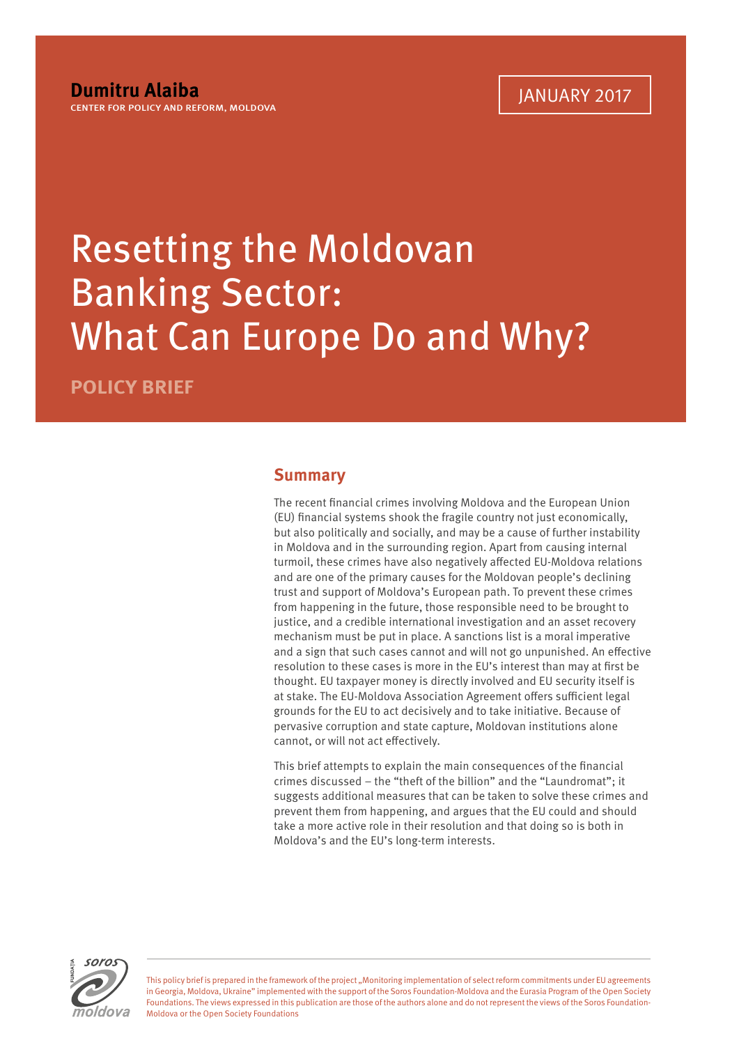**Dumitru Alaiba**

CENTER FOR POLICY AND REFORM, MOLDOVA

JANUARY 2017

# Resetting the Moldovan Banking Sector: What Can Europe Do and Why?

**POLICY BRIEF**

## Summary

The recent financial crimes involving Moldova and the European Union (EU) financial systems shook the fragile country not just economically, but also politically and socially, and may be a cause of further instability in Moldova and in the surrounding region. Apart from causing internal turmoil, these crimes have also negatively affected EU-Moldova relations and are one of the primary causes for the Moldovan people's declining trust and support of Moldova's European path. To prevent these crimes from happening in the future, those responsible need to be brought to justice, and a credible international investigation and an asset recovery mechanism must be put in place. A sanctions list is a moral imperative and a sign that such cases cannot and will not go unpunished. An effective resolution to these cases is more in the EU's interest than may at first be thought. EU taxpayer money is directly involved and EU security itself is at stake. The EU-Moldova Association Agreement offers sufficient legal grounds for the EU to act decisively and to take initiative. Because of pervasive corruption and state capture, Moldovan institutions alone cannot, or will not act effectively.

This brief attempts to explain the main consequences of the financial crimes discussed – the "theft of the billion" and the "Laundromat"; it suggests additional measures that can be taken to solve these crimes and prevent them from happening, and argues that the EU could and should take a more active role in their resolution and that doing so is both in Moldova's and the EU's long-term interests.

This policy brief is prepared in the framework of the project „Monitoring implementation of select reform commitments under EU agreements in Georgia, Moldova, Ukraine" implemented with the support of the Soros Foundation-Moldova and the Eurasia Program of the Open Society Foundations. The views expressed in this publication are those of the authors alone and do not represent the views of the Soros Foundation-Moldova or the Open Society Foundations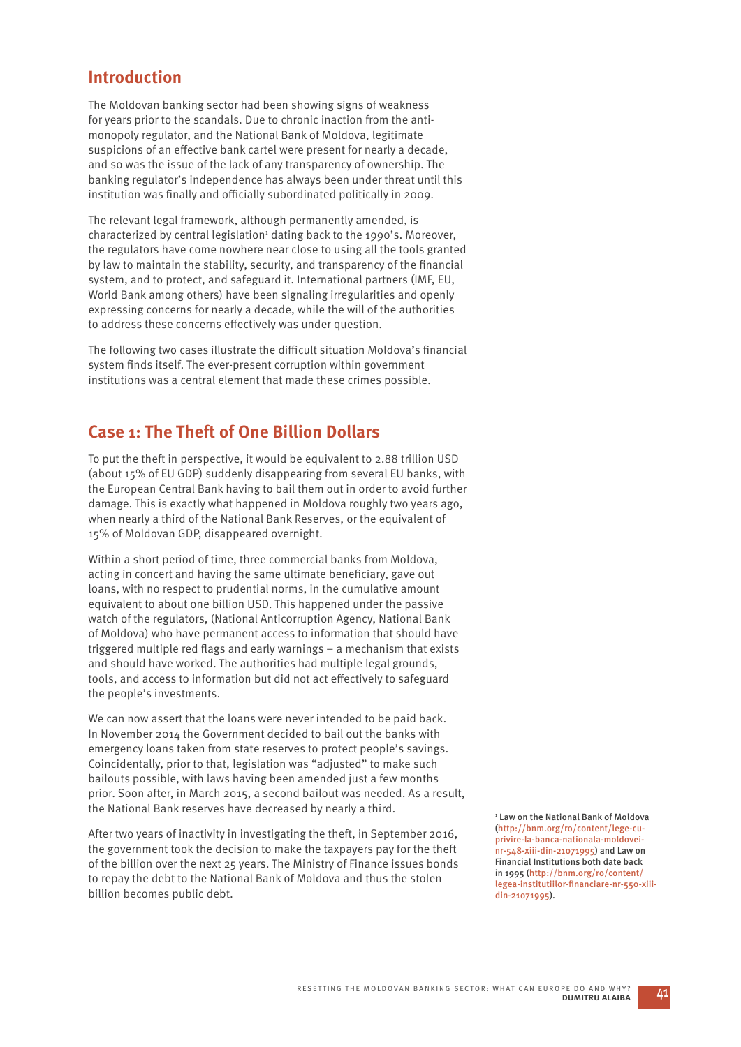## Introduction

The Moldovan banking sector had been showing signs of weakness for years prior to the scandals. Due to chronic inaction from the anti-monopoly regulator, and the National Bank of Moldova, legitimate suspicions of an effective bank cartel were present for nearly a decade, and so was the issue of the lack of any transparency of ownership. The banking regulator's independence has always been under threat until this institution was finally and officially subordinated politically in 2009.

The relevant legal framework, although permanently amended, is characterized by central legislation[1] dating back to the 1990's. Moreover, the regulators have come nowhere near close to using all the tools granted by law to maintain the stability, security, and transparency of the financial system, and to protect, and safeguard it. International partners (IMF, EU, World Bank among others) have been signaling irregularities and openly expressing concerns for nearly a decade, while the will of the authorities to address these concerns effectively was under question.

The following two cases illustrate the difficult situation Moldova's financial system finds itself. The ever-present corruption within government institutions was a central element that made these crimes possible.

## Case 1: The Theft of One Billion Dollars

To put the theft in perspective, it would be equivalent to 2.88 trillion USD (about 15% of EU GDP) suddenly disappearing from several EU banks, with the European Central Bank having to bail them out in order to avoid further damage. This is exactly what happened in Moldova roughly two years ago, when nearly a third of the National Bank Reserves, or the equivalent of 15% of Moldovan GDP, disappeared overnight.

Within a short period of time, three commercial banks from Moldova, acting in concert and having the same ultimate beneficiary, gave out loans, with no respect to prudential norms, in the cumulative amount equivalent to about one billion USD. This happened under the passive watch of the regulators, (National Anticorruption Agency, National Bank of Moldova) who have permanent access to information that should have triggered multiple red flags and early warnings – a mechanism that exists and should have worked. The authorities had multiple legal grounds, tools, and access to information but did not act effectively to safeguard the people's investments.

We can now assert that the loans were never intended to be paid back. In November 2014 the Government decided to bail out the banks with emergency loans taken from state reserves to protect people's savings. Coincidentally, prior to that, legislation was "adjusted" to make such bailouts possible, with laws having been amended just a few months prior. Soon after, in March 2015, a second bailout was needed. As a result, the National Bank reserves have decreased by nearly a third.

After two years of inactivity in investigating the theft, in September 2016, the government took the decision to make the taxpayers pay for the theft of the billion over the next 25 years. The Ministry of Finance issues bonds to repay the debt to the National Bank of Moldova and thus the stolen billion becomes public debt.

[1] Law on the National Bank of Moldova (http://bnm.org/ro/content/lege-cu-privire-la-banca-nationala-moldovei-nr-548-xiii-din-21071995) and Law on Financial Institutions both date back in 1995 (http://bnm.org/ro/content/legea-institutiilor-financiare-nr-550-xiii-din-21071995).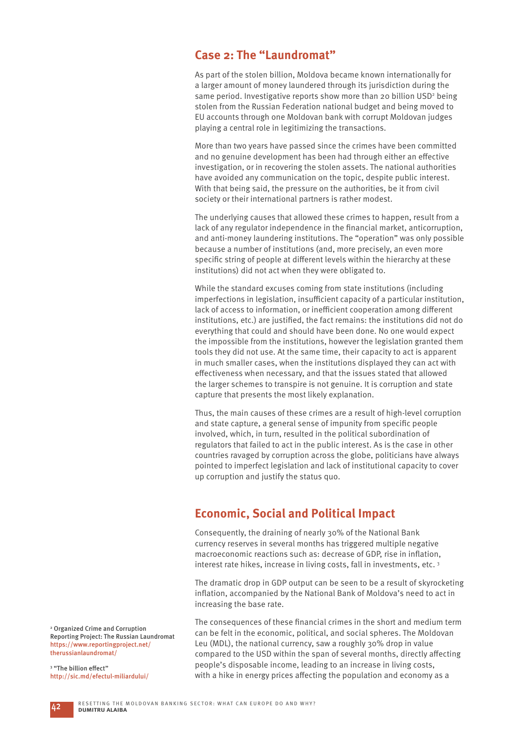## Case 2: The “Laundromat”

As part of the stolen billion, Moldova became known internationally for a larger amount of money laundered through its jurisdiction during the same period. Investigative reports show more than 20 billion USD[2] being stolen from the Russian Federation national budget and being moved to EU accounts through one Moldovan bank with corrupt Moldovan judges playing a central role in legitimizing the transactions.

More than two years have passed since the crimes have been committed and no genuine development has been had through either an effective investigation, or in recovering the stolen assets. The national authorities have avoided any communication on the topic, despite public interest. With that being said, the pressure on the authorities, be it from civil society or their international partners is rather modest.

The underlying causes that allowed these crimes to happen, result from a lack of any regulator independence in the financial market, anticorruption, and anti-money laundering institutions. The “operation” was only possible because a number of institutions (and, more precisely, an even more specific string of people at different levels within the hierarchy at these institutions) did not act when they were obligated to.

While the standard excuses coming from state institutions (including imperfections in legislation, insufficient capacity of a particular institution, lack of access to information, or inefficient cooperation among different institutions, etc.) are justified, the fact remains: the institutions did not do everything that could and should have been done. No one would expect the impossible from the institutions, however the legislation granted them tools they did not use. At the same time, their capacity to act is apparent in much smaller cases, when the institutions displayed they can act with effectiveness when necessary, and that the issues stated that allowed the larger schemes to transpire is not genuine. It is corruption and state capture that presents the most likely explanation.

Thus, the main causes of these crimes are a result of high-level corruption and state capture, a general sense of impunity from specific people involved, which, in turn, resulted in the political subordination of regulators that failed to act in the public interest. As is the case in other countries ravaged by corruption across the globe, politicians have always pointed to imperfect legislation and lack of institutional capacity to cover up corruption and justify the status quo.

## Economic, Social and Political Impact

Consequently, the draining of nearly 30% of the National Bank currency reserves in several months has triggered multiple negative macroeconomic reactions such as: decrease of GDP, rise in inflation, interest rate hikes, increase in living costs, fall in investments, etc. [3]

The dramatic drop in GDP output can be seen to be a result of skyrocketing inflation, accompanied by the National Bank of Moldova’s need to act in increasing the base rate.

The consequences of these financial crimes in the short and medium term can be felt in the economic, political, and social spheres. The Moldovan Leu (MDL), the national currency, saw a roughly 30% drop in value compared to the USD within the span of several months, directly affecting people’s disposable income, leading to an increase in living costs, with a hike in energy prices affecting the population and economy as a

[2] Organized Crime and Corruption Reporting Project: The Russian Laundromat https://www.reportingproject.net/therussianlaundromat/

[3] “The billion effect” http://sic.md/efectul-miliardului/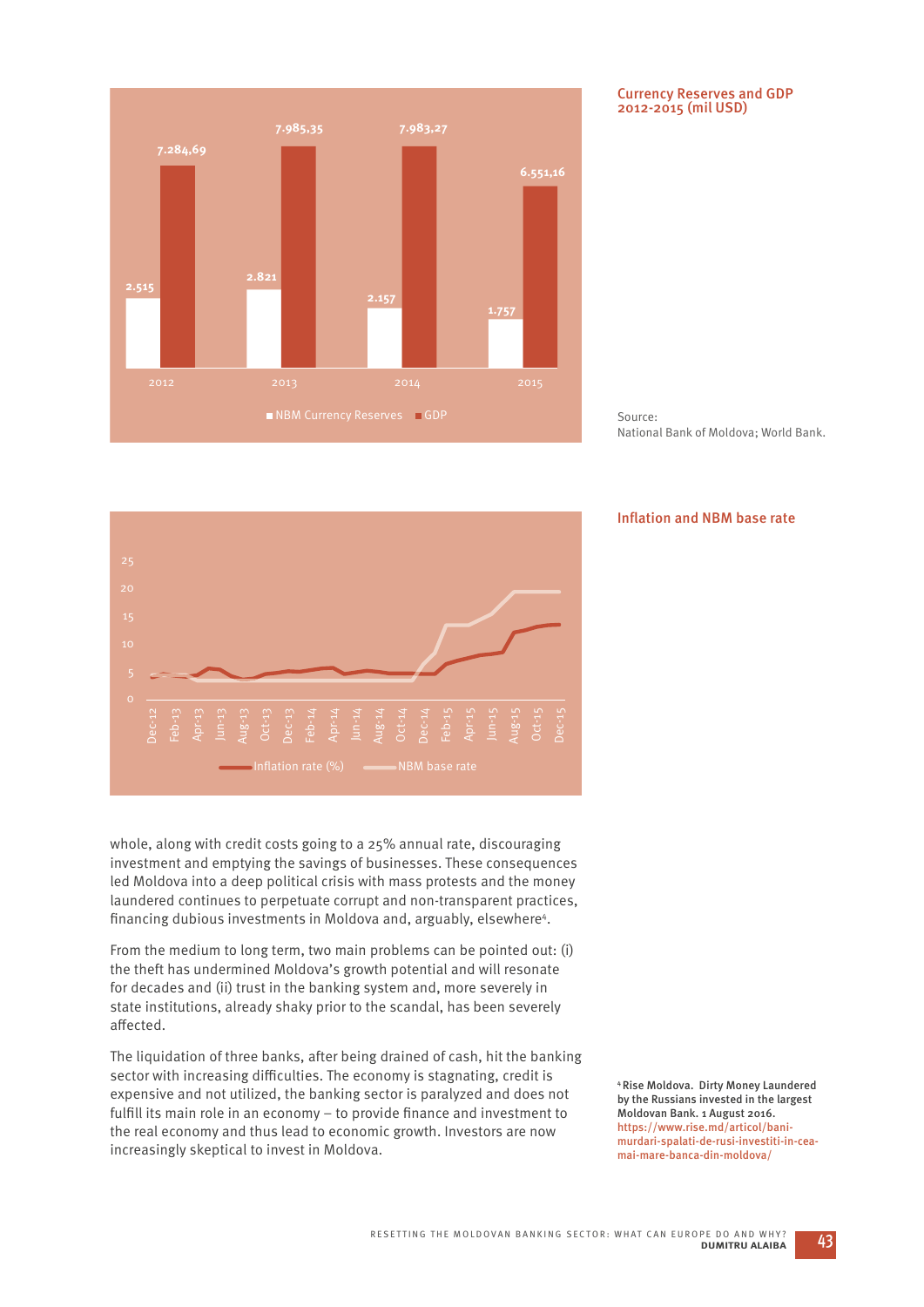**Currency Reserves and GDP 2012-2015 (mil USD)**

| Year | NBM Currency Reserves | GDP |
|---|---|---|
| 2012 | 2.515 | 7.284,69 |
| 2013 | 2.821 | 7.985,35 |
| 2014 | 2.157 | 7.983,27 |
| 2015 | 1.757 | 6.551,16 |

Source:
National Bank of Moldova; World Bank.

**Inflation and NBM base rate**

whole, along with credit costs going to a 25% annual rate, discouraging investment and emptying the savings of businesses. These consequences led Moldova into a deep political crisis with mass protests and the money laundered continues to perpetuate corrupt and non-transparent practices, financing dubious investments in Moldova and, arguably, elsewhere[4].

From the medium to long term, two main problems can be pointed out: (i) the theft has undermined Moldova's growth potential and will resonate for decades and (ii) trust in the banking system and, more severely in state institutions, already shaky prior to the scandal, has been severely affected.

The liquidation of three banks, after being drained of cash, hit the banking sector with increasing difficulties. The economy is stagnating, credit is expensive and not utilized, the banking sector is paralyzed and does not fulfill its main role in an economy – to provide finance and investment to the real economy and thus lead to economic growth. Investors are now increasingly skeptical to invest in Moldova.

[4] Rise Moldova. Dirty Money Laundered by the Russians invested in the largest Moldovan Bank. 1 August 2016. https://www.rise.md/articol/bani-murdari-spalati-de-rusi-investiti-in-cea-mai-mare-banca-din-moldova/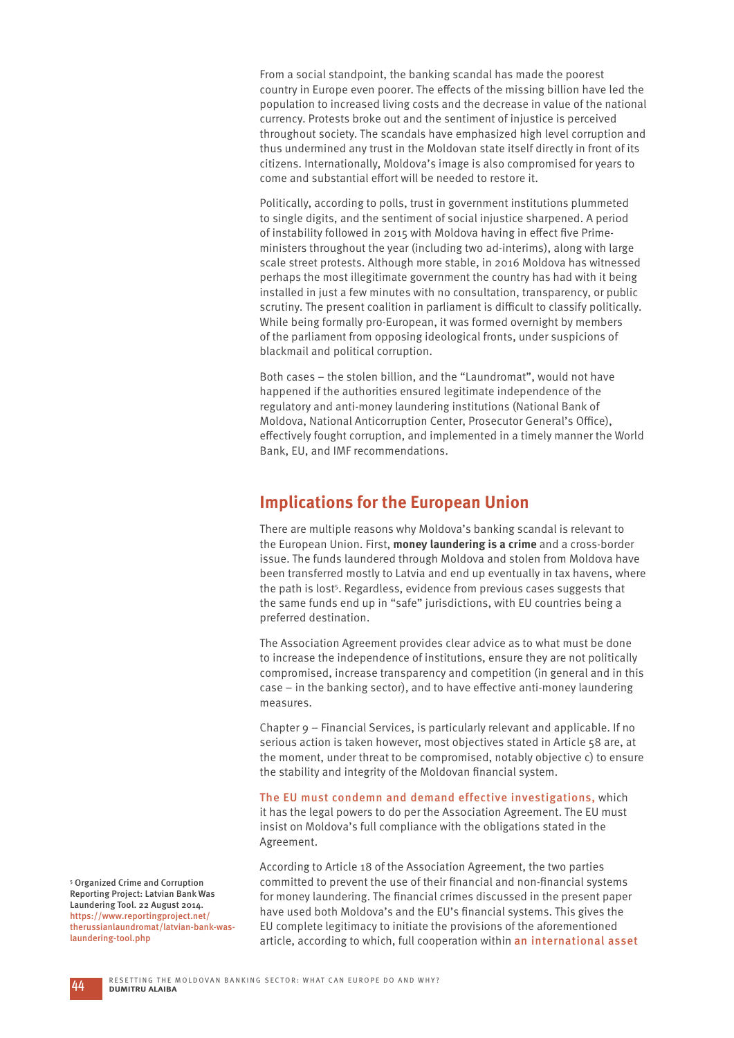From a social standpoint, the banking scandal has made the poorest country in Europe even poorer. The effects of the missing billion have led the population to increased living costs and the decrease in value of the national currency. Protests broke out and the sentiment of injustice is perceived throughout society. The scandals have emphasized high level corruption and thus undermined any trust in the Moldovan state itself directly in front of its citizens. Internationally, Moldova's image is also compromised for years to come and substantial effort will be needed to restore it.

Politically, according to polls, trust in government institutions plummeted to single digits, and the sentiment of social injustice sharpened. A period of instability followed in 2015 with Moldova having in effect five Prime-ministers throughout the year (including two ad-interims), along with large scale street protests. Although more stable, in 2016 Moldova has witnessed perhaps the most illegitimate government the country has had with it being installed in just a few minutes with no consultation, transparency, or public scrutiny. The present coalition in parliament is difficult to classify politically. While being formally pro-European, it was formed overnight by members of the parliament from opposing ideological fronts, under suspicions of blackmail and political corruption.

Both cases – the stolen billion, and the "Laundromat", would not have happened if the authorities ensured legitimate independence of the regulatory and anti-money laundering institutions (National Bank of Moldova, National Anticorruption Center, Prosecutor General's Office), effectively fought corruption, and implemented in a timely manner the World Bank, EU, and IMF recommendations.

## Implications for the European Union

There are multiple reasons why Moldova's banking scandal is relevant to the European Union. First, **money laundering is a crime** and a cross-border issue. The funds laundered through Moldova and stolen from Moldova have been transferred mostly to Latvia and end up eventually in tax havens, where the path is lost[5]. Regardless, evidence from previous cases suggests that the same funds end up in "safe" jurisdictions, with EU countries being a preferred destination.

The Association Agreement provides clear advice as to what must be done to increase the independence of institutions, ensure they are not politically compromised, increase transparency and competition (in general and in this case – in the banking sector), and to have effective anti-money laundering measures.

Chapter 9 – Financial Services, is particularly relevant and applicable. If no serious action is taken however, most objectives stated in Article 58 are, at the moment, under threat to be compromised, notably objective c) to ensure the stability and integrity of the Moldovan financial system.

The EU must condemn and demand effective investigations, which it has the legal powers to do per the Association Agreement. The EU must insist on Moldova's full compliance with the obligations stated in the Agreement.

According to Article 18 of the Association Agreement, the two parties committed to prevent the use of their financial and non-financial systems for money laundering. The financial crimes discussed in the present paper have used both Moldova's and the EU's financial systems. This gives the EU complete legitimacy to initiate the provisions of the aforementioned article, according to which, full cooperation within an international asset

[5] Organized Crime and Corruption Reporting Project: Latvian Bank Was Laundering Tool. 22 August 2014. https://www.reportingproject.net/therussianlaundromat/latvian-bank-was-laundering-tool.php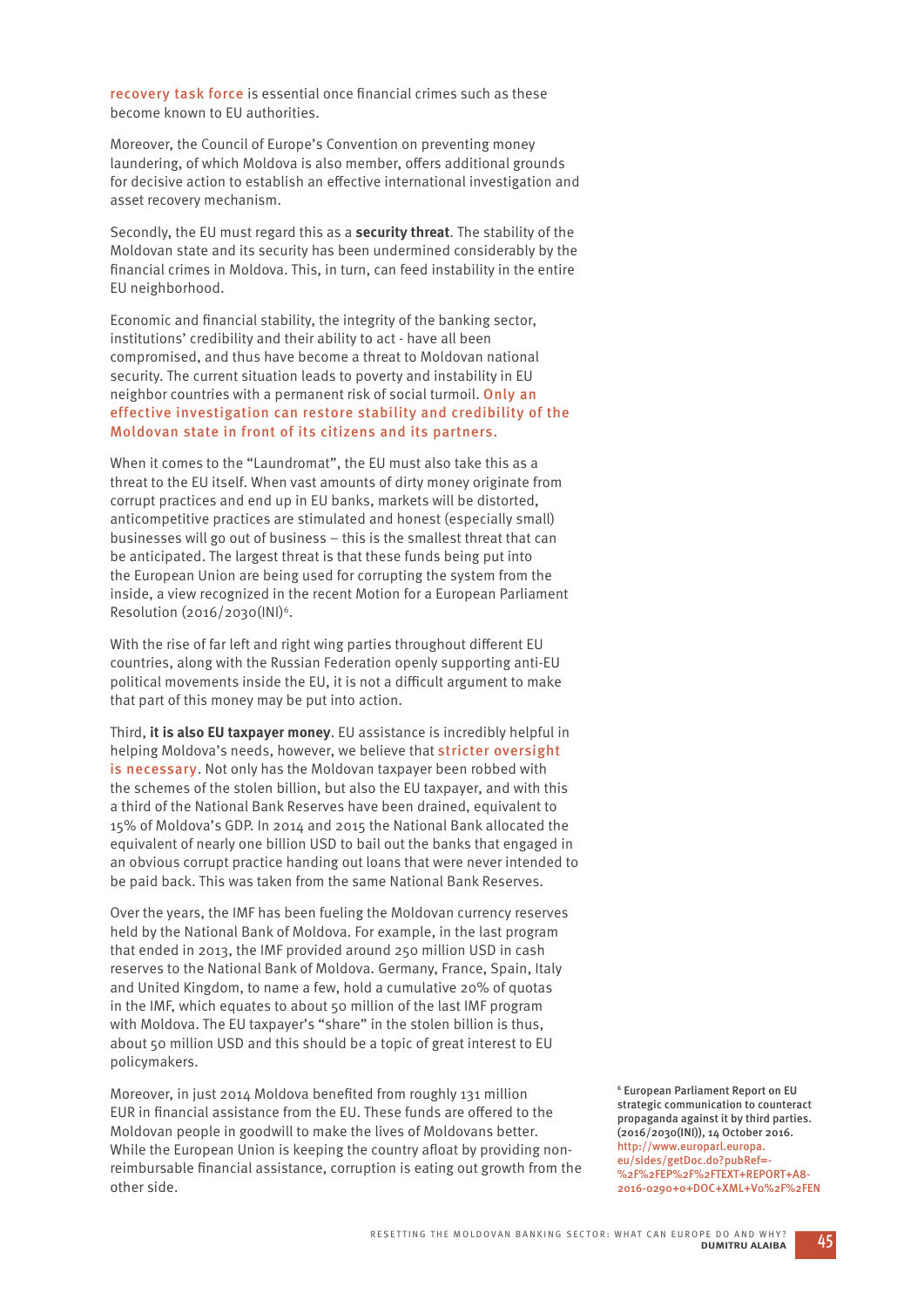recovery task force is essential once financial crimes such as these become known to EU authorities.

Moreover, the Council of Europe's Convention on preventing money laundering, of which Moldova is also member, offers additional grounds for decisive action to establish an effective international investigation and asset recovery mechanism.

Secondly, the EU must regard this as a **security threat**. The stability of the Moldovan state and its security has been undermined considerably by the financial crimes in Moldova. This, in turn, can feed instability in the entire EU neighborhood.

Economic and financial stability, the integrity of the banking sector, institutions' credibility and their ability to act - have all been compromised, and thus have become a threat to Moldovan national security. The current situation leads to poverty and instability in EU neighbor countries with a permanent risk of social turmoil. Only an effective investigation can restore stability and credibility of the Moldovan state in front of its citizens and its partners.

When it comes to the "Laundromat", the EU must also take this as a threat to the EU itself. When vast amounts of dirty money originate from corrupt practices and end up in EU banks, markets will be distorted, anticompetitive practices are stimulated and honest (especially small) businesses will go out of business – this is the smallest threat that can be anticipated. The largest threat is that these funds being put into the European Union are being used for corrupting the system from the inside, a view recognized in the recent Motion for a European Parliament Resolution (2016/2030(INI)[6].

With the rise of far left and right wing parties throughout different EU countries, along with the Russian Federation openly supporting anti-EU political movements inside the EU, it is not a difficult argument to make that part of this money may be put into action.

Third, **it is also EU taxpayer money**. EU assistance is incredibly helpful in helping Moldova's needs, however, we believe that stricter oversight is necessary. Not only has the Moldovan taxpayer been robbed with the schemes of the stolen billion, but also the EU taxpayer, and with this a third of the National Bank Reserves have been drained, equivalent to 15% of Moldova's GDP. In 2014 and 2015 the National Bank allocated the equivalent of nearly one billion USD to bail out the banks that engaged in an obvious corrupt practice handing out loans that were never intended to be paid back. This was taken from the same National Bank Reserves.

Over the years, the IMF has been fueling the Moldovan currency reserves held by the National Bank of Moldova. For example, in the last program that ended in 2013, the IMF provided around 250 million USD in cash reserves to the National Bank of Moldova. Germany, France, Spain, Italy and United Kingdom, to name a few, hold a cumulative 20% of quotas in the IMF, which equates to about 50 million of the last IMF program with Moldova. The EU taxpayer's "share" in the stolen billion is thus, about 50 million USD and this should be a topic of great interest to EU policymakers.

Moreover, in just 2014 Moldova benefited from roughly 131 million EUR in financial assistance from the EU. These funds are offered to the Moldovan people in goodwill to make the lives of Moldovans better. While the European Union is keeping the country afloat by providing non-reimbursable financial assistance, corruption is eating out growth from the other side.

[6] **European Parliament Report on EU strategic communication to counteract propaganda against it by third parties. (2016/2030(INI)), 14 October 2016.** http://www.europarl.europa.eu/sides/getDoc.do?pubRef=-%2F%2FEP%2F%2FTEXT+REPORT+A8-2016-0290+0+DOC+XML+V0%2F%2FEN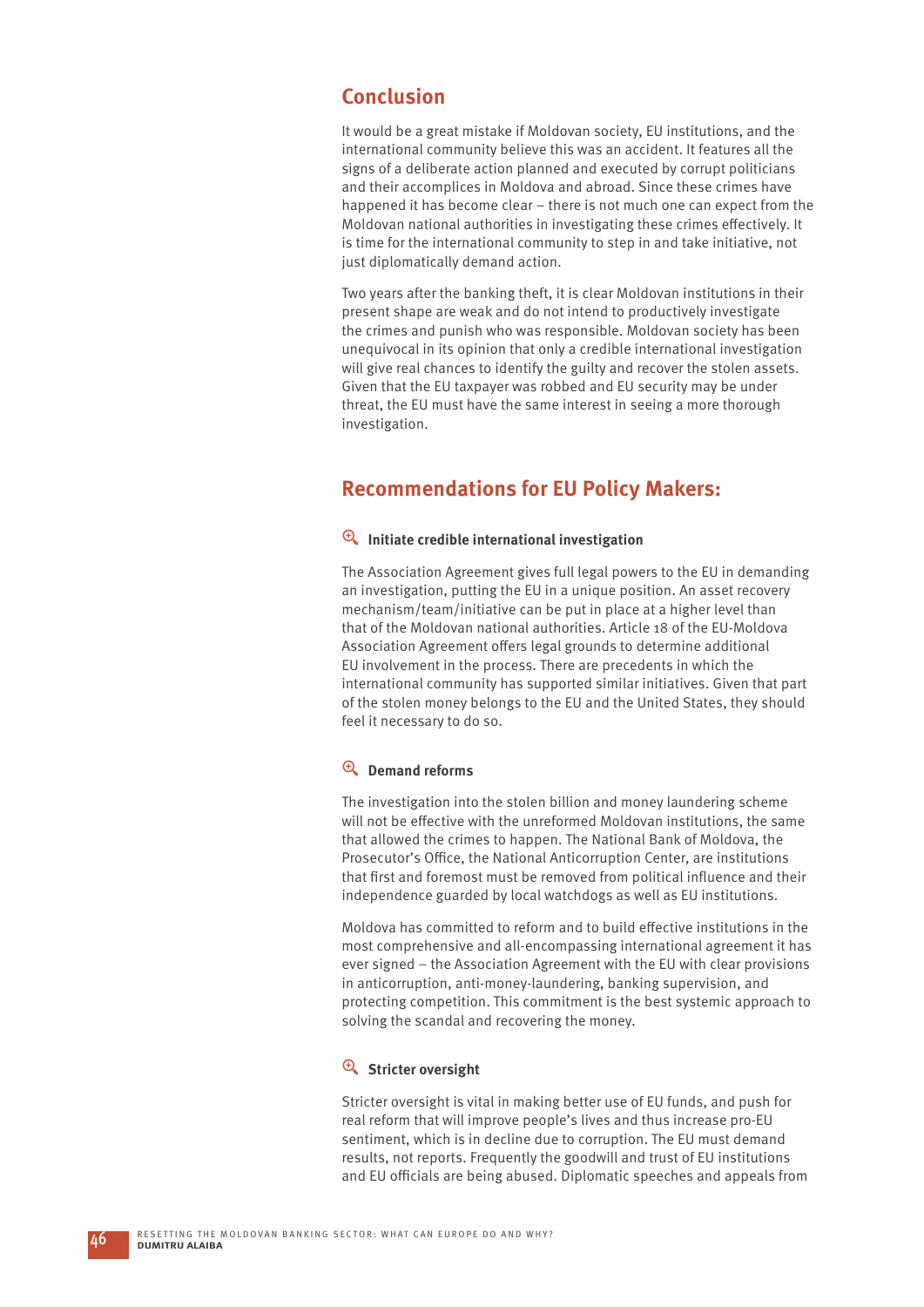## Conclusion

It would be a great mistake if Moldovan society, EU institutions, and the international community believe this was an accident. It features all the signs of a deliberate action planned and executed by corrupt politicians and their accomplices in Moldova and abroad. Since these crimes have happened it has become clear – there is not much one can expect from the Moldovan national authorities in investigating these crimes effectively. It is time for the international community to step in and take initiative, not just diplomatically demand action.

Two years after the banking theft, it is clear Moldovan institutions in their present shape are weak and do not intend to productively investigate the crimes and punish who was responsible. Moldovan society has been unequivocal in its opinion that only a credible international investigation will give real chances to identify the guilty and recover the stolen assets. Given that the EU taxpayer was robbed and EU security may be under threat, the EU must have the same interest in seeing a more thorough investigation.

## Recommendations for EU Policy Makers:

### Initiate credible international investigation

The Association Agreement gives full legal powers to the EU in demanding an investigation, putting the EU in a unique position. An asset recovery mechanism/team/initiative can be put in place at a higher level than that of the Moldovan national authorities. Article 18 of the EU-Moldova Association Agreement offers legal grounds to determine additional EU involvement in the process. There are precedents in which the international community has supported similar initiatives. Given that part of the stolen money belongs to the EU and the United States, they should feel it necessary to do so.

### Demand reforms

The investigation into the stolen billion and money laundering scheme will not be effective with the unreformed Moldovan institutions, the same that allowed the crimes to happen. The National Bank of Moldova, the Prosecutor's Office, the National Anticorruption Center, are institutions that first and foremost must be removed from political influence and their independence guarded by local watchdogs as well as EU institutions.

Moldova has committed to reform and to build effective institutions in the most comprehensive and all-encompassing international agreement it has ever signed – the Association Agreement with the EU with clear provisions in anticorruption, anti-money-laundering, banking supervision, and protecting competition. This commitment is the best systemic approach to solving the scandal and recovering the money.

### Stricter oversight

Stricter oversight is vital in making better use of EU funds, and push for real reform that will improve people's lives and thus increase pro-EU sentiment, which is in decline due to corruption. The EU must demand results, not reports. Frequently the goodwill and trust of EU institutions and EU officials are being abused. Diplomatic speeches and appeals from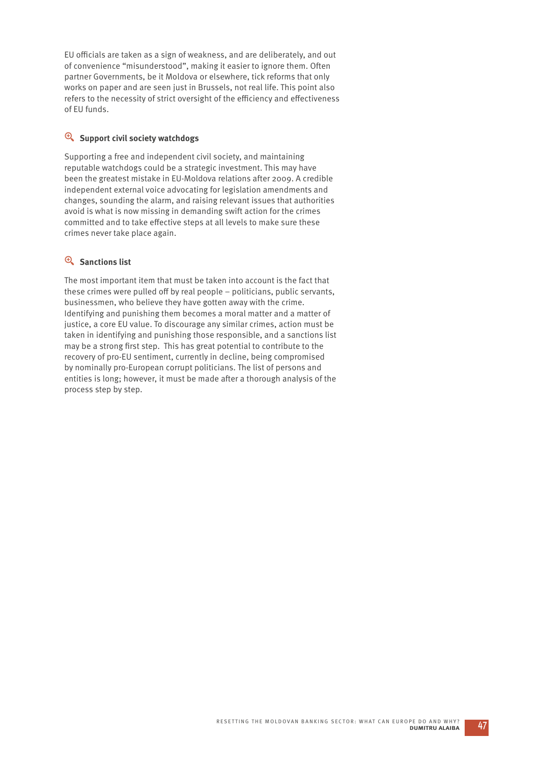EU officials are taken as a sign of weakness, and are deliberately, and out of convenience "misunderstood", making it easier to ignore them. Often partner Governments, be it Moldova or elsewhere, tick reforms that only works on paper and are seen just in Brussels, not real life. This point also refers to the necessity of strict oversight of the efficiency and effectiveness of EU funds.

### Support civil society watchdogs

Supporting a free and independent civil society, and maintaining reputable watchdogs could be a strategic investment. This may have been the greatest mistake in EU-Moldova relations after 2009. A credible independent external voice advocating for legislation amendments and changes, sounding the alarm, and raising relevant issues that authorities avoid is what is now missing in demanding swift action for the crimes committed and to take effective steps at all levels to make sure these crimes never take place again.

### Sanctions list

The most important item that must be taken into account is the fact that these crimes were pulled off by real people – politicians, public servants, businessmen, who believe they have gotten away with the crime. Identifying and punishing them becomes a moral matter and a matter of justice, a core EU value. To discourage any similar crimes, action must be taken in identifying and punishing those responsible, and a sanctions list may be a strong first step. This has great potential to contribute to the recovery of pro-EU sentiment, currently in decline, being compromised by nominally pro-European corrupt politicians. The list of persons and entities is long; however, it must be made after a thorough analysis of the process step by step.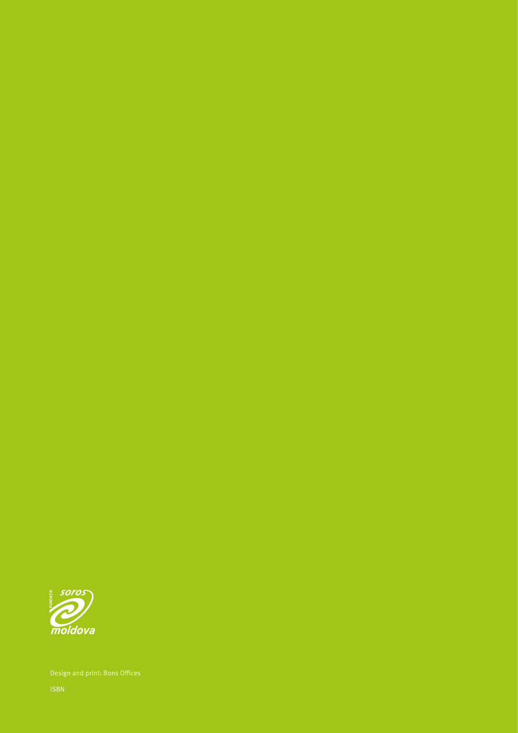Design and print: Bons Offices

ISBN